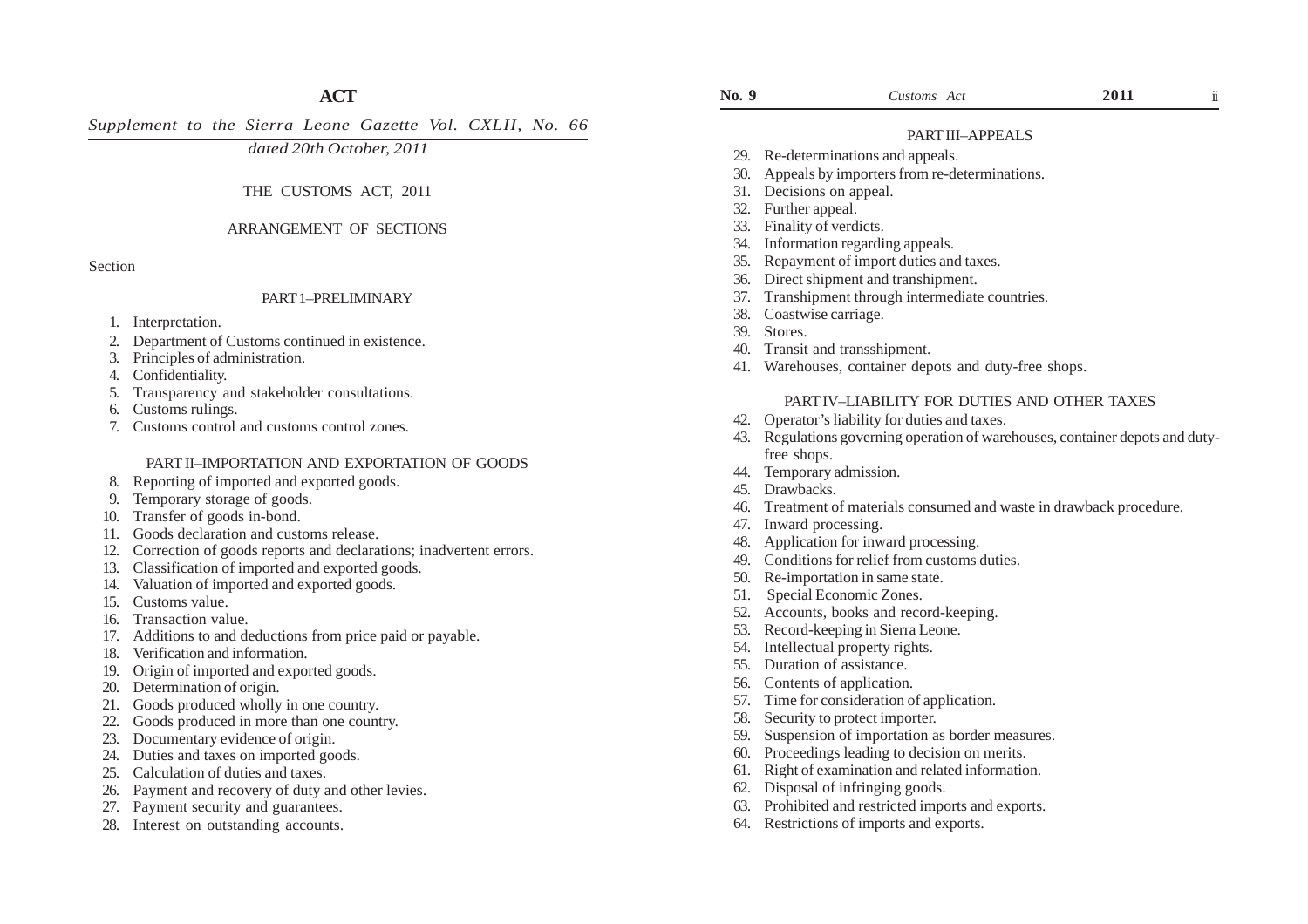# ACT

*Supplement to the Sierra Leone Gazette Vol. CXLII, No. 66*

*dated 20th October, 2011*

## THE CUSTOMS ACT, 2011

### ARRANGEMENT OF SECTIONS

Section

#### PART 1–PRELIMINARY

1. Interpretation.
2. Department of Customs continued in existence.
3. Principles of administration.
4. Confidentiality.
5. Transparency and stakeholder consultations.
6. Customs rulings.
7. Customs control and customs control zones.

#### PART II–IMPORTATION AND EXPORTATION OF GOODS

8. Reporting of imported and exported goods.
9. Temporary storage of goods.
10. Transfer of goods in-bond.
11. Goods declaration and customs release.
12. Correction of goods reports and declarations; inadvertent errors.
13. Classification of imported and exported goods.
14. Valuation of imported and exported goods.
15. Customs value.
16. Transaction value.
17. Additions to and deductions from price paid or payable.
18. Verification and information.
19. Origin of imported and exported goods.
20. Determination of origin.
21. Goods produced wholly in one country.
22. Goods produced in more than one country.
23. Documentary evidence of origin.
24. Duties and taxes on imported goods.
25. Calculation of duties and taxes.
26. Payment and recovery of duty and other levies.
27. Payment security and guarantees.
28. Interest on outstanding accounts.

#### PART III–APPEALS

29. Re-determinations and appeals.
30. Appeals by importers from re-determinations.
31. Decisions on appeal.
32. Further appeal.
33. Finality of verdicts.
34. Information regarding appeals.
35. Repayment of import duties and taxes.
36. Direct shipment and transhipment.
37. Transhipment through intermediate countries.
38. Coastwise carriage.
39. Stores.
40. Transit and transshipment.
41. Warehouses, container depots and duty-free shops.

#### PART IV–LIABILITY FOR DUTIES AND OTHER TAXES

42. Operator's liability for duties and taxes.
43. Regulations governing operation of warehouses, container depots and duty-free shops.
44. Temporary admission.
45. Drawbacks.
46. Treatment of materials consumed and waste in drawback procedure.
47. Inward processing.
48. Application for inward processing.
49. Conditions for relief from customs duties.
50. Re-importation in same state.
51. Special Economic Zones.
52. Accounts, books and record-keeping.
53. Record-keeping in Sierra Leone.
54. Intellectual property rights.
55. Duration of assistance.
56. Contents of application.
57. Time for consideration of application.
58. Security to protect importer.
59. Suspension of importation as border measures.
60. Proceedings leading to decision on merits.
61. Right of examination and related information.
62. Disposal of infringing goods.
63. Prohibited and restricted imports and exports.
64. Restrictions of imports and exports.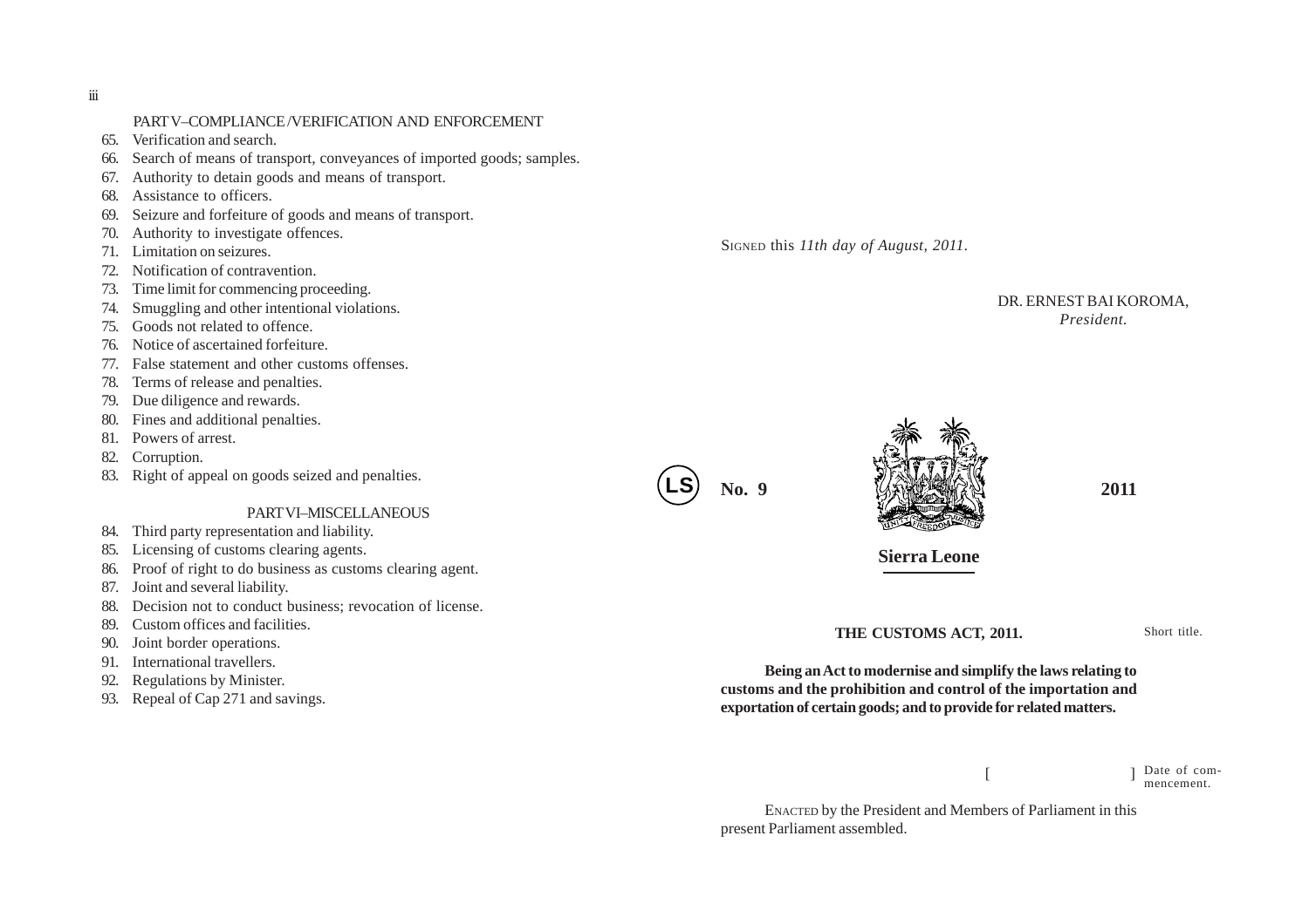PART V–COMPLIANCE /VERIFICATION AND ENFORCEMENT

65. Verification and search.
66. Search of means of transport, conveyances of imported goods; samples.
67. Authority to detain goods and means of transport.
68. Assistance to officers.
69. Seizure and forfeiture of goods and means of transport.
70. Authority to investigate offences.
71. Limitation on seizures.
72. Notification of contravention.
73. Time limit for commencing proceeding.
74. Smuggling and other intentional violations.
75. Goods not related to offence.
76. Notice of ascertained forfeiture.
77. False statement and other customs offenses.
78. Terms of release and penalties.
79. Due diligence and rewards.
80. Fines and additional penalties.
81. Powers of arrest.
82. Corruption.
83. Right of appeal on goods seized and penalties.

PART VI–MISCELLANEOUS

84. Third party representation and liability.
85. Licensing of customs clearing agents.
86. Proof of right to do business as customs clearing agent.
87. Joint and several liability.
88. Decision not to conduct business; revocation of license.
89. Custom offices and facilities.
90. Joint border operations.
91. International travellers.
92. Regulations by Minister.
93. Repeal of Cap 271 and savings.

SIGNED this *11th day of August, 2011.*

DR. ERNEST BAI KOROMA,
*President.*

LS

**No. 9** **2011**

**Sierra Leone**

**THE CUSTOMS ACT, 2011.**

Short title.

**Being an Act to modernise and simplify the laws relating to customs and the prohibition and control of the importation and exportation of certain goods; and to provide for related matters.**

[ ] Date of commencement.

ENACTED by the President and Members of Parliament in this present Parliament assembled.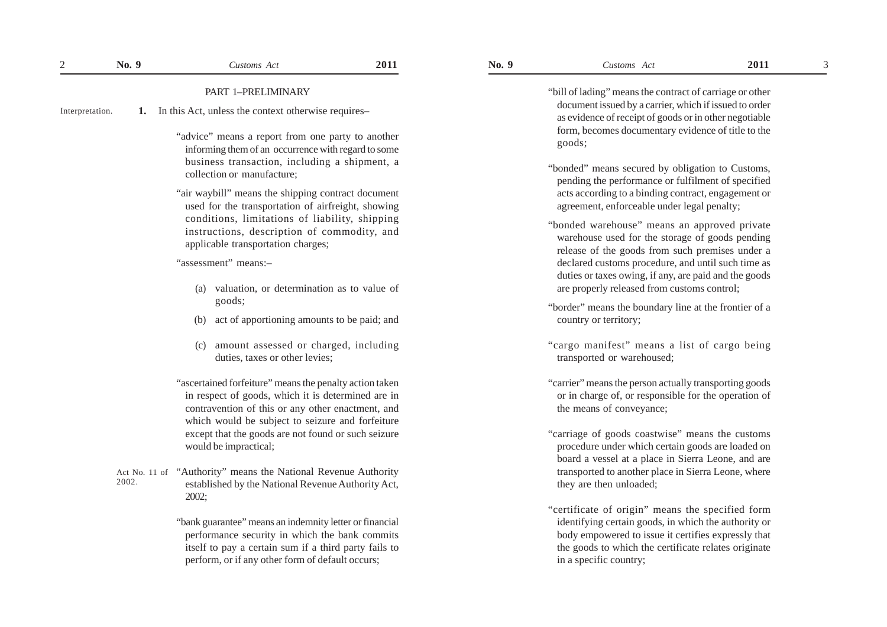## PART 1–PRELIMINARY

Interpretation.

**1.** In this Act, unless the context otherwise requires–

"advice" means a report from one party to another informing them of an occurrence with regard to some business transaction, including a shipment, a collection or manufacture;

"air waybill" means the shipping contract document used for the transportation of airfreight, showing conditions, limitations of liability, shipping instructions, description of commodity, and applicable transportation charges;

"assessment" means:–

(a) valuation, or determination as to value of goods;

(b) act of apportioning amounts to be paid; and

(c) amount assessed or charged, including duties, taxes or other levies;

"ascertained forfeiture" means the penalty action taken in respect of goods, which it is determined are in contravention of this or any other enactment, and which would be subject to seizure and forfeiture except that the goods are not found or such seizure would be impractical;

Act No. 11 of 2002.

"Authority" means the National Revenue Authority established by the National Revenue Authority Act, 2002;

"bank guarantee" means an indemnity letter or financial performance security in which the bank commits itself to pay a certain sum if a third party fails to perform, or if any other form of default occurs;

"bill of lading" means the contract of carriage or other document issued by a carrier, which if issued to order as evidence of receipt of goods or in other negotiable form, becomes documentary evidence of title to the goods;

"bonded" means secured by obligation to Customs, pending the performance or fulfilment of specified acts according to a binding contract, engagement or agreement, enforceable under legal penalty;

"bonded warehouse" means an approved private warehouse used for the storage of goods pending release of the goods from such premises under a declared customs procedure, and until such time as duties or taxes owing, if any, are paid and the goods are properly released from customs control;

"border" means the boundary line at the frontier of a country or territory;

"cargo manifest" means a list of cargo being transported or warehoused;

"carrier" means the person actually transporting goods or in charge of, or responsible for the operation of the means of conveyance;

"carriage of goods coastwise" means the customs procedure under which certain goods are loaded on board a vessel at a place in Sierra Leone, and are transported to another place in Sierra Leone, where they are then unloaded;

"certificate of origin" means the specified form identifying certain goods, in which the authority or body empowered to issue it certifies expressly that the goods to which the certificate relates originate in a specific country;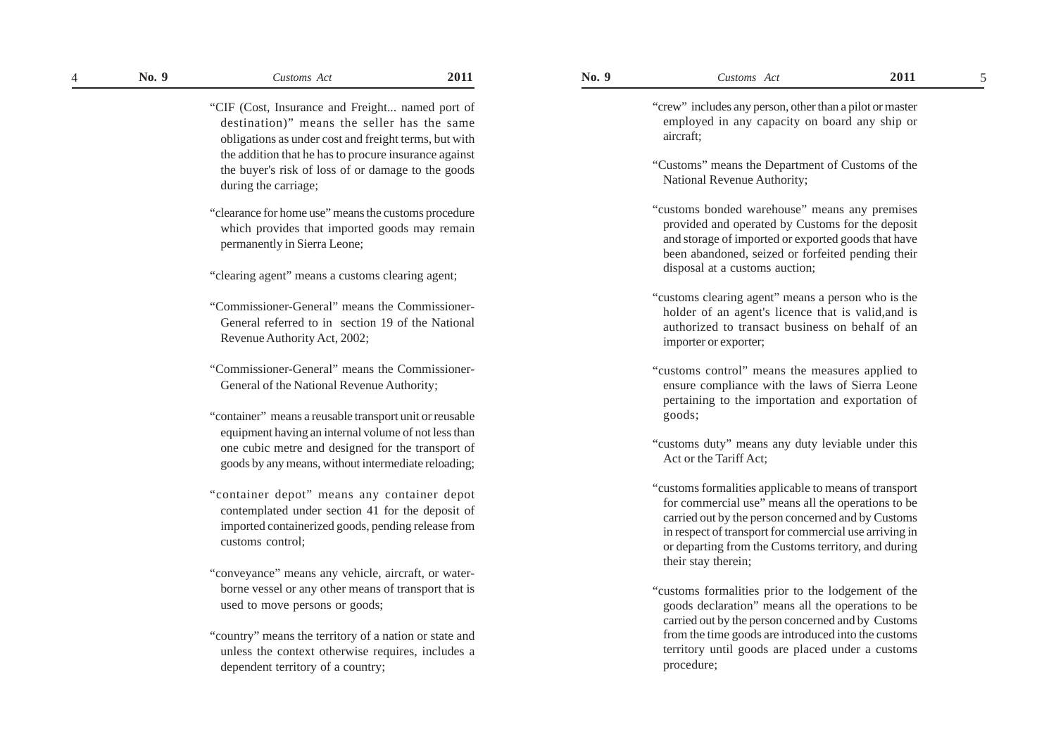"CIF (Cost, Insurance and Freight... named port of destination)" means the seller has the same obligations as under cost and freight terms, but with the addition that he has to procure insurance against the buyer's risk of loss of or damage to the goods during the carriage;

"clearance for home use" means the customs procedure which provides that imported goods may remain permanently in Sierra Leone;

"clearing agent" means a customs clearing agent;

"Commissioner-General" means the Commissioner-General referred to in section 19 of the National Revenue Authority Act, 2002;

"Commissioner-General" means the Commissioner-General of the National Revenue Authority;

"container" means a reusable transport unit or reusable equipment having an internal volume of not less than one cubic metre and designed for the transport of goods by any means, without intermediate reloading;

"container depot" means any container depot contemplated under section 41 for the deposit of imported containerized goods, pending release from customs control;

"conveyance" means any vehicle, aircraft, or water-borne vessel or any other means of transport that is used to move persons or goods;

"country" means the territory of a nation or state and unless the context otherwise requires, includes a dependent territory of a country;

"crew" includes any person, other than a pilot or master employed in any capacity on board any ship or aircraft;

"Customs" means the Department of Customs of the National Revenue Authority;

"customs bonded warehouse" means any premises provided and operated by Customs for the deposit and storage of imported or exported goods that have been abandoned, seized or forfeited pending their disposal at a customs auction;

"customs clearing agent" means a person who is the holder of an agent's licence that is valid,and is authorized to transact business on behalf of an importer or exporter;

"customs control" means the measures applied to ensure compliance with the laws of Sierra Leone pertaining to the importation and exportation of goods;

"customs duty" means any duty leviable under this Act or the Tariff Act;

"customs formalities applicable to means of transport for commercial use" means all the operations to be carried out by the person concerned and by Customs in respect of transport for commercial use arriving in or departing from the Customs territory, and during their stay therein;

"customs formalities prior to the lodgement of the goods declaration" means all the operations to be carried out by the person concerned and by Customs from the time goods are introduced into the customs territory until goods are placed under a customs procedure;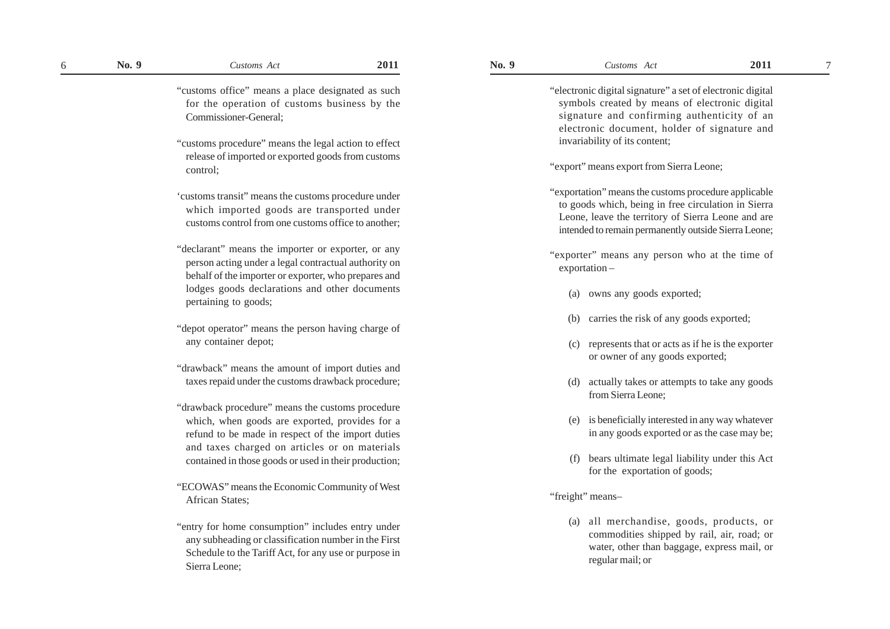"customs office" means a place designated as such for the operation of customs business by the Commissioner-General;

"customs procedure" means the legal action to effect release of imported or exported goods from customs control;

'customs transit" means the customs procedure under which imported goods are transported under customs control from one customs office to another;

"declarant" means the importer or exporter, or any person acting under a legal contractual authority on behalf of the importer or exporter, who prepares and lodges goods declarations and other documents pertaining to goods;

"depot operator" means the person having charge of any container depot;

"drawback" means the amount of import duties and taxes repaid under the customs drawback procedure;

"drawback procedure" means the customs procedure which, when goods are exported, provides for a refund to be made in respect of the import duties and taxes charged on articles or on materials contained in those goods or used in their production;

"ECOWAS" means the Economic Community of West African States;

"entry for home consumption" includes entry under any subheading or classification number in the First Schedule to the Tariff Act, for any use or purpose in Sierra Leone;

"electronic digital signature" a set of electronic digital symbols created by means of electronic digital signature and confirming authenticity of an electronic document, holder of signature and invariability of its content;

"export" means export from Sierra Leone;

"exportation" means the customs procedure applicable to goods which, being in free circulation in Sierra Leone, leave the territory of Sierra Leone and are intended to remain permanently outside Sierra Leone;

"exporter" means any person who at the time of exportation –

(a) owns any goods exported;

(b) carries the risk of any goods exported;

(c) represents that or acts as if he is the exporter or owner of any goods exported;

(d) actually takes or attempts to take any goods from Sierra Leone;

(e) is beneficially interested in any way whatever in any goods exported or as the case may be;

(f) bears ultimate legal liability under this Act for the exportation of goods;

"freight" means–

(a) all merchandise, goods, products, or commodities shipped by rail, air, road; or water, other than baggage, express mail, or regular mail; or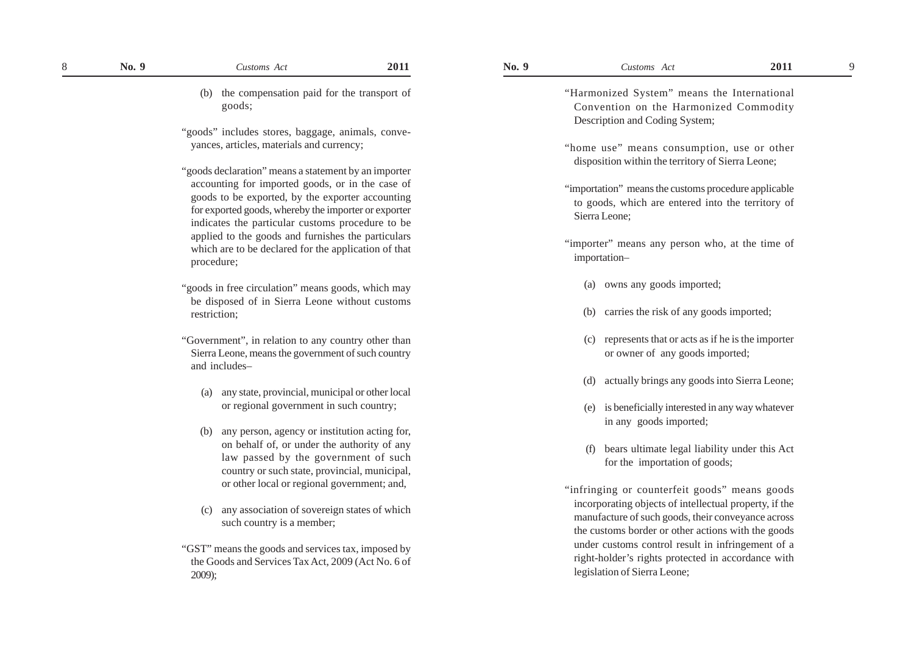(b) the compensation paid for the transport of goods;

"goods" includes stores, baggage, animals, conveyances, articles, materials and currency;

"goods declaration" means a statement by an importer accounting for imported goods, or in the case of goods to be exported, by the exporter accounting for exported goods, whereby the importer or exporter indicates the particular customs procedure to be applied to the goods and furnishes the particulars which are to be declared for the application of that procedure;

"goods in free circulation" means goods, which may be disposed of in Sierra Leone without customs restriction;

"Government", in relation to any country other than Sierra Leone, means the government of such country and includes–

(a) any state, provincial, municipal or other local or regional government in such country;

(b) any person, agency or institution acting for, on behalf of, or under the authority of any law passed by the government of such country or such state, provincial, municipal, or other local or regional government; and,

(c) any association of sovereign states of which such country is a member;

"GST" means the goods and services tax, imposed by the Goods and Services Tax Act, 2009 (Act No. 6 of 2009);

"Harmonized System" means the International Convention on the Harmonized Commodity Description and Coding System;

"home use" means consumption, use or other disposition within the territory of Sierra Leone;

"importation" means the customs procedure applicable to goods, which are entered into the territory of Sierra Leone;

"importer" means any person who, at the time of importation–

(a) owns any goods imported;

(b) carries the risk of any goods imported;

(c) represents that or acts as if he is the importer or owner of any goods imported;

(d) actually brings any goods into Sierra Leone;

(e) is beneficially interested in any way whatever in any goods imported;

(f) bears ultimate legal liability under this Act for the importation of goods;

"infringing or counterfeit goods" means goods incorporating objects of intellectual property, if the manufacture of such goods, their conveyance across the customs border or other actions with the goods under customs control result in infringement of a right-holder's rights protected in accordance with legislation of Sierra Leone;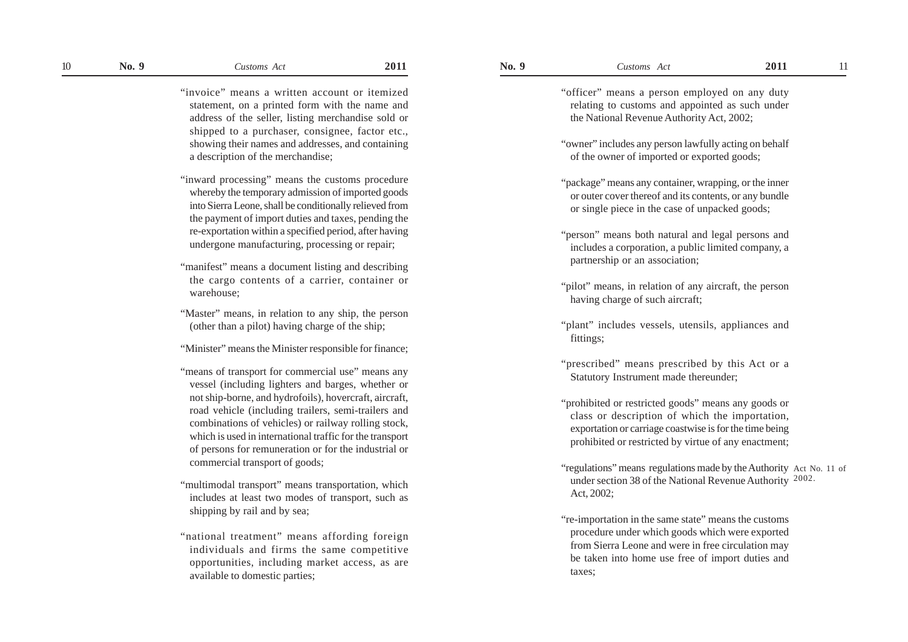"invoice" means a written account or itemized statement, on a printed form with the name and address of the seller, listing merchandise sold or shipped to a purchaser, consignee, factor etc., showing their names and addresses, and containing a description of the merchandise;

"inward processing" means the customs procedure whereby the temporary admission of imported goods into Sierra Leone, shall be conditionally relieved from the payment of import duties and taxes, pending the re-exportation within a specified period, after having undergone manufacturing, processing or repair;

"manifest" means a document listing and describing the cargo contents of a carrier, container or warehouse;

"Master" means, in relation to any ship, the person (other than a pilot) having charge of the ship;

"Minister" means the Minister responsible for finance;

"means of transport for commercial use" means any vessel (including lighters and barges, whether or not ship-borne, and hydrofoils), hovercraft, aircraft, road vehicle (including trailers, semi-trailers and combinations of vehicles) or railway rolling stock, which is used in international traffic for the transport of persons for remuneration or for the industrial or commercial transport of goods;

"multimodal transport" means transportation, which includes at least two modes of transport, such as shipping by rail and by sea;

"national treatment" means affording foreign individuals and firms the same competitive opportunities, including market access, as are available to domestic parties;

"officer" means a person employed on any duty relating to customs and appointed as such under the National Revenue Authority Act, 2002;

"owner" includes any person lawfully acting on behalf of the owner of imported or exported goods;

"package" means any container, wrapping, or the inner or outer cover thereof and its contents, or any bundle or single piece in the case of unpacked goods;

"person" means both natural and legal persons and includes a corporation, a public limited company, a partnership or an association;

"pilot" means, in relation of any aircraft, the person having charge of such aircraft;

"plant" includes vessels, utensils, appliances and fittings;

"prescribed" means prescribed by this Act or a Statutory Instrument made thereunder;

"prohibited or restricted goods" means any goods or class or description of which the importation, exportation or carriage coastwise is for the time being prohibited or restricted by virtue of any enactment;

"regulations" means regulations made by the Authority under section 38 of the National Revenue Authority Act, 2002;

Act No. 11 of 2002.

"re-importation in the same state" means the customs procedure under which goods which were exported from Sierra Leone and were in free circulation may be taken into home use free of import duties and taxes;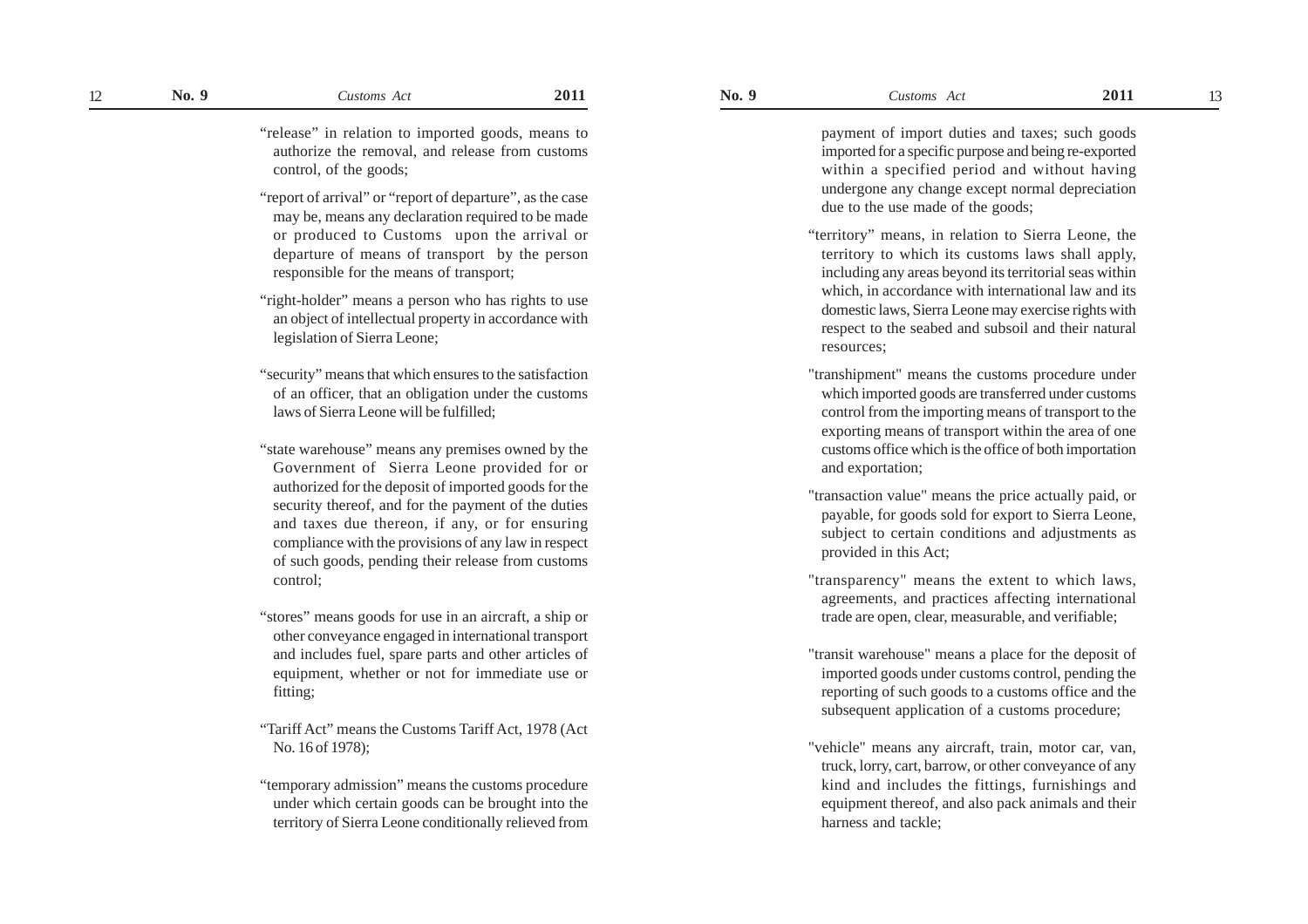"release" in relation to imported goods, means to authorize the removal, and release from customs control, of the goods;

"report of arrival" or "report of departure", as the case may be, means any declaration required to be made or produced to Customs upon the arrival or departure of means of transport by the person responsible for the means of transport;

"right-holder" means a person who has rights to use an object of intellectual property in accordance with legislation of Sierra Leone;

"security" means that which ensures to the satisfaction of an officer, that an obligation under the customs laws of Sierra Leone will be fulfilled;

"state warehouse" means any premises owned by the Government of Sierra Leone provided for or authorized for the deposit of imported goods for the security thereof, and for the payment of the duties and taxes due thereon, if any, or for ensuring compliance with the provisions of any law in respect of such goods, pending their release from customs control;

"stores" means goods for use in an aircraft, a ship or other conveyance engaged in international transport and includes fuel, spare parts and other articles of equipment, whether or not for immediate use or fitting;

"Tariff Act" means the Customs Tariff Act, 1978 (Act No. 16 of 1978);

"temporary admission" means the customs procedure under which certain goods can be brought into the territory of Sierra Leone conditionally relieved from payment of import duties and taxes; such goods imported for a specific purpose and being re-exported within a specified period and without having undergone any change except normal depreciation due to the use made of the goods;

"territory" means, in relation to Sierra Leone, the territory to which its customs laws shall apply, including any areas beyond its territorial seas within which, in accordance with international law and its domestic laws, Sierra Leone may exercise rights with respect to the seabed and subsoil and their natural resources;

"transhipment" means the customs procedure under which imported goods are transferred under customs control from the importing means of transport to the exporting means of transport within the area of one customs office which is the office of both importation and exportation;

"transaction value" means the price actually paid, or payable, for goods sold for export to Sierra Leone, subject to certain conditions and adjustments as provided in this Act;

"transparency" means the extent to which laws, agreements, and practices affecting international trade are open, clear, measurable, and verifiable;

"transit warehouse" means a place for the deposit of imported goods under customs control, pending the reporting of such goods to a customs office and the subsequent application of a customs procedure;

"vehicle" means any aircraft, train, motor car, van, truck, lorry, cart, barrow, or other conveyance of any kind and includes the fittings, furnishings and equipment thereof, and also pack animals and their harness and tackle;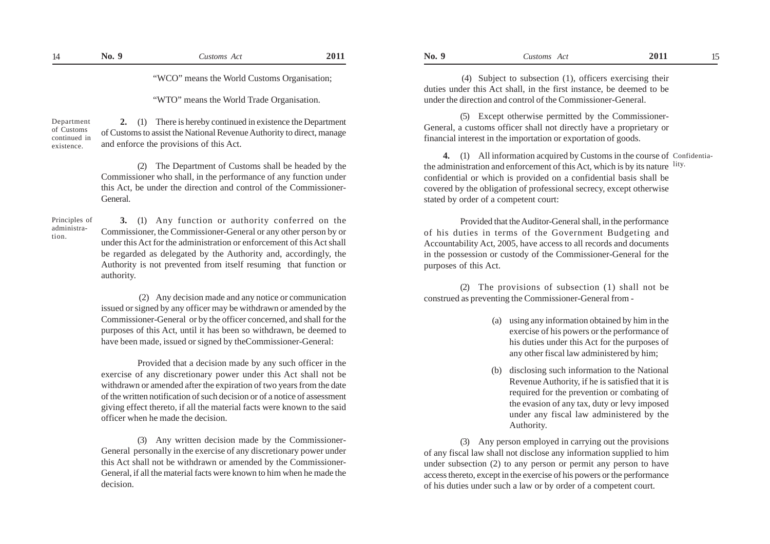"WCO" means the World Customs Organisation;

"WTO" means the World Trade Organisation.

Department of Customs continued in existence.

**2.** (1) There is hereby continued in existence the Department of Customs to assist the National Revenue Authority to direct, manage and enforce the provisions of this Act.

(2) The Department of Customs shall be headed by the Commissioner who shall, in the performance of any function under this Act, be under the direction and control of the Commissioner-General.

Principles of administration.

**3.** (1) Any function or authority conferred on the Commissioner, the Commissioner-General or any other person by or under this Act for the administration or enforcement of this Act shall be regarded as delegated by the Authority and, accordingly, the Authority is not prevented from itself resuming that function or authority.

(2) Any decision made and any notice or communication issued or signed by any officer may be withdrawn or amended by the Commissioner-General or by the officer concerned, and shall for the purposes of this Act, until it has been so withdrawn, be deemed to have been made, issued or signed by theCommissioner-General:

Provided that a decision made by any such officer in the exercise of any discretionary power under this Act shall not be withdrawn or amended after the expiration of two years from the date of the written notification of such decision or of a notice of assessment giving effect thereto, if all the material facts were known to the said officer when he made the decision.

(3) Any written decision made by the Commissioner-General personally in the exercise of any discretionary power under this Act shall not be withdrawn or amended by the Commissioner-General, if all the material facts were known to him when he made the decision.

(4) Subject to subsection (1), officers exercising their duties under this Act shall, in the first instance, be deemed to be under the direction and control of the Commissioner-General.

(5) Except otherwise permitted by the Commissioner-General, a customs officer shall not directly have a proprietary or financial interest in the importation or exportation of goods.

Confidentiality.

**4.** (1) All information acquired by Customs in the course of the administration and enforcement of this Act, which is by its nature confidential or which is provided on a confidential basis shall be covered by the obligation of professional secrecy, except otherwise stated by order of a competent court:

Provided that the Auditor-General shall, in the performance of his duties in terms of the Government Budgeting and Accountability Act, 2005, have access to all records and documents in the possession or custody of the Commissioner-General for the purposes of this Act.

(2) The provisions of subsection (1) shall not be construed as preventing the Commissioner-General from -

(a) using any information obtained by him in the exercise of his powers or the performance of his duties under this Act for the purposes of any other fiscal law administered by him;

(b) disclosing such information to the National Revenue Authority, if he is satisfied that it is required for the prevention or combating of the evasion of any tax, duty or levy imposed under any fiscal law administered by the Authority.

(3) Any person employed in carrying out the provisions of any fiscal law shall not disclose any information supplied to him under subsection (2) to any person or permit any person to have access thereto, except in the exercise of his powers or the performance of his duties under such a law or by order of a competent court.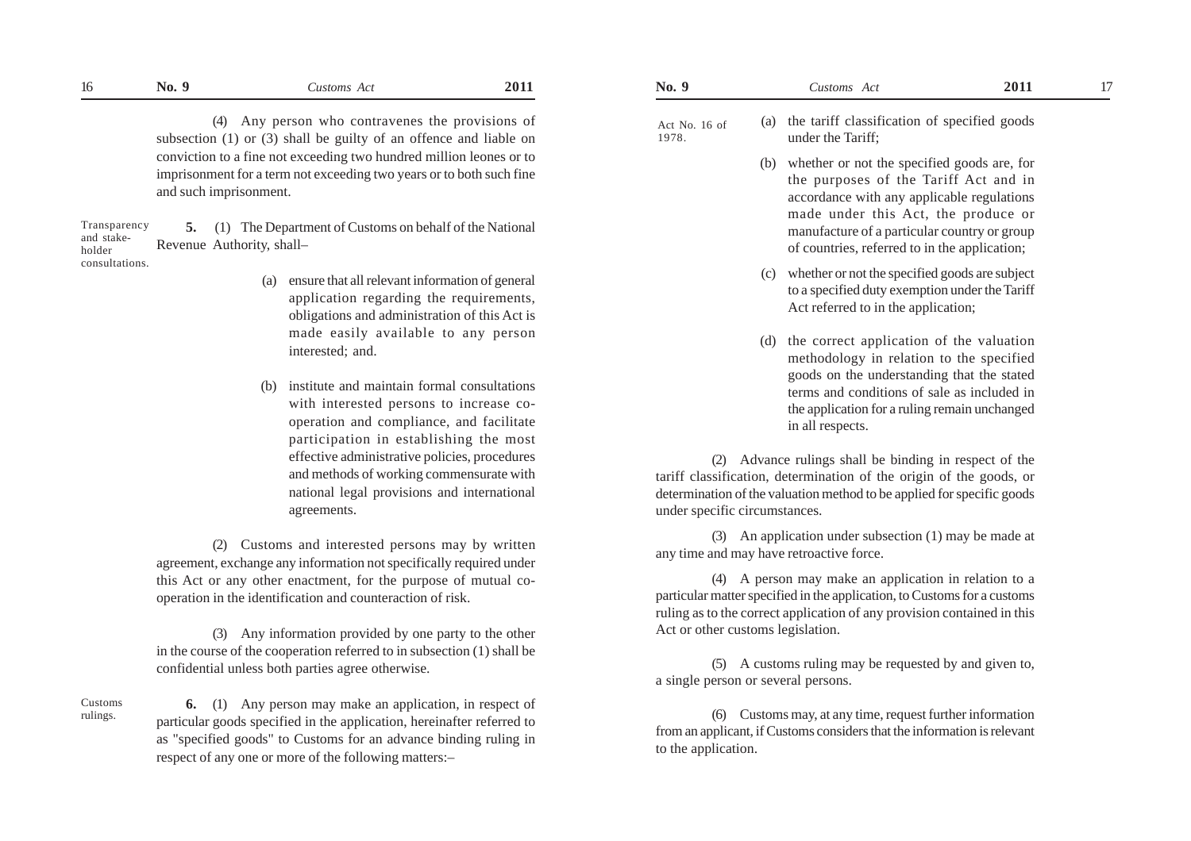(4) Any person who contravenes the provisions of subsection (1) or (3) shall be guilty of an offence and liable on conviction to a fine not exceeding two hundred million leones or to imprisonment for a term not exceeding two years or to both such fine and such imprisonment.

Transparency and stake-holder consultations.

**5.** (1) The Department of Customs on behalf of the National Revenue Authority, shall–

(a) ensure that all relevant information of general application regarding the requirements, obligations and administration of this Act is made easily available to any person interested; and.

(b) institute and maintain formal consultations with interested persons to increase co-operation and compliance, and facilitate participation in establishing the most effective administrative policies, procedures and methods of working commensurate with national legal provisions and international agreements.

(2) Customs and interested persons may by written agreement, exchange any information not specifically required under this Act or any other enactment, for the purpose of mutual co-operation in the identification and counteraction of risk.

(3) Any information provided by one party to the other in the course of the cooperation referred to in subsection (1) shall be confidential unless both parties agree otherwise.

Customs rulings.

**6.** (1) Any person may make an application, in respect of particular goods specified in the application, hereinafter referred to as "specified goods" to Customs for an advance binding ruling in respect of any one or more of the following matters:–

Act No. 16 of 1978.

(a) the tariff classification of specified goods under the Tariff;

(b) whether or not the specified goods are, for the purposes of the Tariff Act and in accordance with any applicable regulations made under this Act, the produce or manufacture of a particular country or group of countries, referred to in the application;

(c) whether or not the specified goods are subject to a specified duty exemption under the Tariff Act referred to in the application;

(d) the correct application of the valuation methodology in relation to the specified goods on the understanding that the stated terms and conditions of sale as included in the application for a ruling remain unchanged in all respects.

(2) Advance rulings shall be binding in respect of the tariff classification, determination of the origin of the goods, or determination of the valuation method to be applied for specific goods under specific circumstances.

(3) An application under subsection (1) may be made at any time and may have retroactive force.

(4) A person may make an application in relation to a particular matter specified in the application, to Customs for a customs ruling as to the correct application of any provision contained in this Act or other customs legislation.

(5) A customs ruling may be requested by and given to, a single person or several persons.

(6) Customs may, at any time, request further information from an applicant, if Customs considers that the information is relevant to the application.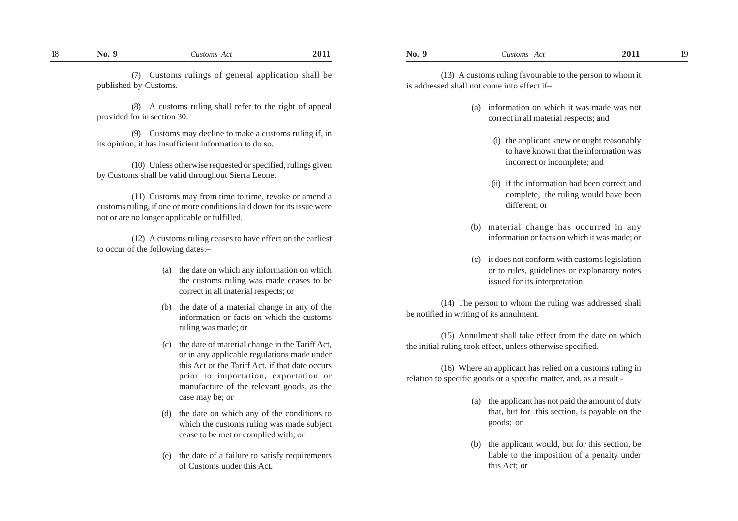(7) Customs rulings of general application shall be published by Customs.

(8) A customs ruling shall refer to the right of appeal provided for in section 30.

(9) Customs may decline to make a customs ruling if, in its opinion, it has insufficient information to do so.

(10) Unless otherwise requested or specified, rulings given by Customs shall be valid throughout Sierra Leone.

(11) Customs may from time to time, revoke or amend a customs ruling, if one or more conditions laid down for its issue were not or are no longer applicable or fulfilled.

(12) A customs ruling ceases to have effect on the earliest to occur of the following dates:–

(a) the date on which any information on which the customs ruling was made ceases to be correct in all material respects; or

(b) the date of a material change in any of the information or facts on which the customs ruling was made; or

(c) the date of material change in the Tariff Act, or in any applicable regulations made under this Act or the Tariff Act, if that date occurs prior to importation, exportation or manufacture of the relevant goods, as the case may be; or

(d) the date on which any of the conditions to which the customs ruling was made subject cease to be met or complied with; or

(e) the date of a failure to satisfy requirements of Customs under this Act.

(13) A customs ruling favourable to the person to whom it is addressed shall not come into effect if–

(a) information on which it was made was not correct in all material respects; and

(i) the applicant knew or ought reasonably to have known that the information was incorrect or incomplete; and

(ii) if the information had been correct and complete, the ruling would have been different; or

(b) material change has occurred in any information or facts on which it was made; or

(c) it does not conform with customs legislation or to rules, guidelines or explanatory notes issued for its interpretation.

(14) The person to whom the ruling was addressed shall be notified in writing of its annulment.

(15) Annulment shall take effect from the date on which the initial ruling took effect, unless otherwise specified.

(16) Where an applicant has relied on a customs ruling in relation to specific goods or a specific matter, and, as a result -

(a) the applicant has not paid the amount of duty that, but for this section, is payable on the goods; or

(b) the applicant would, but for this section, be liable to the imposition of a penalty under this Act; or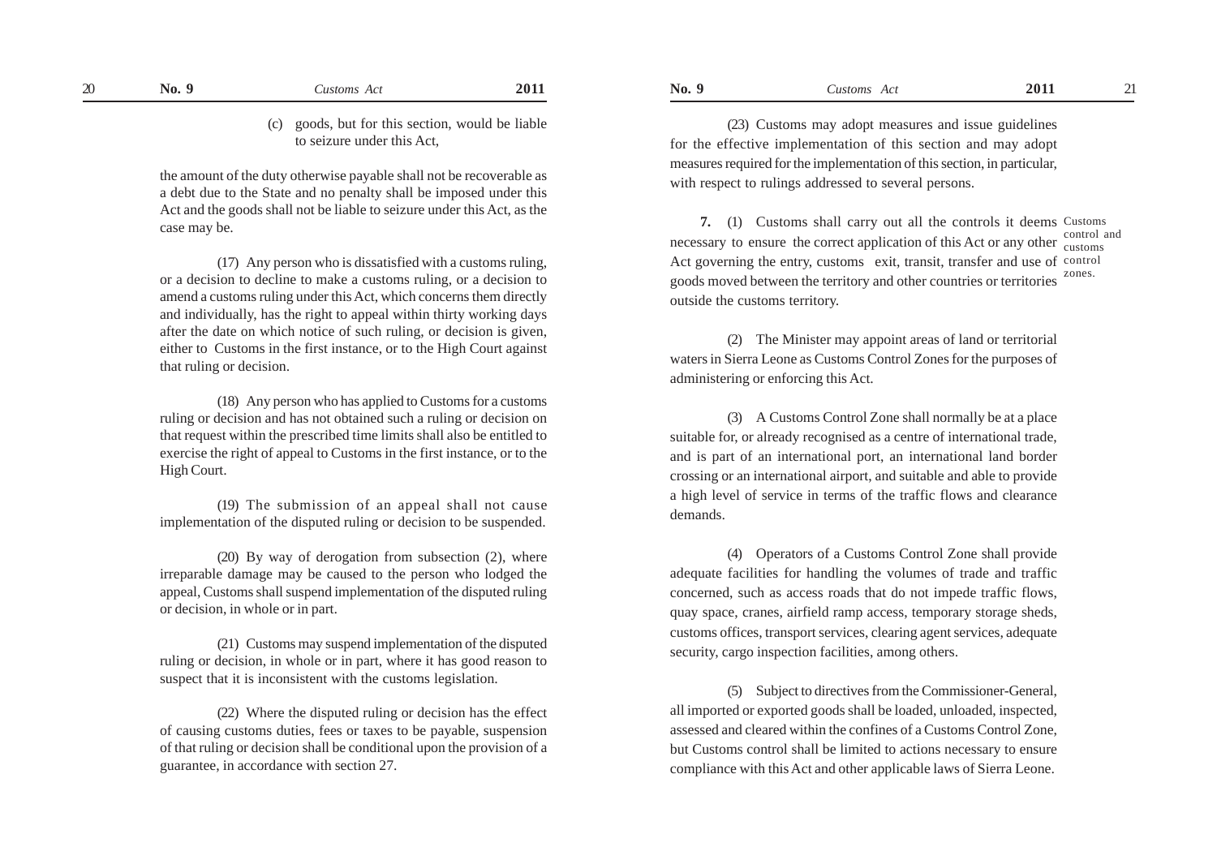(c) goods, but for this section, would be liable to seizure under this Act,

the amount of the duty otherwise payable shall not be recoverable as a debt due to the State and no penalty shall be imposed under this Act and the goods shall not be liable to seizure under this Act, as the case may be.

(17) Any person who is dissatisfied with a customs ruling, or a decision to decline to make a customs ruling, or a decision to amend a customs ruling under this Act, which concerns them directly and individually, has the right to appeal within thirty working days after the date on which notice of such ruling, or decision is given, either to Customs in the first instance, or to the High Court against that ruling or decision.

(18) Any person who has applied to Customs for a customs ruling or decision and has not obtained such a ruling or decision on that request within the prescribed time limits shall also be entitled to exercise the right of appeal to Customs in the first instance, or to the High Court.

(19) The submission of an appeal shall not cause implementation of the disputed ruling or decision to be suspended.

(20) By way of derogation from subsection (2), where irreparable damage may be caused to the person who lodged the appeal, Customs shall suspend implementation of the disputed ruling or decision, in whole or in part.

(21) Customs may suspend implementation of the disputed ruling or decision, in whole or in part, where it has good reason to suspect that it is inconsistent with the customs legislation.

(22) Where the disputed ruling or decision has the effect of causing customs duties, fees or taxes to be payable, suspension of that ruling or decision shall be conditional upon the provision of a guarantee, in accordance with section 27.

(23) Customs may adopt measures and issue guidelines for the effective implementation of this section and may adopt measures required for the implementation of this section, in particular, with respect to rulings addressed to several persons.

*Customs control and customs control zones.*

**7.** (1) Customs shall carry out all the controls it deems necessary to ensure the correct application of this Act or any other Act governing the entry, customs exit, transit, transfer and use of goods moved between the territory and other countries or territories outside the customs territory.

(2) The Minister may appoint areas of land or territorial waters in Sierra Leone as Customs Control Zones for the purposes of administering or enforcing this Act.

(3) A Customs Control Zone shall normally be at a place suitable for, or already recognised as a centre of international trade, and is part of an international port, an international land border crossing or an international airport, and suitable and able to provide a high level of service in terms of the traffic flows and clearance demands.

(4) Operators of a Customs Control Zone shall provide adequate facilities for handling the volumes of trade and traffic concerned, such as access roads that do not impede traffic flows, quay space, cranes, airfield ramp access, temporary storage sheds, customs offices, transport services, clearing agent services, adequate security, cargo inspection facilities, among others.

(5) Subject to directives from the Commissioner-General, all imported or exported goods shall be loaded, unloaded, inspected, assessed and cleared within the confines of a Customs Control Zone, but Customs control shall be limited to actions necessary to ensure compliance with this Act and other applicable laws of Sierra Leone.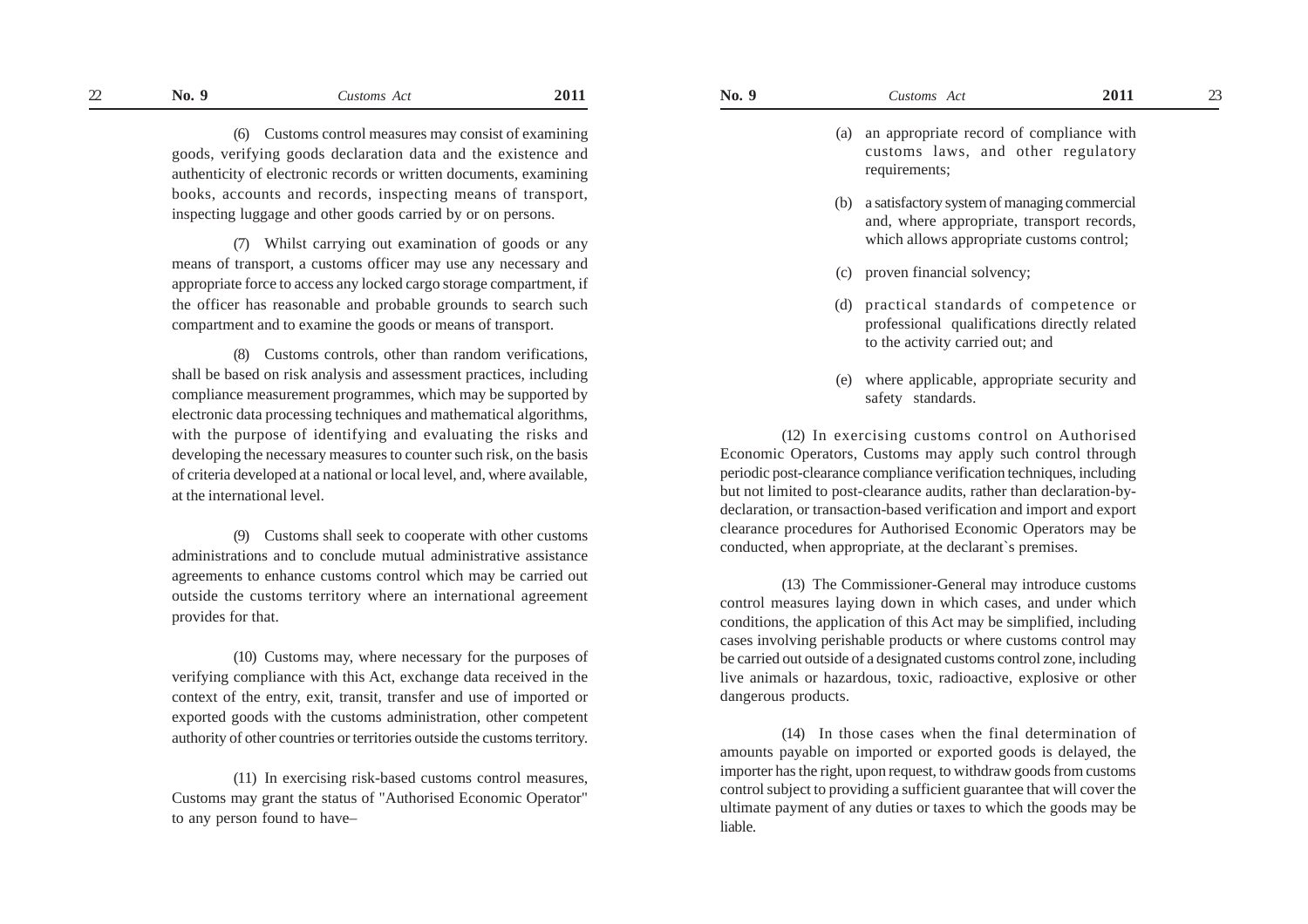(6) Customs control measures may consist of examining goods, verifying goods declaration data and the existence and authenticity of electronic records or written documents, examining books, accounts and records, inspecting means of transport, inspecting luggage and other goods carried by or on persons.

(7) Whilst carrying out examination of goods or any means of transport, a customs officer may use any necessary and appropriate force to access any locked cargo storage compartment, if the officer has reasonable and probable grounds to search such compartment and to examine the goods or means of transport.

(8) Customs controls, other than random verifications, shall be based on risk analysis and assessment practices, including compliance measurement programmes, which may be supported by electronic data processing techniques and mathematical algorithms, with the purpose of identifying and evaluating the risks and developing the necessary measures to counter such risk, on the basis of criteria developed at a national or local level, and, where available, at the international level.

(9) Customs shall seek to cooperate with other customs administrations and to conclude mutual administrative assistance agreements to enhance customs control which may be carried out outside the customs territory where an international agreement provides for that.

(10) Customs may, where necessary for the purposes of verifying compliance with this Act, exchange data received in the context of the entry, exit, transit, transfer and use of imported or exported goods with the customs administration, other competent authority of other countries or territories outside the customs territory.

(11) In exercising risk-based customs control measures, Customs may grant the status of "Authorised Economic Operator" to any person found to have–

(a) an appropriate record of compliance with customs laws, and other regulatory requirements;

(b) a satisfactory system of managing commercial and, where appropriate, transport records, which allows appropriate customs control;

(c) proven financial solvency;

(d) practical standards of competence or professional qualifications directly related to the activity carried out; and

(e) where applicable, appropriate security and safety standards.

(12) In exercising customs control on Authorised Economic Operators, Customs may apply such control through periodic post-clearance compliance verification techniques, including but not limited to post-clearance audits, rather than declaration-by-declaration, or transaction-based verification and import and export clearance procedures for Authorised Economic Operators may be conducted, when appropriate, at the declarant`s premises.

(13) The Commissioner-General may introduce customs control measures laying down in which cases, and under which conditions, the application of this Act may be simplified, including cases involving perishable products or where customs control may be carried out outside of a designated customs control zone, including live animals or hazardous, toxic, radioactive, explosive or other dangerous products.

(14) In those cases when the final determination of amounts payable on imported or exported goods is delayed, the importer has the right, upon request, to withdraw goods from customs control subject to providing a sufficient guarantee that will cover the ultimate payment of any duties or taxes to which the goods may be liable.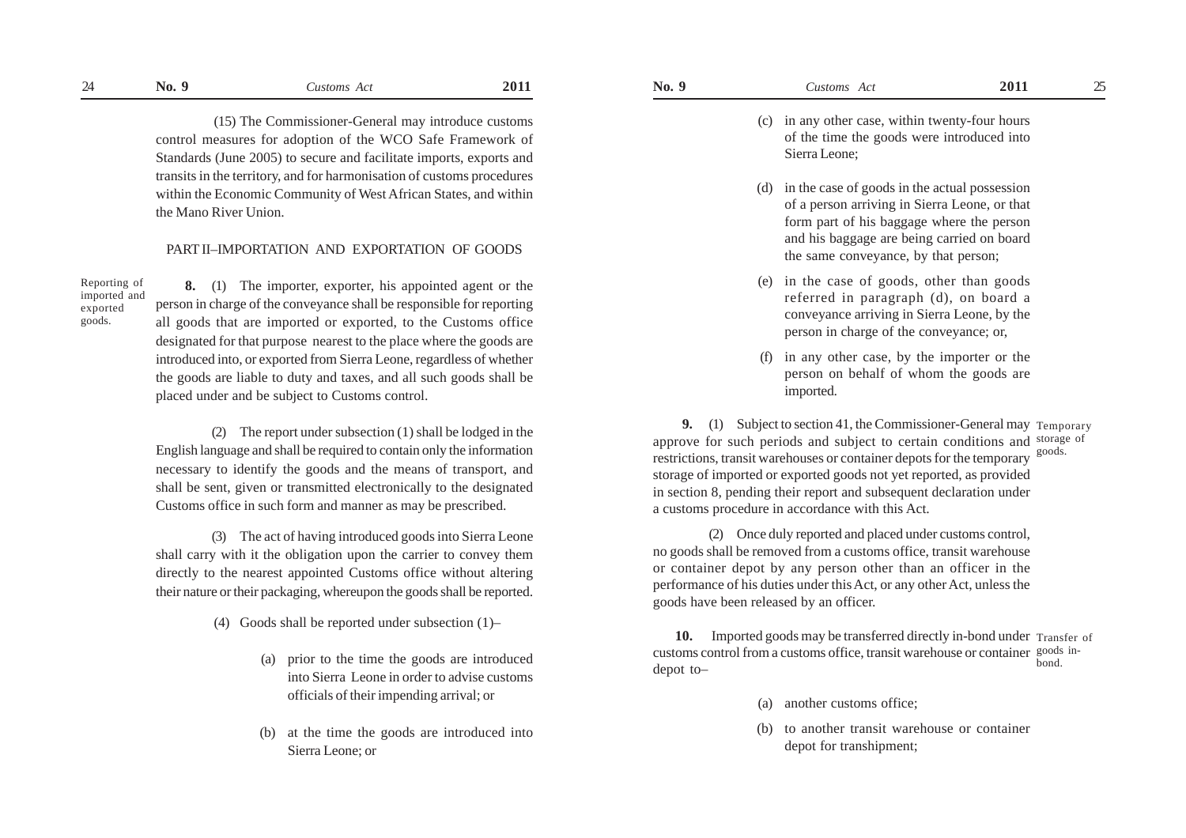(15) The Commissioner-General may introduce customs control measures for adoption of the WCO Safe Framework of Standards (June 2005) to secure and facilitate imports, exports and transits in the territory, and for harmonisation of customs procedures within the Economic Community of West African States, and within the Mano River Union.

## PART II–IMPORTATION AND EXPORTATION OF GOODS

*Reporting of imported and exported goods.*

**8.** (1) The importer, exporter, his appointed agent or the person in charge of the conveyance shall be responsible for reporting all goods that are imported or exported, to the Customs office designated for that purpose nearest to the place where the goods are introduced into, or exported from Sierra Leone, regardless of whether the goods are liable to duty and taxes, and all such goods shall be placed under and be subject to Customs control.

(2) The report under subsection (1) shall be lodged in the English language and shall be required to contain only the information necessary to identify the goods and the means of transport, and shall be sent, given or transmitted electronically to the designated Customs office in such form and manner as may be prescribed.

(3) The act of having introduced goods into Sierra Leone shall carry with it the obligation upon the carrier to convey them directly to the nearest appointed Customs office without altering their nature or their packaging, whereupon the goods shall be reported.

(4) Goods shall be reported under subsection (1)–

(a) prior to the time the goods are introduced into Sierra Leone in order to advise customs officials of their impending arrival; or

(b) at the time the goods are introduced into Sierra Leone; or

(c) in any other case, within twenty-four hours of the time the goods were introduced into Sierra Leone;

(d) in the case of goods in the actual possession of a person arriving in Sierra Leone, or that form part of his baggage where the person and his baggage are being carried on board the same conveyance, by that person;

(e) in the case of goods, other than goods referred in paragraph (d), on board a conveyance arriving in Sierra Leone, by the person in charge of the conveyance; or,

(f) in any other case, by the importer or the person on behalf of whom the goods are imported.

*Temporary storage of goods.*

**9.** (1) Subject to section 41, the Commissioner-General may approve for such periods and subject to certain conditions and restrictions, transit warehouses or container depots for the temporary storage of imported or exported goods not yet reported, as provided in section 8, pending their report and subsequent declaration under a customs procedure in accordance with this Act.

(2) Once duly reported and placed under customs control, no goods shall be removed from a customs office, transit warehouse or container depot by any person other than an officer in the performance of his duties under this Act, or any other Act, unless the goods have been released by an officer.

*Transfer of goods in-bond.*

**10.** Imported goods may be transferred directly in-bond under customs control from a customs office, transit warehouse or container depot to–

(a) another customs office;

(b) to another transit warehouse or container depot for transhipment;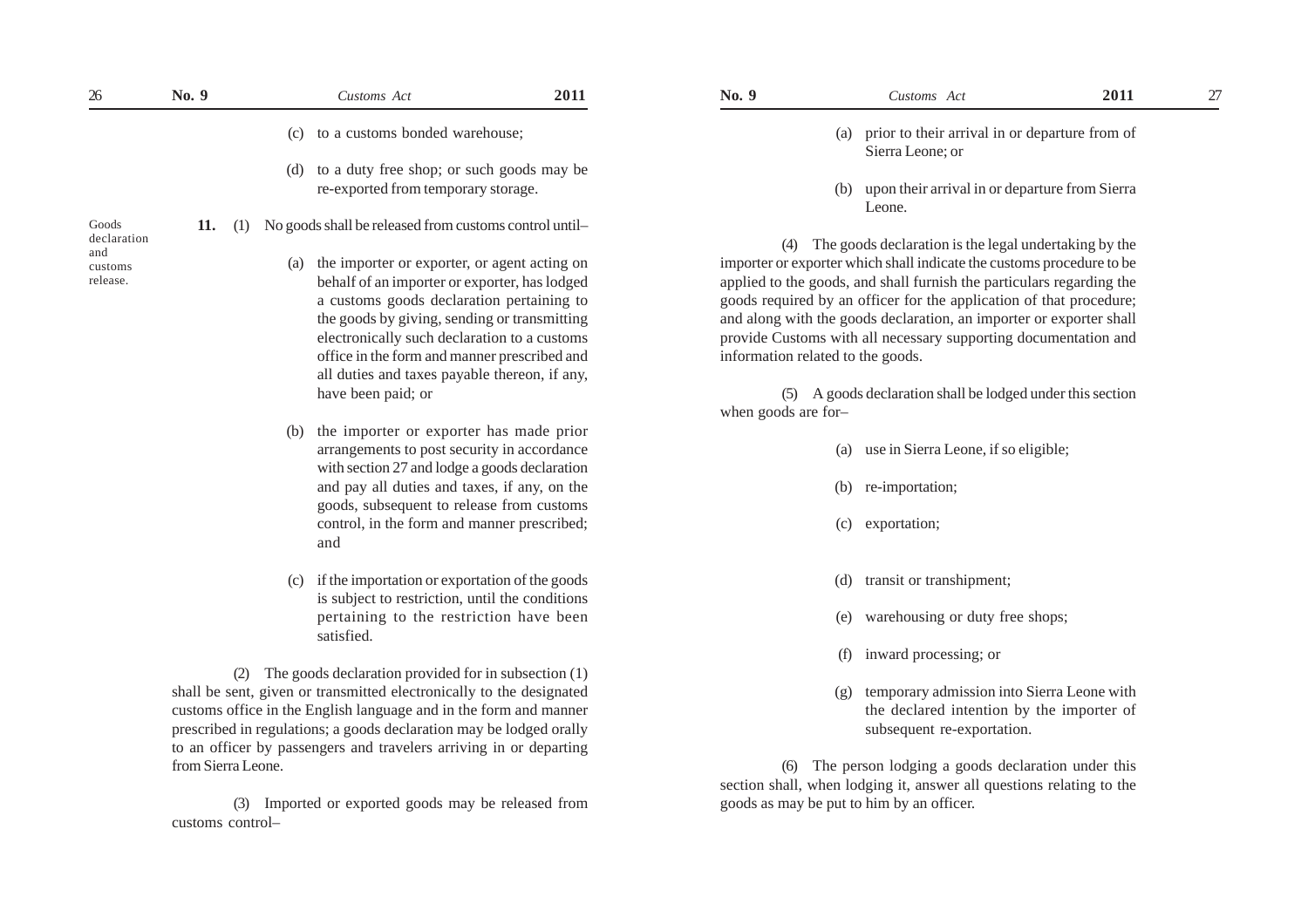(c) to a customs bonded warehouse;

(d) to a duty free shop; or such goods may be re-exported from temporary storage.

**Goods declaration and customs release.**

**11.** (1) No goods shall be released from customs control until–

(a) the importer or exporter, or agent acting on behalf of an importer or exporter, has lodged a customs goods declaration pertaining to the goods by giving, sending or transmitting electronically such declaration to a customs office in the form and manner prescribed and all duties and taxes payable thereon, if any, have been paid; or

(b) the importer or exporter has made prior arrangements to post security in accordance with section 27 and lodge a goods declaration and pay all duties and taxes, if any, on the goods, subsequent to release from customs control, in the form and manner prescribed; and

(c) if the importation or exportation of the goods is subject to restriction, until the conditions pertaining to the restriction have been satisfied.

(2) The goods declaration provided for in subsection (1) shall be sent, given or transmitted electronically to the designated customs office in the English language and in the form and manner prescribed in regulations; a goods declaration may be lodged orally to an officer by passengers and travelers arriving in or departing from Sierra Leone.

(3) Imported or exported goods may be released from customs control–

(a) prior to their arrival in or departure from of Sierra Leone; or

(b) upon their arrival in or departure from Sierra Leone.

(4) The goods declaration is the legal undertaking by the importer or exporter which shall indicate the customs procedure to be applied to the goods, and shall furnish the particulars regarding the goods required by an officer for the application of that procedure; and along with the goods declaration, an importer or exporter shall provide Customs with all necessary supporting documentation and information related to the goods.

(5) A goods declaration shall be lodged under this section when goods are for–

(a) use in Sierra Leone, if so eligible;

(b) re-importation;

(c) exportation;

(d) transit or transhipment;

(e) warehousing or duty free shops;

(f) inward processing; or

(g) temporary admission into Sierra Leone with the declared intention by the importer of subsequent re-exportation.

(6) The person lodging a goods declaration under this section shall, when lodging it, answer all questions relating to the goods as may be put to him by an officer.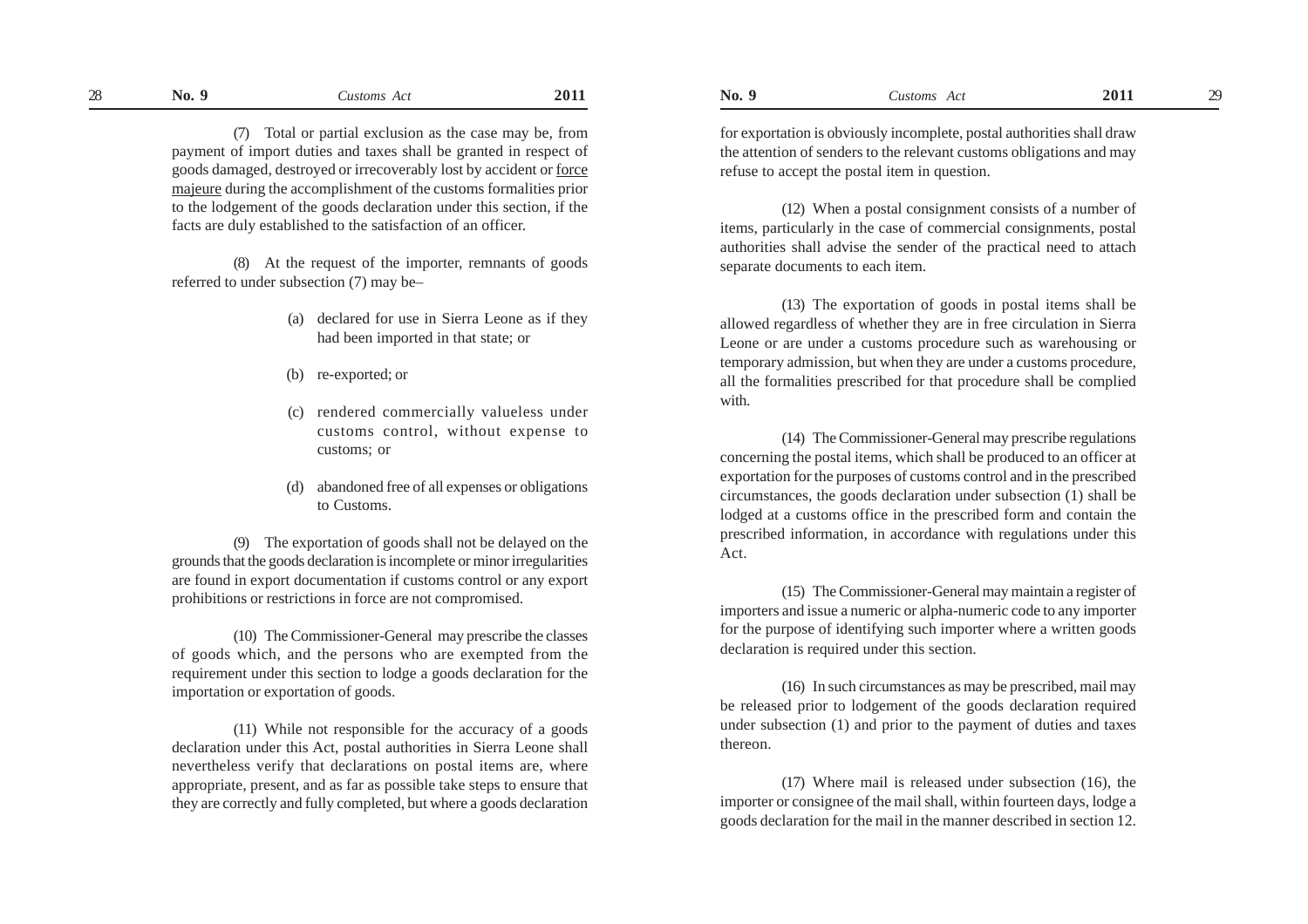(7) Total or partial exclusion as the case may be, from payment of import duties and taxes shall be granted in respect of goods damaged, destroyed or irrecoverably lost by accident or force majeure during the accomplishment of the customs formalities prior to the lodgement of the goods declaration under this section, if the facts are duly established to the satisfaction of an officer.

(8) At the request of the importer, remnants of goods referred to under subsection (7) may be–

(a) declared for use in Sierra Leone as if they had been imported in that state; or

(b) re-exported; or

(c) rendered commercially valueless under customs control, without expense to customs; or

(d) abandoned free of all expenses or obligations to Customs.

(9) The exportation of goods shall not be delayed on the grounds that the goods declaration is incomplete or minor irregularities are found in export documentation if customs control or any export prohibitions or restrictions in force are not compromised.

(10) The Commissioner-General may prescribe the classes of goods which, and the persons who are exempted from the requirement under this section to lodge a goods declaration for the importation or exportation of goods.

(11) While not responsible for the accuracy of a goods declaration under this Act, postal authorities in Sierra Leone shall nevertheless verify that declarations on postal items are, where appropriate, present, and as far as possible take steps to ensure that they are correctly and fully completed, but where a goods declaration for exportation is obviously incomplete, postal authorities shall draw the attention of senders to the relevant customs obligations and may refuse to accept the postal item in question.

(12) When a postal consignment consists of a number of items, particularly in the case of commercial consignments, postal authorities shall advise the sender of the practical need to attach separate documents to each item.

(13) The exportation of goods in postal items shall be allowed regardless of whether they are in free circulation in Sierra Leone or are under a customs procedure such as warehousing or temporary admission, but when they are under a customs procedure, all the formalities prescribed for that procedure shall be complied with.

(14) The Commissioner-General may prescribe regulations concerning the postal items, which shall be produced to an officer at exportation for the purposes of customs control and in the prescribed circumstances, the goods declaration under subsection (1) shall be lodged at a customs office in the prescribed form and contain the prescribed information, in accordance with regulations under this Act.

(15) The Commissioner-General may maintain a register of importers and issue a numeric or alpha-numeric code to any importer for the purpose of identifying such importer where a written goods declaration is required under this section.

(16) In such circumstances as may be prescribed, mail may be released prior to lodgement of the goods declaration required under subsection (1) and prior to the payment of duties and taxes thereon.

(17) Where mail is released under subsection (16), the importer or consignee of the mail shall, within fourteen days, lodge a goods declaration for the mail in the manner described in section 12.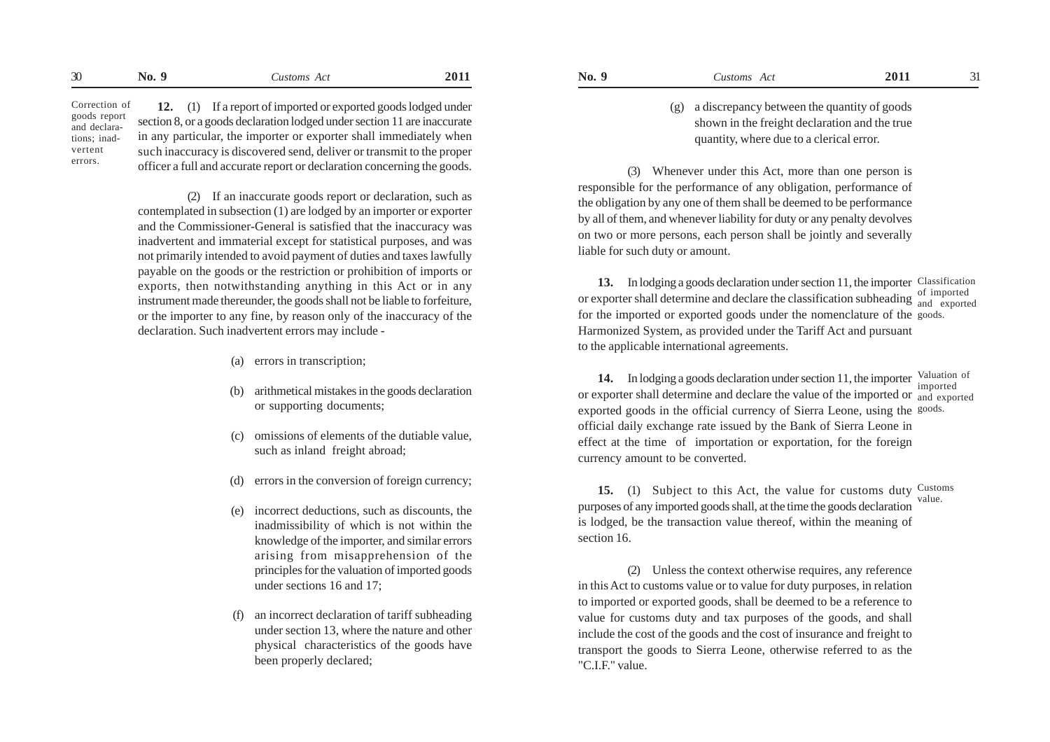**Correction of goods report and declarations; inadvertent errors.**

**12.** (1) If a report of imported or exported goods lodged under section 8, or a goods declaration lodged under section 11 are inaccurate in any particular, the importer or exporter shall immediately when such inaccuracy is discovered send, deliver or transmit to the proper officer a full and accurate report or declaration concerning the goods.

(2) If an inaccurate goods report or declaration, such as contemplated in subsection (1) are lodged by an importer or exporter and the Commissioner-General is satisfied that the inaccuracy was inadvertent and immaterial except for statistical purposes, and was not primarily intended to avoid payment of duties and taxes lawfully payable on the goods or the restriction or prohibition of imports or exports, then notwithstanding anything in this Act or in any instrument made thereunder, the goods shall not be liable to forfeiture, or the importer to any fine, by reason only of the inaccuracy of the declaration. Such inadvertent errors may include -

(a) errors in transcription;

(b) arithmetical mistakes in the goods declaration or supporting documents;

(c) omissions of elements of the dutiable value, such as inland freight abroad;

(d) errors in the conversion of foreign currency;

(e) incorrect deductions, such as discounts, the inadmissibility of which is not within the knowledge of the importer, and similar errors arising from misapprehension of the principles for the valuation of imported goods under sections 16 and 17;

(f) an incorrect declaration of tariff subheading under section 13, where the nature and other physical characteristics of the goods have been properly declared;

(g) a discrepancy between the quantity of goods shown in the freight declaration and the true quantity, where due to a clerical error.

(3) Whenever under this Act, more than one person is responsible for the performance of any obligation, performance of the obligation by any one of them shall be deemed to be performance by all of them, and whenever liability for duty or any penalty devolves on two or more persons, each person shall be jointly and severally liable for such duty or amount.

**Classification of imported and exported goods.**

**13.** In lodging a goods declaration under section 11, the importer or exporter shall determine and declare the classification subheading for the imported or exported goods under the nomenclature of the Harmonized System, as provided under the Tariff Act and pursuant to the applicable international agreements.

**Valuation of imported and exported goods.**

**14.** In lodging a goods declaration under section 11, the importer or exporter shall determine and declare the value of the imported or exported goods in the official currency of Sierra Leone, using the official daily exchange rate issued by the Bank of Sierra Leone in effect at the time of importation or exportation, for the foreign currency amount to be converted.

**Customs value.**

**15.** (1) Subject to this Act, the value for customs duty purposes of any imported goods shall, at the time the goods declaration is lodged, be the transaction value thereof, within the meaning of section 16.

(2) Unless the context otherwise requires, any reference in this Act to customs value or to value for duty purposes, in relation to imported or exported goods, shall be deemed to be a reference to value for customs duty and tax purposes of the goods, and shall include the cost of the goods and the cost of insurance and freight to transport the goods to Sierra Leone, otherwise referred to as the "C.I.F." value.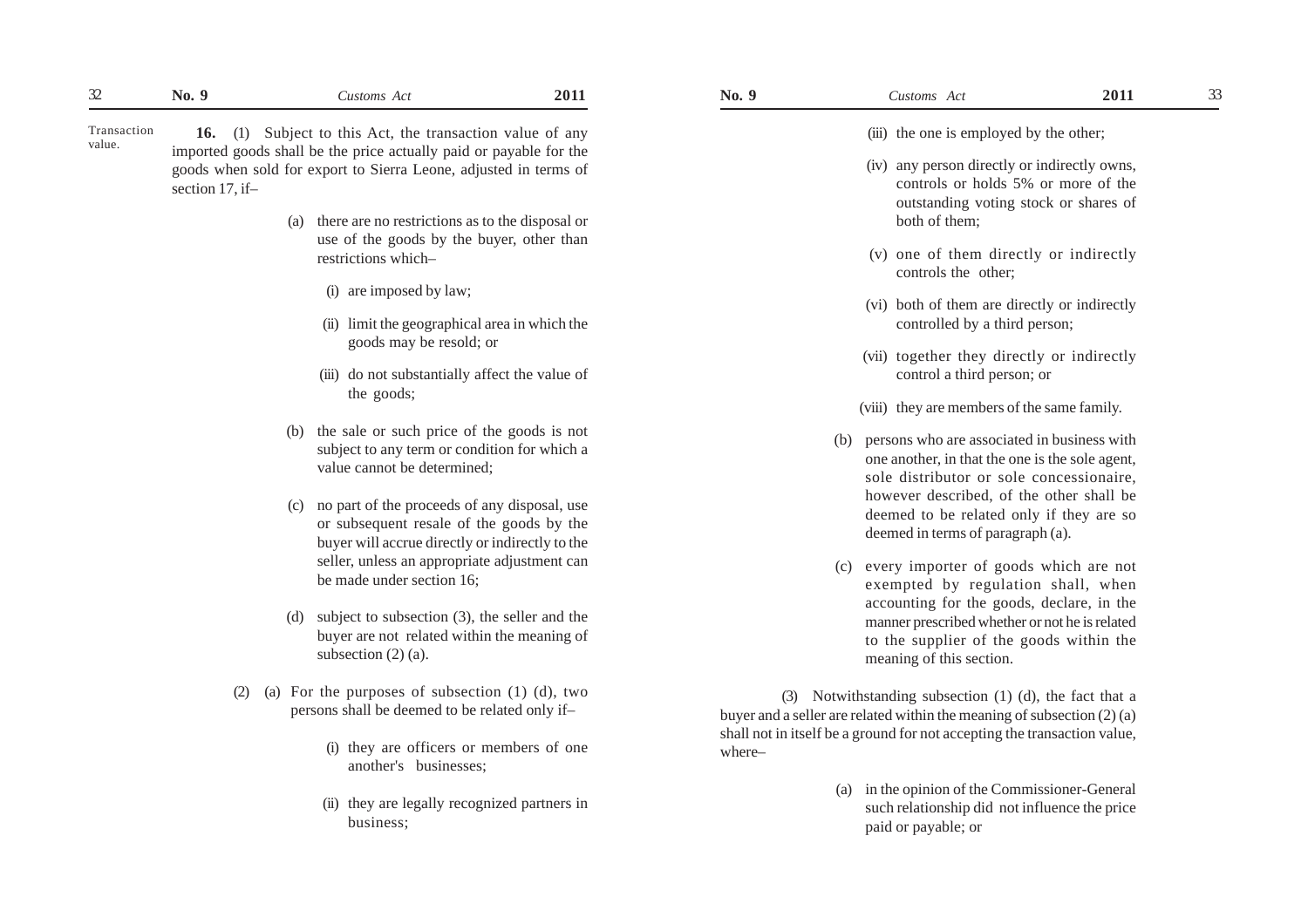Transaction value.

**16.** (1) Subject to this Act, the transaction value of any imported goods shall be the price actually paid or payable for the goods when sold for export to Sierra Leone, adjusted in terms of section 17, if–

(a) there are no restrictions as to the disposal or use of the goods by the buyer, other than restrictions which–

(i) are imposed by law;

(ii) limit the geographical area in which the goods may be resold; or

(iii) do not substantially affect the value of the goods;

(b) the sale or such price of the goods is not subject to any term or condition for which a value cannot be determined;

(c) no part of the proceeds of any disposal, use or subsequent resale of the goods by the buyer will accrue directly or indirectly to the seller, unless an appropriate adjustment can be made under section 16;

(d) subject to subsection (3), the seller and the buyer are not related within the meaning of subsection (2) (a).

(2) (a) For the purposes of subsection (1) (d), two persons shall be deemed to be related only if–

(i) they are officers or members of one another's businesses;

(ii) they are legally recognized partners in business;

(iii) the one is employed by the other;

(iv) any person directly or indirectly owns, controls or holds 5% or more of the outstanding voting stock or shares of both of them;

(v) one of them directly or indirectly controls the other;

(vi) both of them are directly or indirectly controlled by a third person;

(vii) together they directly or indirectly control a third person; or

(viii) they are members of the same family.

(b) persons who are associated in business with one another, in that the one is the sole agent, sole distributor or sole concessionaire, however described, of the other shall be deemed to be related only if they are so deemed in terms of paragraph (a).

(c) every importer of goods which are not exempted by regulation shall, when accounting for the goods, declare, in the manner prescribed whether or not he is related to the supplier of the goods within the meaning of this section.

(3) Notwithstanding subsection (1) (d), the fact that a buyer and a seller are related within the meaning of subsection (2) (a) shall not in itself be a ground for not accepting the transaction value, where–

(a) in the opinion of the Commissioner-General such relationship did not influence the price paid or payable; or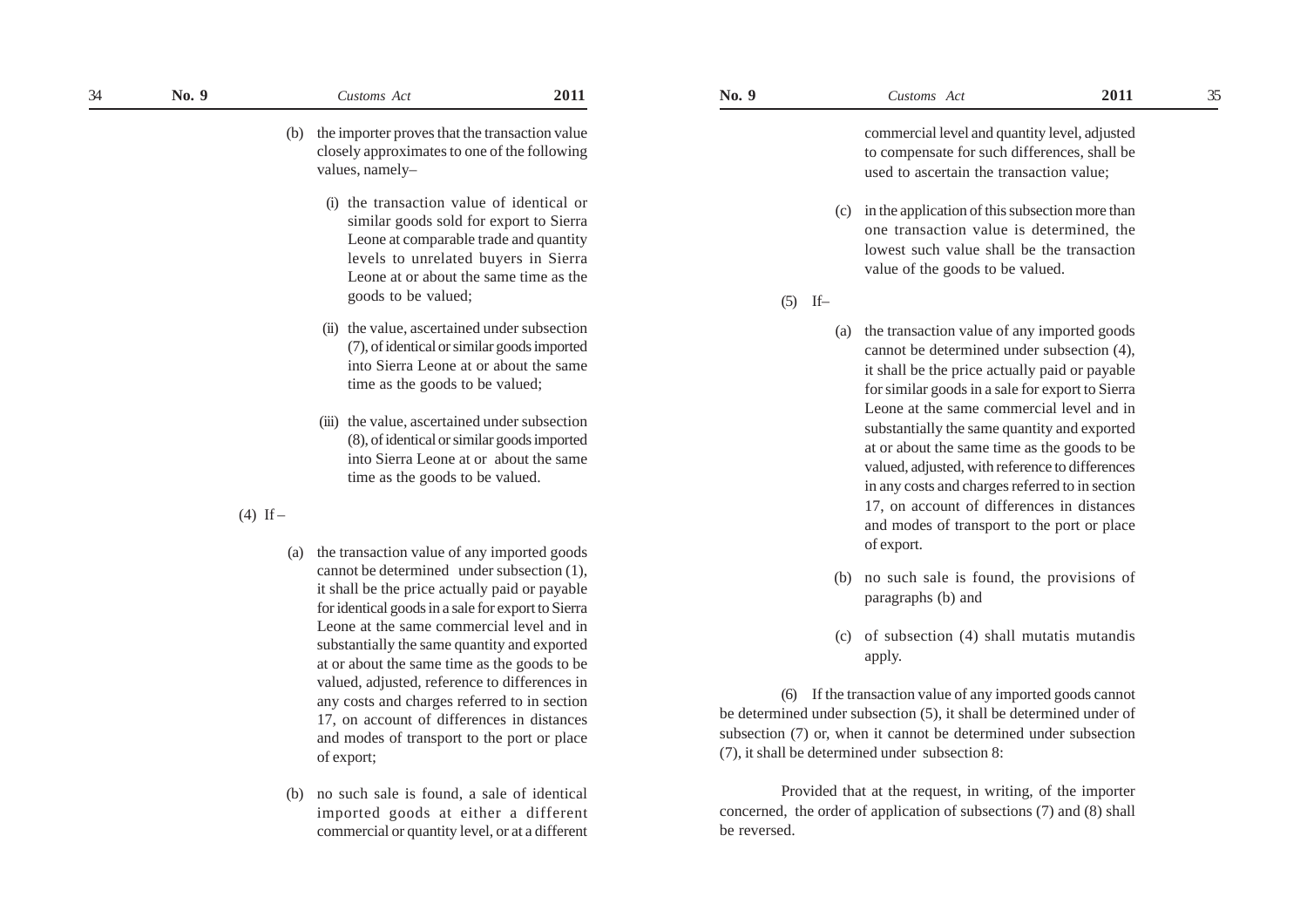(b) the importer proves that the transaction value closely approximates to one of the following values, namely–

(i) the transaction value of identical or similar goods sold for export to Sierra Leone at comparable trade and quantity levels to unrelated buyers in Sierra Leone at or about the same time as the goods to be valued;

(ii) the value, ascertained under subsection (7), of identical or similar goods imported into Sierra Leone at or about the same time as the goods to be valued;

(iii) the value, ascertained under subsection (8), of identical or similar goods imported into Sierra Leone at or about the same time as the goods to be valued.

(4) If –

(a) the transaction value of any imported goods cannot be determined under subsection (1), it shall be the price actually paid or payable for identical goods in a sale for export to Sierra Leone at the same commercial level and in substantially the same quantity and exported at or about the same time as the goods to be valued, adjusted, reference to differences in any costs and charges referred to in section 17, on account of differences in distances and modes of transport to the port or place of export;

(b) no such sale is found, a sale of identical imported goods at either a different commercial or quantity level, or at a different commercial level and quantity level, adjusted to compensate for such differences, shall be used to ascertain the transaction value;

(c) in the application of this subsection more than one transaction value is determined, the lowest such value shall be the transaction value of the goods to be valued.

(5) If–

(a) the transaction value of any imported goods cannot be determined under subsection (4), it shall be the price actually paid or payable for similar goods in a sale for export to Sierra Leone at the same commercial level and in substantially the same quantity and exported at or about the same time as the goods to be valued, adjusted, with reference to differences in any costs and charges referred to in section 17, on account of differences in distances and modes of transport to the port or place of export.

(b) no such sale is found, the provisions of paragraphs (b) and

(c) of subsection (4) shall mutatis mutandis apply.

(6) If the transaction value of any imported goods cannot be determined under subsection (5), it shall be determined under of subsection (7) or, when it cannot be determined under subsection (7), it shall be determined under subsection 8:

Provided that at the request, in writing, of the importer concerned, the order of application of subsections (7) and (8) shall be reversed.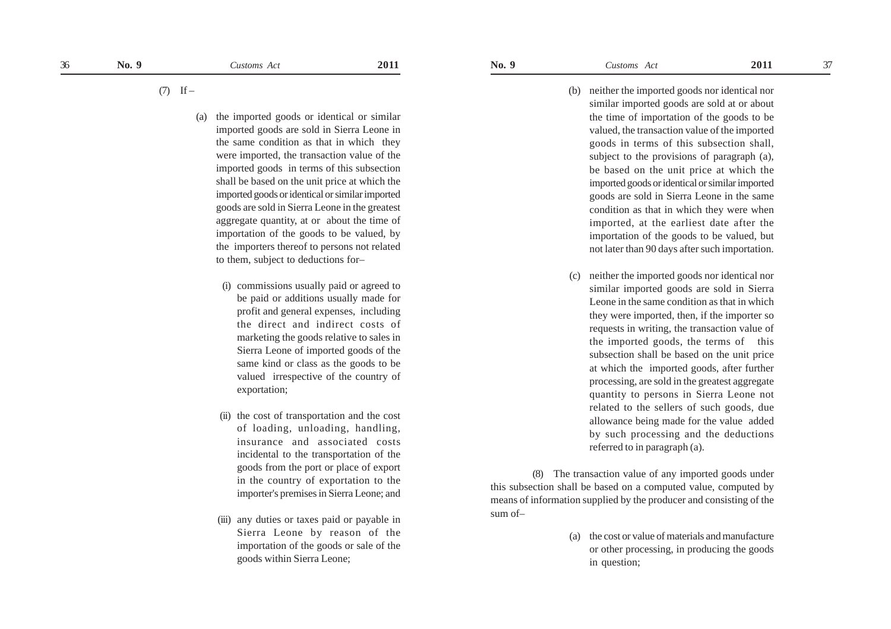(7) If –

(a) the imported goods or identical or similar imported goods are sold in Sierra Leone in the same condition as that in which they were imported, the transaction value of the imported goods in terms of this subsection shall be based on the unit price at which the imported goods or identical or similar imported goods are sold in Sierra Leone in the greatest aggregate quantity, at or about the time of importation of the goods to be valued, by the importers thereof to persons not related to them, subject to deductions for–

(i) commissions usually paid or agreed to be paid or additions usually made for profit and general expenses, including the direct and indirect costs of marketing the goods relative to sales in Sierra Leone of imported goods of the same kind or class as the goods to be valued irrespective of the country of exportation;

(ii) the cost of transportation and the cost of loading, unloading, handling, insurance and associated costs incidental to the transportation of the goods from the port or place of export in the country of exportation to the importer's premises in Sierra Leone; and

(iii) any duties or taxes paid or payable in Sierra Leone by reason of the importation of the goods or sale of the goods within Sierra Leone;

(b) neither the imported goods nor identical nor similar imported goods are sold at or about the time of importation of the goods to be valued, the transaction value of the imported goods in terms of this subsection shall, subject to the provisions of paragraph (a), be based on the unit price at which the imported goods or identical or similar imported goods are sold in Sierra Leone in the same condition as that in which they were when imported, at the earliest date after the importation of the goods to be valued, but not later than 90 days after such importation.

(c) neither the imported goods nor identical nor similar imported goods are sold in Sierra Leone in the same condition as that in which they were imported, then, if the importer so requests in writing, the transaction value of the imported goods, the terms of this subsection shall be based on the unit price at which the imported goods, after further processing, are sold in the greatest aggregate quantity to persons in Sierra Leone not related to the sellers of such goods, due allowance being made for the value added by such processing and the deductions referred to in paragraph (a).

(8) The transaction value of any imported goods under this subsection shall be based on a computed value, computed by means of information supplied by the producer and consisting of the sum of–

(a) the cost or value of materials and manufacture or other processing, in producing the goods in question;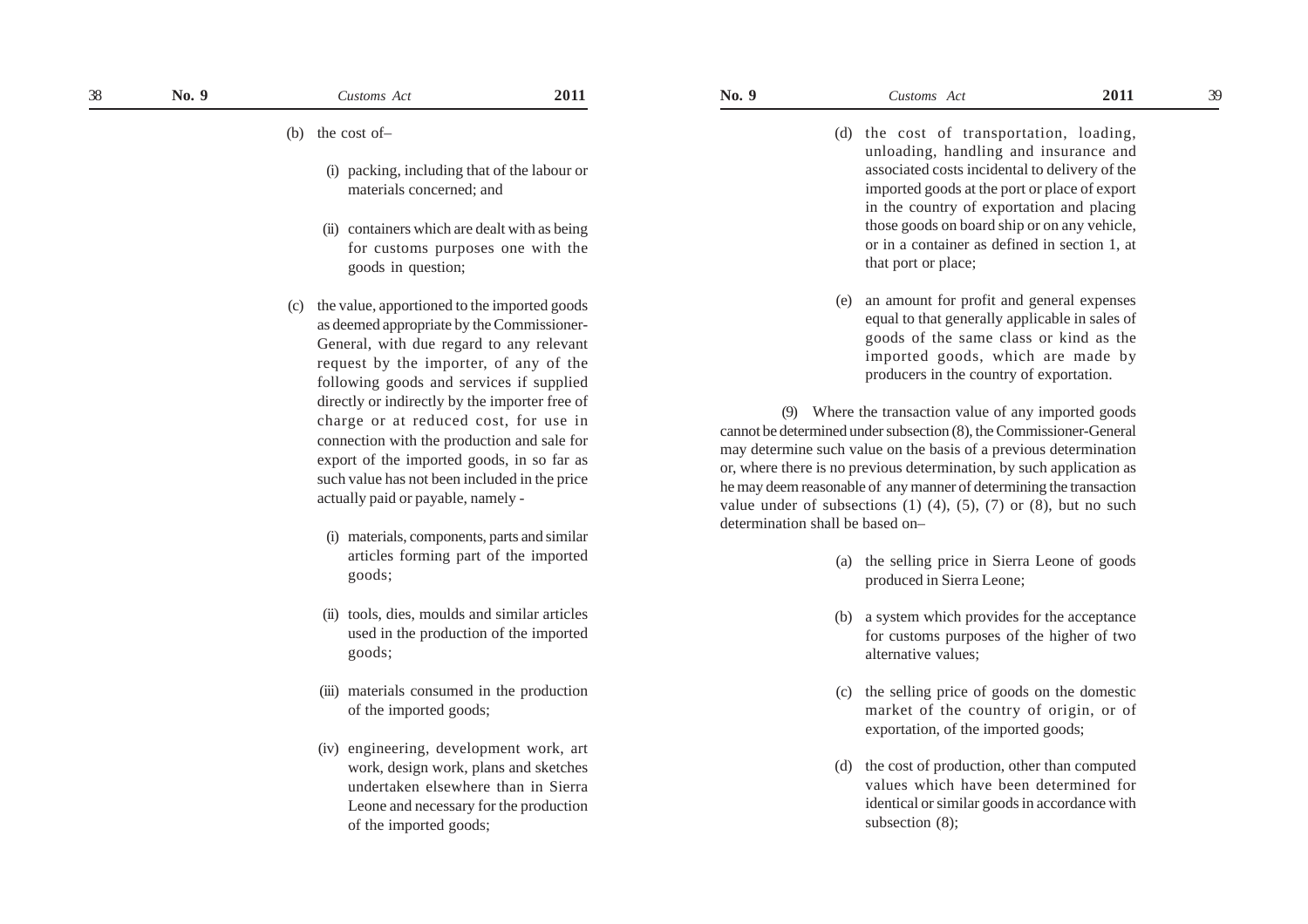(b) the cost of–

(i) packing, including that of the labour or materials concerned; and

(ii) containers which are dealt with as being for customs purposes one with the goods in question;

(c) the value, apportioned to the imported goods as deemed appropriate by the Commissioner-General, with due regard to any relevant request by the importer, of any of the following goods and services if supplied directly or indirectly by the importer free of charge or at reduced cost, for use in connection with the production and sale for export of the imported goods, in so far as such value has not been included in the price actually paid or payable, namely -

(i) materials, components, parts and similar articles forming part of the imported goods;

(ii) tools, dies, moulds and similar articles used in the production of the imported goods;

(iii) materials consumed in the production of the imported goods;

(iv) engineering, development work, art work, design work, plans and sketches undertaken elsewhere than in Sierra Leone and necessary for the production of the imported goods;

(d) the cost of transportation, loading, unloading, handling and insurance and associated costs incidental to delivery of the imported goods at the port or place of export in the country of exportation and placing those goods on board ship or on any vehicle, or in a container as defined in section 1, at that port or place;

(e) an amount for profit and general expenses equal to that generally applicable in sales of goods of the same class or kind as the imported goods, which are made by producers in the country of exportation.

(9) Where the transaction value of any imported goods cannot be determined under subsection (8), the Commissioner-General may determine such value on the basis of a previous determination or, where there is no previous determination, by such application as he may deem reasonable of any manner of determining the transaction value under of subsections (1) (4), (5), (7) or (8), but no such determination shall be based on–

(a) the selling price in Sierra Leone of goods produced in Sierra Leone;

(b) a system which provides for the acceptance for customs purposes of the higher of two alternative values;

(c) the selling price of goods on the domestic market of the country of origin, or of exportation, of the imported goods;

(d) the cost of production, other than computed values which have been determined for identical or similar goods in accordance with subsection (8);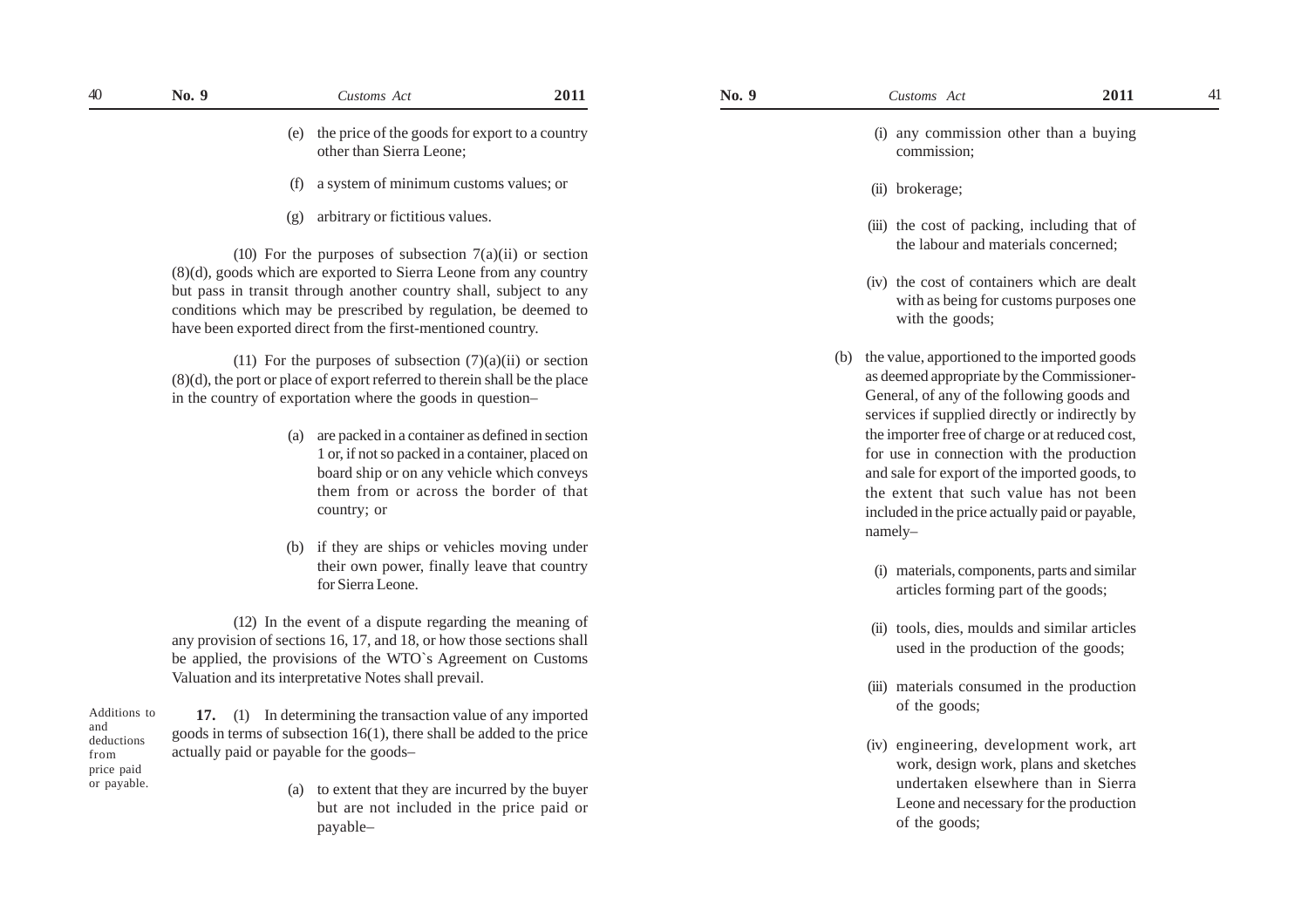(e) the price of the goods for export to a country other than Sierra Leone;

(f) a system of minimum customs values; or

(g) arbitrary or fictitious values.

(10) For the purposes of subsection 7(a)(ii) or section (8)(d), goods which are exported to Sierra Leone from any country but pass in transit through another country shall, subject to any conditions which may be prescribed by regulation, be deemed to have been exported direct from the first-mentioned country.

(11) For the purposes of subsection (7)(a)(ii) or section (8)(d), the port or place of export referred to therein shall be the place in the country of exportation where the goods in question–

(a) are packed in a container as defined in section 1 or, if not so packed in a container, placed on board ship or on any vehicle which conveys them from or across the border of that country; or

(b) if they are ships or vehicles moving under their own power, finally leave that country for Sierra Leone.

(12) In the event of a dispute regarding the meaning of any provision of sections 16, 17, and 18, or how those sections shall be applied, the provisions of the WTO`s Agreement on Customs Valuation and its interpretative Notes shall prevail.

Additions to and deductions from price paid or payable.

**17.** (1) In determining the transaction value of any imported goods in terms of subsection 16(1), there shall be added to the price actually paid or payable for the goods–

(a) to extent that they are incurred by the buyer but are not included in the price paid or payable–

(i) any commission other than a buying commission;

(ii) brokerage;

(iii) the cost of packing, including that of the labour and materials concerned;

(iv) the cost of containers which are dealt with as being for customs purposes one with the goods;

(b) the value, apportioned to the imported goods as deemed appropriate by the Commissioner-General, of any of the following goods and services if supplied directly or indirectly by the importer free of charge or at reduced cost, for use in connection with the production and sale for export of the imported goods, to the extent that such value has not been included in the price actually paid or payable, namely–

(i) materials, components, parts and similar articles forming part of the goods;

(ii) tools, dies, moulds and similar articles used in the production of the goods;

(iii) materials consumed in the production of the goods;

(iv) engineering, development work, art work, design work, plans and sketches undertaken elsewhere than in Sierra Leone and necessary for the production of the goods;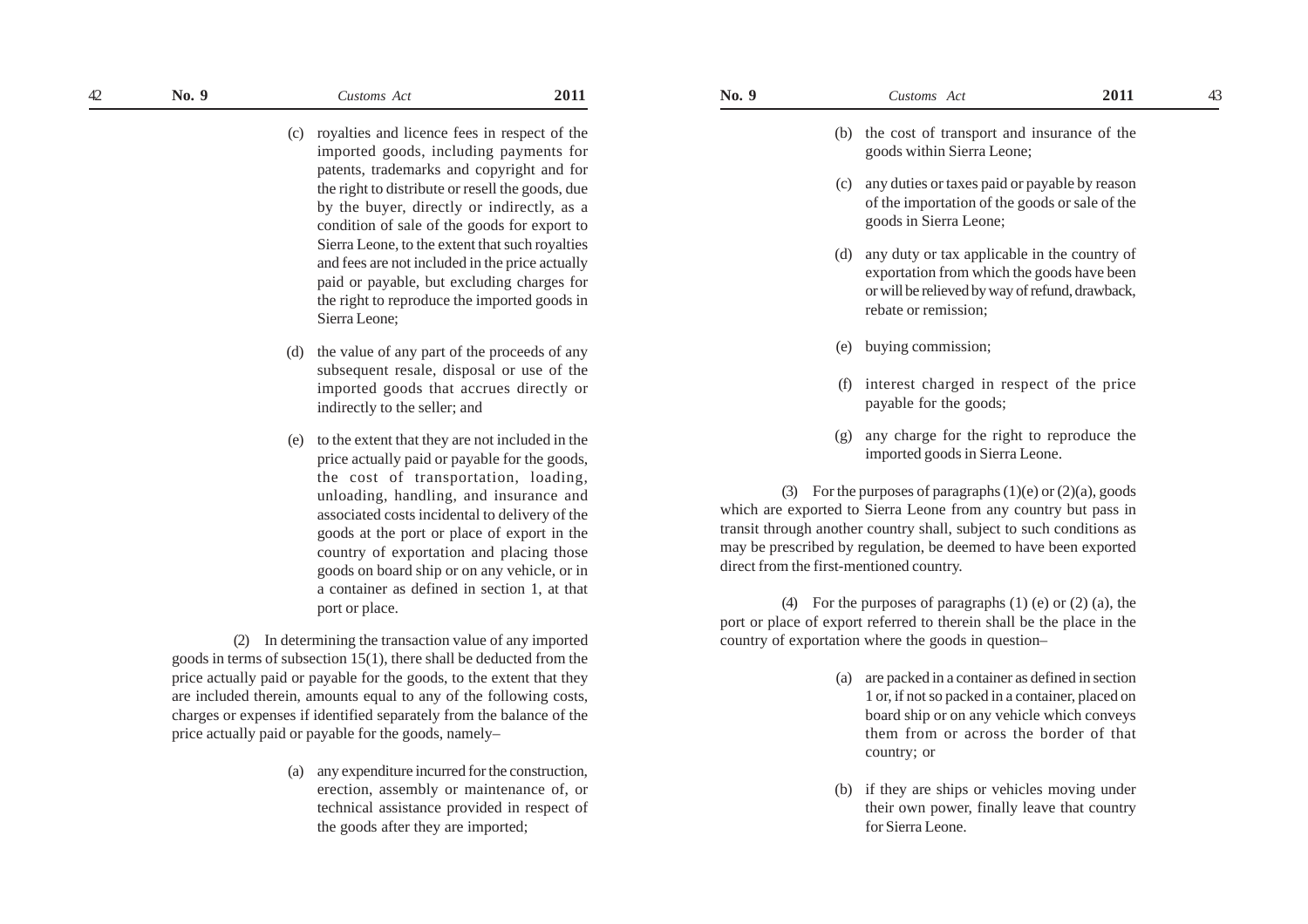(c) royalties and licence fees in respect of the imported goods, including payments for patents, trademarks and copyright and for the right to distribute or resell the goods, due by the buyer, directly or indirectly, as a condition of sale of the goods for export to Sierra Leone, to the extent that such royalties and fees are not included in the price actually paid or payable, but excluding charges for the right to reproduce the imported goods in Sierra Leone;

(d) the value of any part of the proceeds of any subsequent resale, disposal or use of the imported goods that accrues directly or indirectly to the seller; and

(e) to the extent that they are not included in the price actually paid or payable for the goods, the cost of transportation, loading, unloading, handling, and insurance and associated costs incidental to delivery of the goods at the port or place of export in the country of exportation and placing those goods on board ship or on any vehicle, or in a container as defined in section 1, at that port or place.

(2) In determining the transaction value of any imported goods in terms of subsection 15(1), there shall be deducted from the price actually paid or payable for the goods, to the extent that they are included therein, amounts equal to any of the following costs, charges or expenses if identified separately from the balance of the price actually paid or payable for the goods, namely–

(a) any expenditure incurred for the construction, erection, assembly or maintenance of, or technical assistance provided in respect of the goods after they are imported;

(b) the cost of transport and insurance of the goods within Sierra Leone;

(c) any duties or taxes paid or payable by reason of the importation of the goods or sale of the goods in Sierra Leone;

(d) any duty or tax applicable in the country of exportation from which the goods have been or will be relieved by way of refund, drawback, rebate or remission;

(e) buying commission;

(f) interest charged in respect of the price payable for the goods;

(g) any charge for the right to reproduce the imported goods in Sierra Leone.

(3) For the purposes of paragraphs (1)(e) or (2)(a), goods which are exported to Sierra Leone from any country but pass in transit through another country shall, subject to such conditions as may be prescribed by regulation, be deemed to have been exported direct from the first-mentioned country.

(4) For the purposes of paragraphs (1) (e) or (2) (a), the port or place of export referred to therein shall be the place in the country of exportation where the goods in question–

(a) are packed in a container as defined in section 1 or, if not so packed in a container, placed on board ship or on any vehicle which conveys them from or across the border of that country; or

(b) if they are ships or vehicles moving under their own power, finally leave that country for Sierra Leone.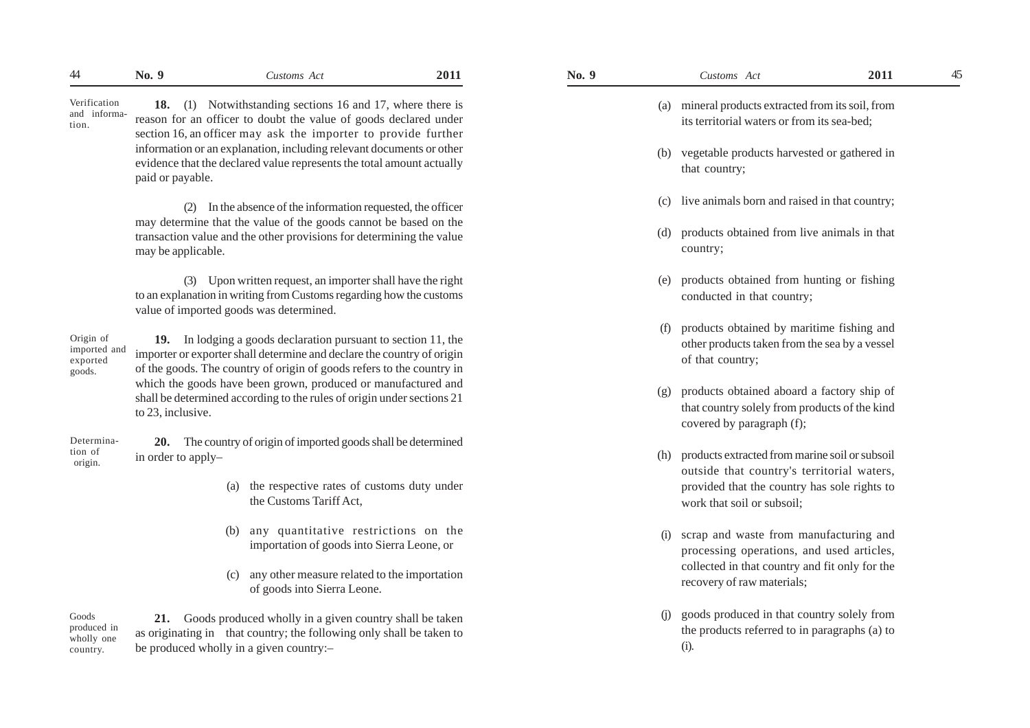*Verification and information.*

**18.** (1) Notwithstanding sections 16 and 17, where there is reason for an officer to doubt the value of goods declared under section 16, an officer may ask the importer to provide further information or an explanation, including relevant documents or other evidence that the declared value represents the total amount actually paid or payable.

(2) In the absence of the information requested, the officer may determine that the value of the goods cannot be based on the transaction value and the other provisions for determining the value may be applicable.

(3) Upon written request, an importer shall have the right to an explanation in writing from Customs regarding how the customs value of imported goods was determined.

*Origin of imported and exported goods.*

**19.** In lodging a goods declaration pursuant to section 11, the importer or exporter shall determine and declare the country of origin of the goods. The country of origin of goods refers to the country in which the goods have been grown, produced or manufactured and shall be determined according to the rules of origin under sections 21 to 23, inclusive.

*Determination of origin.*

**20.** The country of origin of imported goods shall be determined in order to apply–

(a) the respective rates of customs duty under the Customs Tariff Act,

(b) any quantitative restrictions on the importation of goods into Sierra Leone, or

(c) any other measure related to the importation of goods into Sierra Leone.

*Goods produced in wholly one country.*

**21.** Goods produced wholly in a given country shall be taken as originating in that country; the following only shall be taken to be produced wholly in a given country:–

(a) mineral products extracted from its soil, from its territorial waters or from its sea-bed;

(b) vegetable products harvested or gathered in that country;

(c) live animals born and raised in that country;

(d) products obtained from live animals in that country;

(e) products obtained from hunting or fishing conducted in that country;

(f) products obtained by maritime fishing and other products taken from the sea by a vessel of that country;

(g) products obtained aboard a factory ship of that country solely from products of the kind covered by paragraph (f);

(h) products extracted from marine soil or subsoil outside that country's territorial waters, provided that the country has sole rights to work that soil or subsoil;

(i) scrap and waste from manufacturing and processing operations, and used articles, collected in that country and fit only for the recovery of raw materials;

(j) goods produced in that country solely from the products referred to in paragraphs (a) to (i).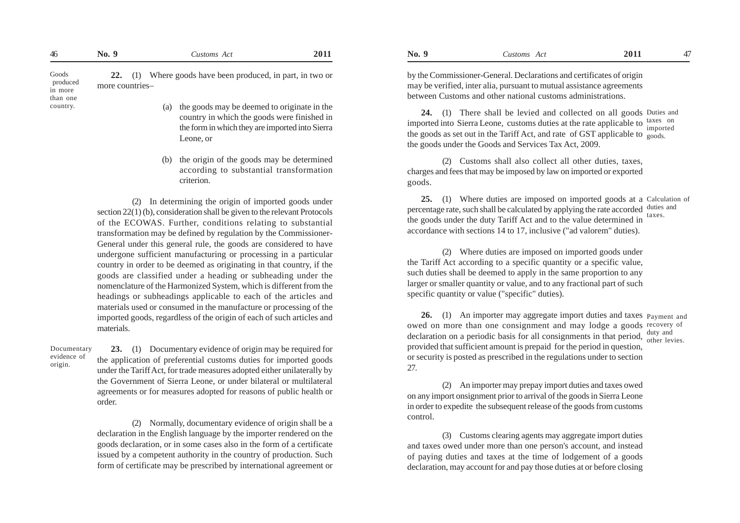**Goods produced in more than one country.**

**22.** (1) Where goods have been produced, in part, in two or more countries–

(a) the goods may be deemed to originate in the country in which the goods were finished in the form in which they are imported into Sierra Leone, or

(b) the origin of the goods may be determined according to substantial transformation criterion.

(2) In determining the origin of imported goods under section 22(1) (b), consideration shall be given to the relevant Protocols of the ECOWAS. Further, conditions relating to substantial transformation may be defined by regulation by the Commissioner-General under this general rule, the goods are considered to have undergone sufficient manufacturing or processing in a particular country in order to be deemed as originating in that country, if the goods are classified under a heading or subheading under the nomenclature of the Harmonized System, which is different from the headings or subheadings applicable to each of the articles and materials used or consumed in the manufacture or processing of the imported goods, regardless of the origin of each of such articles and materials.

**Documentary evidence of origin.**

**23.** (1) Documentary evidence of origin may be required for the application of preferential customs duties for imported goods under the Tariff Act, for trade measures adopted either unilaterally by the Government of Sierra Leone, or under bilateral or multilateral agreements or for measures adopted for reasons of public health or order.

(2) Normally, documentary evidence of origin shall be a declaration in the English language by the importer rendered on the goods declaration, or in some cases also in the form of a certificate issued by a competent authority in the country of production. Such form of certificate may be prescribed by international agreement or by the Commissioner-General. Declarations and certificates of origin may be verified, inter alia, pursuant to mutual assistance agreements between Customs and other national customs administrations.

**Duties and taxes on imported goods.**

**24.** (1) There shall be levied and collected on all goods imported into Sierra Leone, customs duties at the rate applicable to the goods as set out in the Tariff Act, and rate of GST applicable to the goods under the Goods and Services Tax Act, 2009.

(2) Customs shall also collect all other duties, taxes, charges and fees that may be imposed by law on imported or exported goods.

**Calculation of duties and taxes.**

**25.** (1) Where duties are imposed on imported goods at a percentage rate, such shall be calculated by applying the rate accorded the goods under the duty Tariff Act and to the value determined in accordance with sections 14 to 17, inclusive ("ad valorem" duties).

(2) Where duties are imposed on imported goods under the Tariff Act according to a specific quantity or a specific value, such duties shall be deemed to apply in the same proportion to any larger or smaller quantity or value, and to any fractional part of such specific quantity or value ("specific" duties).

**Payment and recovery of duty and other levies.**

**26.** (1) An importer may aggregate import duties and taxes owed on more than one consignment and may lodge a goods declaration on a periodic basis for all consignments in that period, provided that sufficient amount is prepaid for the period in question, or security is posted as prescribed in the regulations under to section 27.

(2) An importer may prepay import duties and taxes owed on any import onsignment prior to arrival of the goods in Sierra Leone in order to expedite the subsequent release of the goods from customs control.

(3) Customs clearing agents may aggregate import duties and taxes owed under more than one person's account, and instead of paying duties and taxes at the time of lodgement of a goods declaration, may account for and pay those duties at or before closing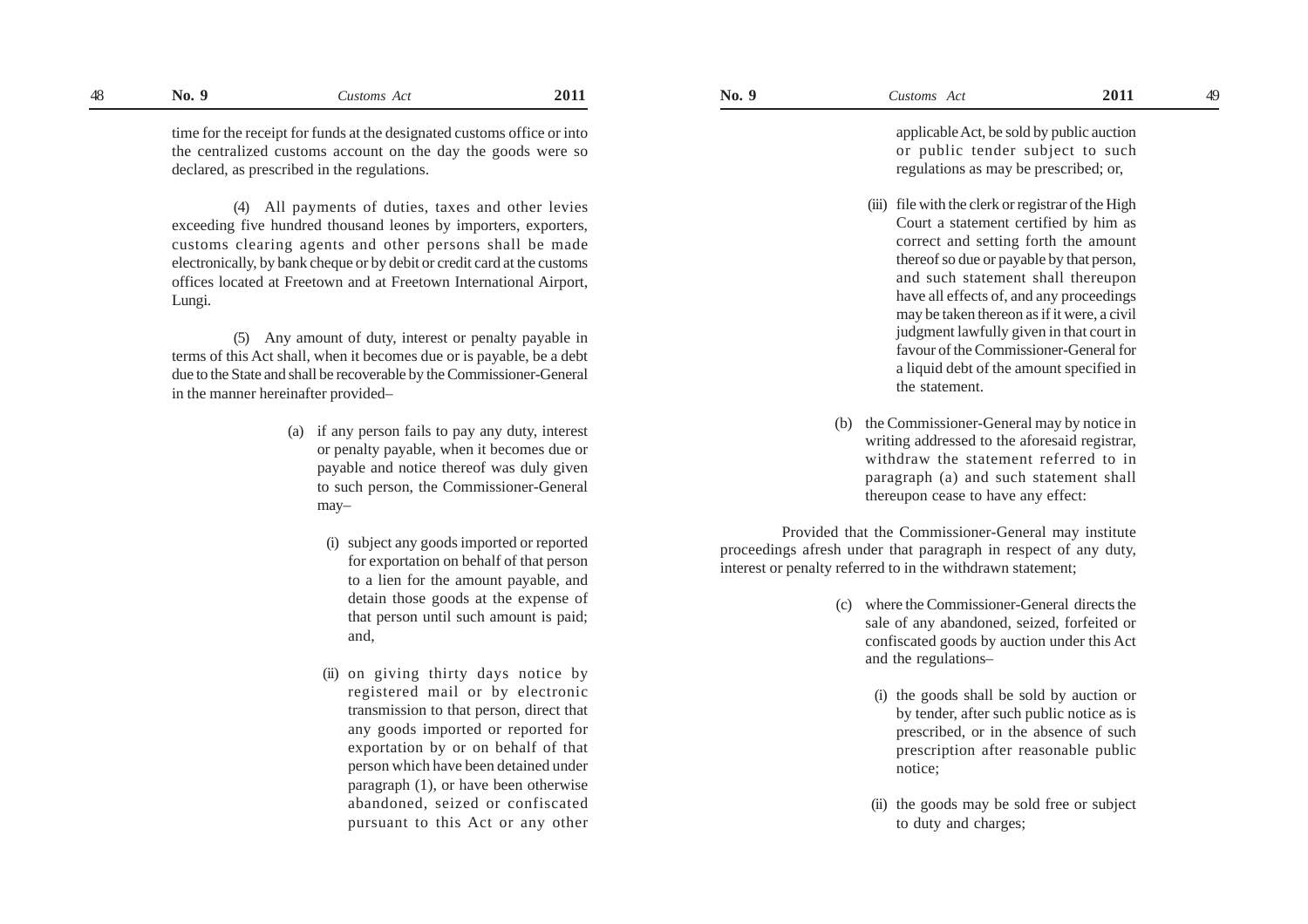time for the receipt for funds at the designated customs office or into the centralized customs account on the day the goods were so declared, as prescribed in the regulations.

(4) All payments of duties, taxes and other levies exceeding five hundred thousand leones by importers, exporters, customs clearing agents and other persons shall be made electronically, by bank cheque or by debit or credit card at the customs offices located at Freetown and at Freetown International Airport, Lungi.

(5) Any amount of duty, interest or penalty payable in terms of this Act shall, when it becomes due or is payable, be a debt due to the State and shall be recoverable by the Commissioner-General in the manner hereinafter provided–

(a) if any person fails to pay any duty, interest or penalty payable, when it becomes due or payable and notice thereof was duly given to such person, the Commissioner-General may–

(i) subject any goods imported or reported for exportation on behalf of that person to a lien for the amount payable, and detain those goods at the expense of that person until such amount is paid; and,

(ii) on giving thirty days notice by registered mail or by electronic transmission to that person, direct that any goods imported or reported for exportation by or on behalf of that person which have been detained under paragraph (1), or have been otherwise abandoned, seized or confiscated pursuant to this Act or any other applicable Act, be sold by public auction or public tender subject to such regulations as may be prescribed; or,

(iii) file with the clerk or registrar of the High Court a statement certified by him as correct and setting forth the amount thereof so due or payable by that person, and such statement shall thereupon have all effects of, and any proceedings may be taken thereon as if it were, a civil judgment lawfully given in that court in favour of the Commissioner-General for a liquid debt of the amount specified in the statement.

(b) the Commissioner-General may by notice in writing addressed to the aforesaid registrar, withdraw the statement referred to in paragraph (a) and such statement shall thereupon cease to have any effect:

Provided that the Commissioner-General may institute proceedings afresh under that paragraph in respect of any duty, interest or penalty referred to in the withdrawn statement;

(c) where the Commissioner-General directs the sale of any abandoned, seized, forfeited or confiscated goods by auction under this Act and the regulations–

(i) the goods shall be sold by auction or by tender, after such public notice as is prescribed, or in the absence of such prescription after reasonable public notice;

(ii) the goods may be sold free or subject to duty and charges;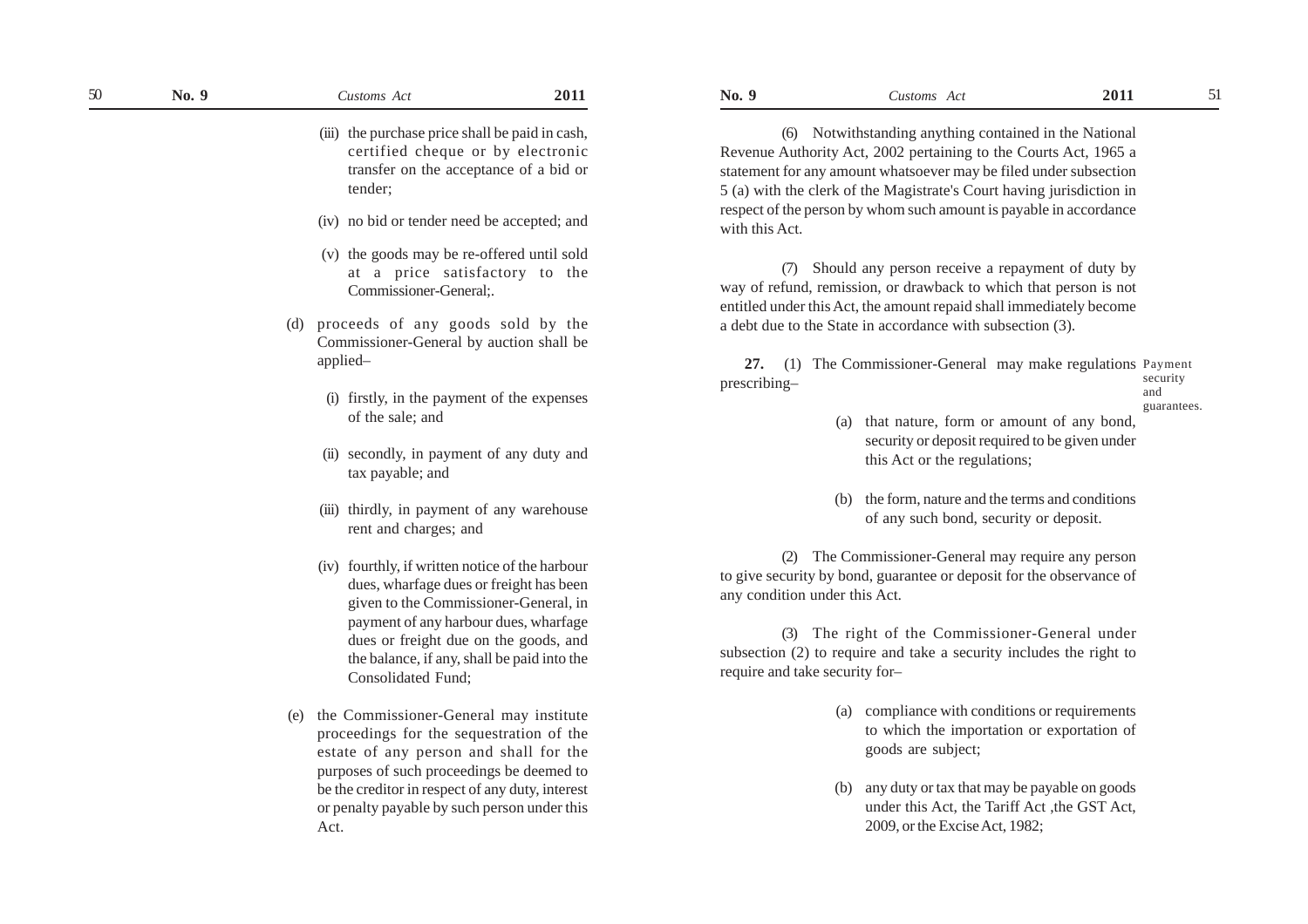(iii) the purchase price shall be paid in cash, certified cheque or by electronic transfer on the acceptance of a bid or tender;

(iv) no bid or tender need be accepted; and

(v) the goods may be re-offered until sold at a price satisfactory to the Commissioner-General;.

(d) proceeds of any goods sold by the Commissioner-General by auction shall be applied–

(i) firstly, in the payment of the expenses of the sale; and

(ii) secondly, in payment of any duty and tax payable; and

(iii) thirdly, in payment of any warehouse rent and charges; and

(iv) fourthly, if written notice of the harbour dues, wharfage dues or freight has been given to the Commissioner-General, in payment of any harbour dues, wharfage dues or freight due on the goods, and the balance, if any, shall be paid into the Consolidated Fund;

(e) the Commissioner-General may institute proceedings for the sequestration of the estate of any person and shall for the purposes of such proceedings be deemed to be the creditor in respect of any duty, interest or penalty payable by such person under this Act.

(6) Notwithstanding anything contained in the National Revenue Authority Act, 2002 pertaining to the Courts Act, 1965 a statement for any amount whatsoever may be filed under subsection 5 (a) with the clerk of the Magistrate's Court having jurisdiction in respect of the person by whom such amount is payable in accordance with this Act.

(7) Should any person receive a repayment of duty by way of refund, remission, or drawback to which that person is not entitled under this Act, the amount repaid shall immediately become a debt due to the State in accordance with subsection (3).

Payment security and guarantees.

**27.** (1) The Commissioner-General may make regulations prescribing–

(a) that nature, form or amount of any bond, security or deposit required to be given under this Act or the regulations;

(b) the form, nature and the terms and conditions of any such bond, security or deposit.

(2) The Commissioner-General may require any person to give security by bond, guarantee or deposit for the observance of any condition under this Act.

(3) The right of the Commissioner-General under subsection (2) to require and take a security includes the right to require and take security for–

(a) compliance with conditions or requirements to which the importation or exportation of goods are subject;

(b) any duty or tax that may be payable on goods under this Act, the Tariff Act ,the GST Act, 2009, or the Excise Act, 1982;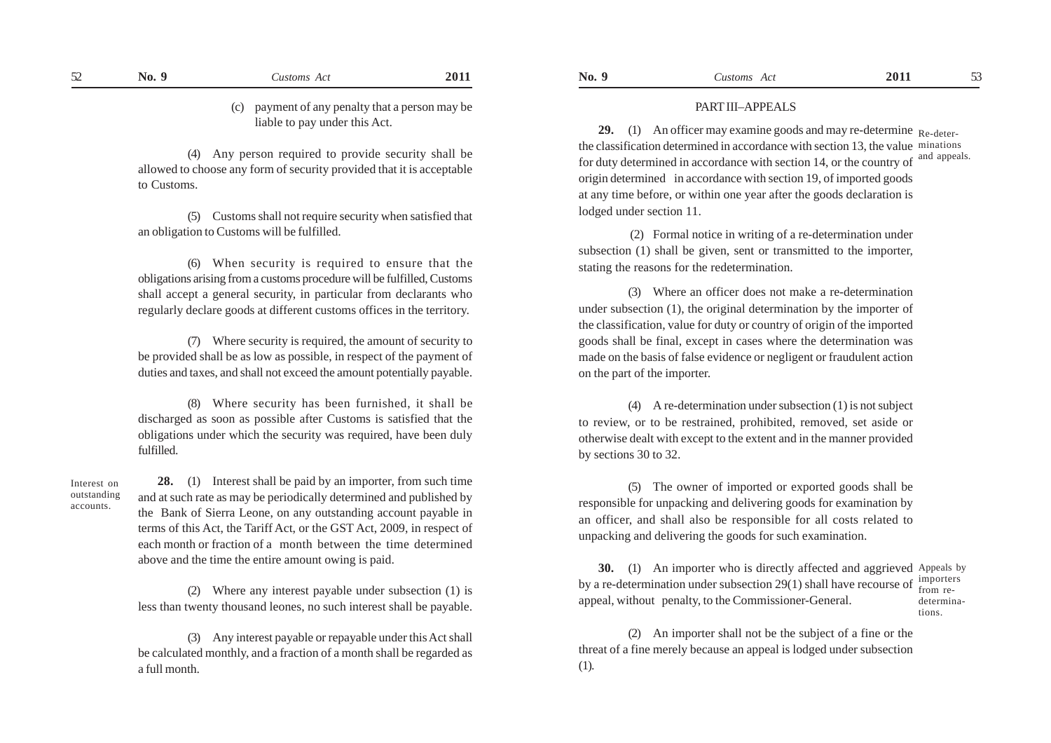(c) payment of any penalty that a person may be liable to pay under this Act.

(4) Any person required to provide security shall be allowed to choose any form of security provided that it is acceptable to Customs.

(5) Customs shall not require security when satisfied that an obligation to Customs will be fulfilled.

(6) When security is required to ensure that the obligations arising from a customs procedure will be fulfilled, Customs shall accept a general security, in particular from declarants who regularly declare goods at different customs offices in the territory.

(7) Where security is required, the amount of security to be provided shall be as low as possible, in respect of the payment of duties and taxes, and shall not exceed the amount potentially payable.

(8) Where security has been furnished, it shall be discharged as soon as possible after Customs is satisfied that the obligations under which the security was required, have been duly fulfilled.

*Interest on outstanding accounts.*

**28.** (1) Interest shall be paid by an importer, from such time and at such rate as may be periodically determined and published by the Bank of Sierra Leone, on any outstanding account payable in terms of this Act, the Tariff Act, or the GST Act, 2009, in respect of each month or fraction of a month between the time determined above and the time the entire amount owing is paid.

(2) Where any interest payable under subsection (1) is less than twenty thousand leones, no such interest shall be payable.

(3) Any interest payable or repayable under this Act shall be calculated monthly, and a fraction of a month shall be regarded as a full month.

## PART III–APPEALS

*Re-determinations and appeals.*

**29.** (1) An officer may examine goods and may re-determine the classification determined in accordance with section 13, the value for duty determined in accordance with section 14, or the country of origin determined in accordance with section 19, of imported goods at any time before, or within one year after the goods declaration is lodged under section 11.

(2) Formal notice in writing of a re-determination under subsection (1) shall be given, sent or transmitted to the importer, stating the reasons for the redetermination.

(3) Where an officer does not make a re-determination under subsection (1), the original determination by the importer of the classification, value for duty or country of origin of the imported goods shall be final, except in cases where the determination was made on the basis of false evidence or negligent or fraudulent action on the part of the importer.

(4) A re-determination under subsection (1) is not subject to review, or to be restrained, prohibited, removed, set aside or otherwise dealt with except to the extent and in the manner provided by sections 30 to 32.

(5) The owner of imported or exported goods shall be responsible for unpacking and delivering goods for examination by an officer, and shall also be responsible for all costs related to unpacking and delivering the goods for such examination.

*Appeals by importers from re-determinations.*

**30.** (1) An importer who is directly affected and aggrieved by a re-determination under subsection 29(1) shall have recourse of appeal, without penalty, to the Commissioner-General.

(2) An importer shall not be the subject of a fine or the threat of a fine merely because an appeal is lodged under subsection (1).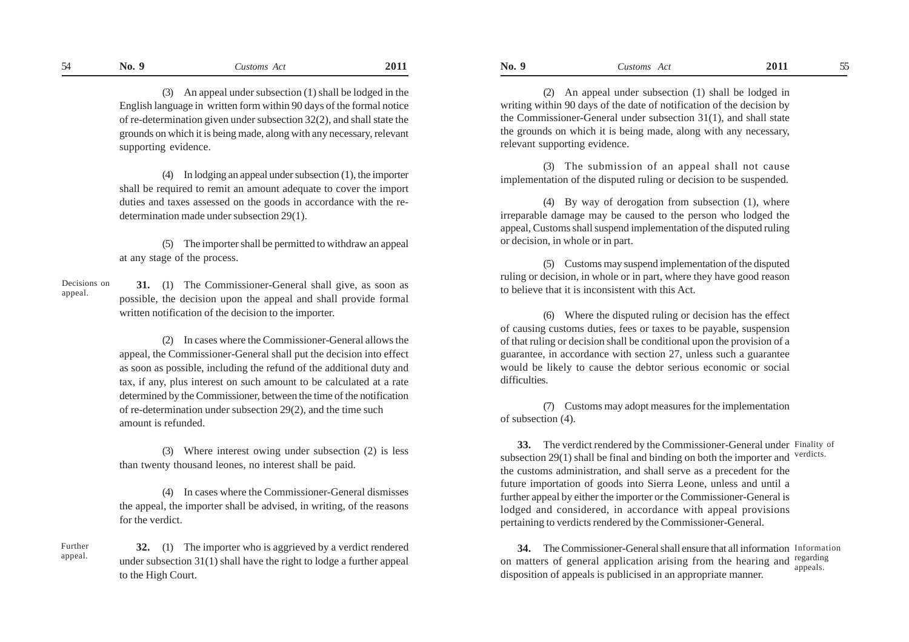(3) An appeal under subsection (1) shall be lodged in the English language in written form within 90 days of the formal notice of re-determination given under subsection 32(2), and shall state the grounds on which it is being made, along with any necessary, relevant supporting evidence.

(4) In lodging an appeal under subsection (1), the importer shall be required to remit an amount adequate to cover the import duties and taxes assessed on the goods in accordance with the re-determination made under subsection 29(1).

(5) The importer shall be permitted to withdraw an appeal at any stage of the process.

Decisions on appeal.

**31.** (1) The Commissioner-General shall give, as soon as possible, the decision upon the appeal and shall provide formal written notification of the decision to the importer.

(2) In cases where the Commissioner-General allows the appeal, the Commissioner-General shall put the decision into effect as soon as possible, including the refund of the additional duty and tax, if any, plus interest on such amount to be calculated at a rate determined by the Commissioner, between the time of the notification of re-determination under subsection 29(2), and the time such amount is refunded.

(3) Where interest owing under subsection (2) is less than twenty thousand leones, no interest shall be paid.

(4) In cases where the Commissioner-General dismisses the appeal, the importer shall be advised, in writing, of the reasons for the verdict.

Further appeal.

**32.** (1) The importer who is aggrieved by a verdict rendered under subsection 31(1) shall have the right to lodge a further appeal to the High Court.

(2) An appeal under subsection (1) shall be lodged in writing within 90 days of the date of notification of the decision by the Commissioner-General under subsection 31(1), and shall state the grounds on which it is being made, along with any necessary, relevant supporting evidence.

(3) The submission of an appeal shall not cause implementation of the disputed ruling or decision to be suspended.

(4) By way of derogation from subsection (1), where irreparable damage may be caused to the person who lodged the appeal, Customs shall suspend implementation of the disputed ruling or decision, in whole or in part.

(5) Customs may suspend implementation of the disputed ruling or decision, in whole or in part, where they have good reason to believe that it is inconsistent with this Act.

(6) Where the disputed ruling or decision has the effect of causing customs duties, fees or taxes to be payable, suspension of that ruling or decision shall be conditional upon the provision of a guarantee, in accordance with section 27, unless such a guarantee would be likely to cause the debtor serious economic or social difficulties.

(7) Customs may adopt measures for the implementation of subsection (4).

Finality of verdicts.

**33.** The verdict rendered by the Commissioner-General under subsection 29(1) shall be final and binding on both the importer and the customs administration, and shall serve as a precedent for the future importation of goods into Sierra Leone, unless and until a further appeal by either the importer or the Commissioner-General is lodged and considered, in accordance with appeal provisions pertaining to verdicts rendered by the Commissioner-General.

Information regarding appeals.

**34.** The Commissioner-General shall ensure that all information on matters of general application arising from the hearing and disposition of appeals is publicised in an appropriate manner.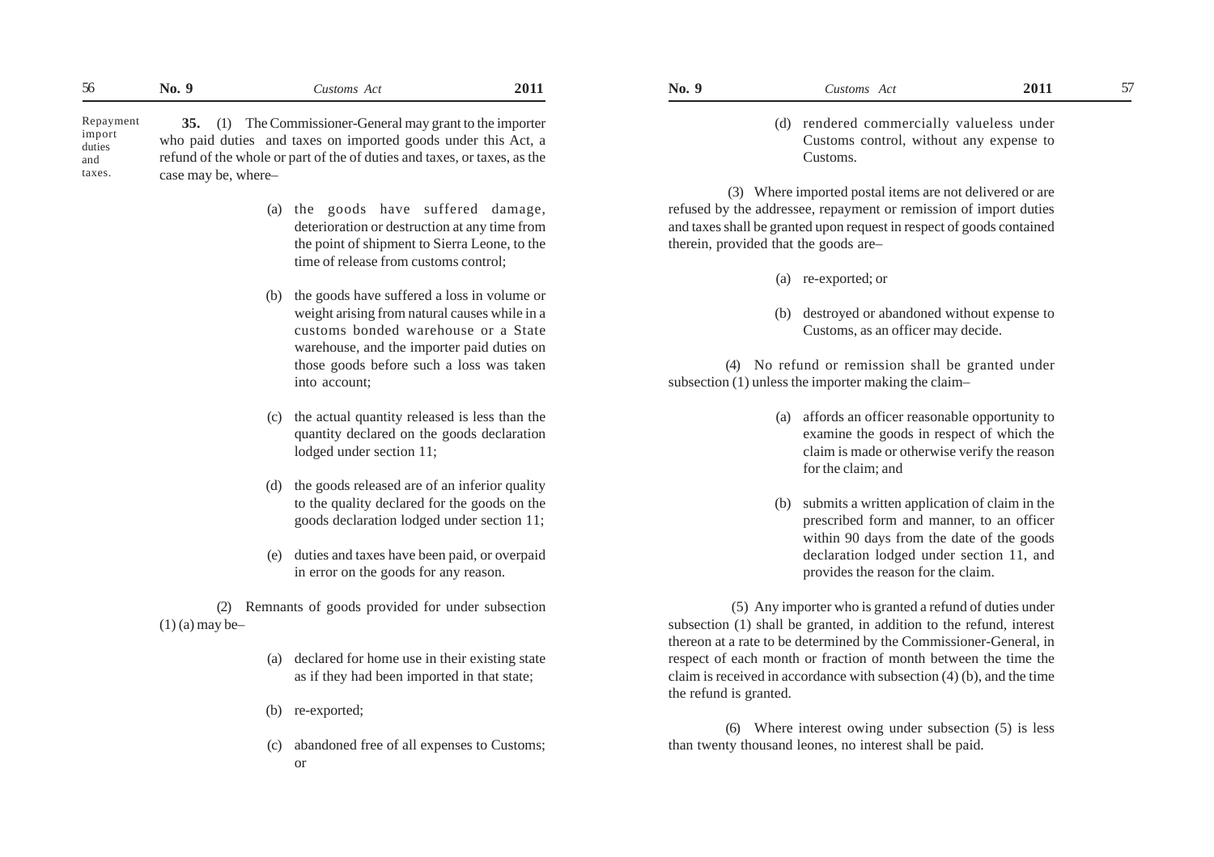Repayment import duties and taxes.

**35.** (1) The Commissioner-General may grant to the importer who paid duties and taxes on imported goods under this Act, a refund of the whole or part of the duties and taxes, or taxes, as the case may be, where–

(a) the goods have suffered damage, deterioration or destruction at any time from the point of shipment to Sierra Leone, to the time of release from customs control;

(b) the goods have suffered a loss in volume or weight arising from natural causes while in a customs bonded warehouse or a State warehouse, and the importer paid duties on those goods before such a loss was taken into account;

(c) the actual quantity released is less than the quantity declared on the goods declaration lodged under section 11;

(d) the goods released are of an inferior quality to the quality declared for the goods on the goods declaration lodged under section 11;

(e) duties and taxes have been paid, or overpaid in error on the goods for any reason.

(2) Remnants of goods provided for under subsection (1) (a) may be–

(a) declared for home use in their existing state as if they had been imported in that state;

(b) re-exported;

(c) abandoned free of all expenses to Customs; or

(d) rendered commercially valueless under Customs control, without any expense to Customs.

(3) Where imported postal items are not delivered or are refused by the addressee, repayment or remission of import duties and taxes shall be granted upon request in respect of goods contained therein, provided that the goods are–

(a) re-exported; or

(b) destroyed or abandoned without expense to Customs, as an officer may decide.

(4) No refund or remission shall be granted under subsection (1) unless the importer making the claim–

(a) affords an officer reasonable opportunity to examine the goods in respect of which the claim is made or otherwise verify the reason for the claim; and

(b) submits a written application of claim in the prescribed form and manner, to an officer within 90 days from the date of the goods declaration lodged under section 11, and provides the reason for the claim.

(5) Any importer who is granted a refund of duties under subsection (1) shall be granted, in addition to the refund, interest thereon at a rate to be determined by the Commissioner-General, in respect of each month or fraction of month between the time the claim is received in accordance with subsection (4) (b), and the time the refund is granted.

(6) Where interest owing under subsection (5) is less than twenty thousand leones, no interest shall be paid.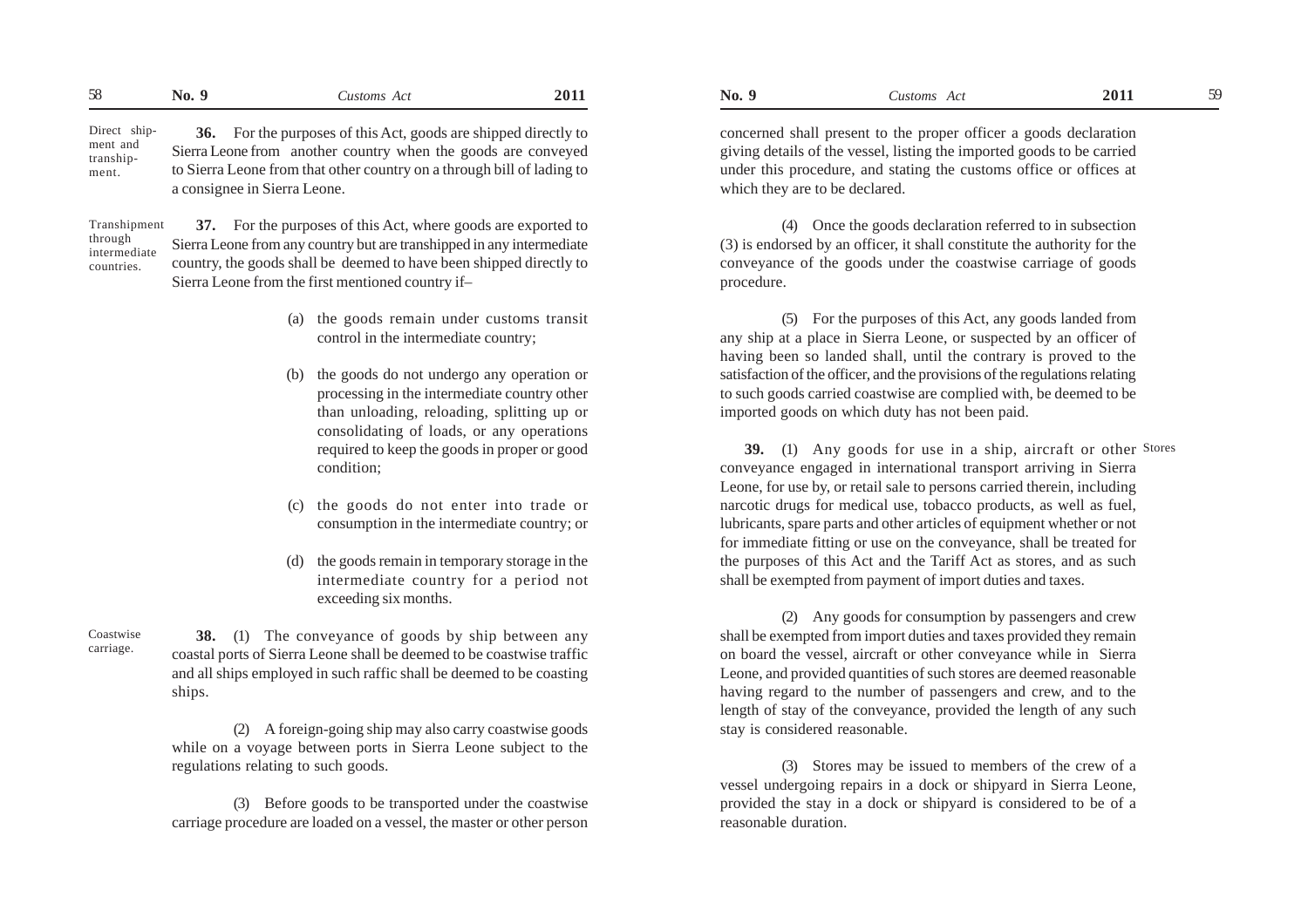Direct shipment and transhipment.

**36.** For the purposes of this Act, goods are shipped directly to Sierra Leone from another country when the goods are conveyed to Sierra Leone from that other country on a through bill of lading to a consignee in Sierra Leone.

Transhipment through intermediate countries.

**37.** For the purposes of this Act, where goods are exported to Sierra Leone from any country but are transhipped in any intermediate country, the goods shall be deemed to have been shipped directly to Sierra Leone from the first mentioned country if–

(a) the goods remain under customs transit control in the intermediate country;

(b) the goods do not undergo any operation or processing in the intermediate country other than unloading, reloading, splitting up or consolidating of loads, or any operations required to keep the goods in proper or good condition;

(c) the goods do not enter into trade or consumption in the intermediate country; or

(d) the goods remain in temporary storage in the intermediate country for a period not exceeding six months.

Coastwise carriage.

**38.** (1) The conveyance of goods by ship between any coastal ports of Sierra Leone shall be deemed to be coastwise traffic and all ships employed in such raffic shall be deemed to be coasting ships.

(2) A foreign-going ship may also carry coastwise goods while on a voyage between ports in Sierra Leone subject to the regulations relating to such goods.

(3) Before goods to be transported under the coastwise carriage procedure are loaded on a vessel, the master or other person concerned shall present to the proper officer a goods declaration giving details of the vessel, listing the imported goods to be carried under this procedure, and stating the customs office or offices at which they are to be declared.

(4) Once the goods declaration referred to in subsection (3) is endorsed by an officer, it shall constitute the authority for the conveyance of the goods under the coastwise carriage of goods procedure.

(5) For the purposes of this Act, any goods landed from any ship at a place in Sierra Leone, or suspected by an officer of having been so landed shall, until the contrary is proved to the satisfaction of the officer, and the provisions of the regulations relating to such goods carried coastwise are complied with, be deemed to be imported goods on which duty has not been paid.

Stores

**39.** (1) Any goods for use in a ship, aircraft or other conveyance engaged in international transport arriving in Sierra Leone, for use by, or retail sale to persons carried therein, including narcotic drugs for medical use, tobacco products, as well as fuel, lubricants, spare parts and other articles of equipment whether or not for immediate fitting or use on the conveyance, shall be treated for the purposes of this Act and the Tariff Act as stores, and as such shall be exempted from payment of import duties and taxes.

(2) Any goods for consumption by passengers and crew shall be exempted from import duties and taxes provided they remain on board the vessel, aircraft or other conveyance while in Sierra Leone, and provided quantities of such stores are deemed reasonable having regard to the number of passengers and crew, and to the length of stay of the conveyance, provided the length of any such stay is considered reasonable.

(3) Stores may be issued to members of the crew of a vessel undergoing repairs in a dock or shipyard in Sierra Leone, provided the stay in a dock or shipyard is considered to be of a reasonable duration.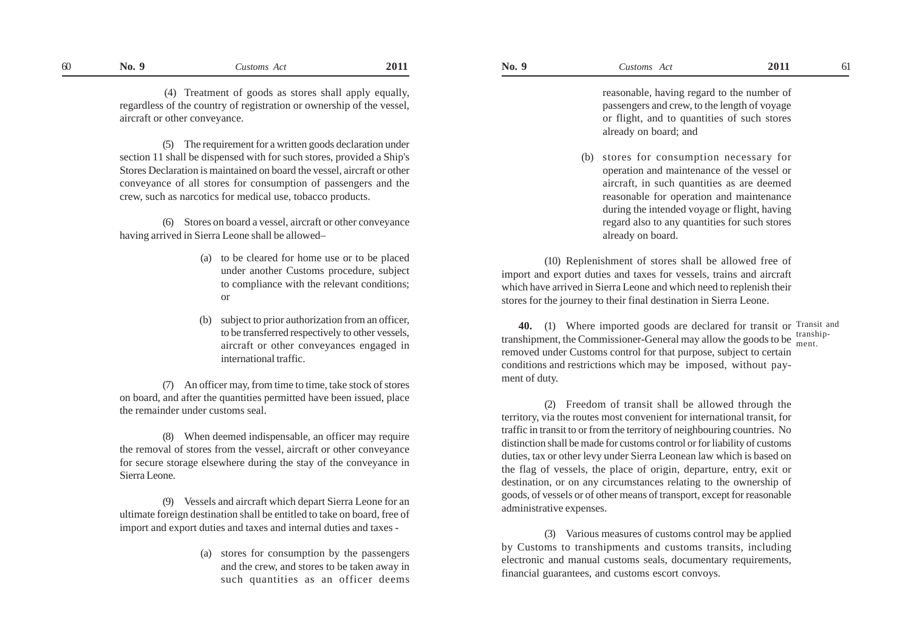(4) Treatment of goods as stores shall apply equally, regardless of the country of registration or ownership of the vessel, aircraft or other conveyance.

(5) The requirement for a written goods declaration under section 11 shall be dispensed with for such stores, provided a Ship's Stores Declaration is maintained on board the vessel, aircraft or other conveyance of all stores for consumption of passengers and the crew, such as narcotics for medical use, tobacco products.

(6) Stores on board a vessel, aircraft or other conveyance having arrived in Sierra Leone shall be allowed–

(a) to be cleared for home use or to be placed under another Customs procedure, subject to compliance with the relevant conditions; or

(b) subject to prior authorization from an officer, to be transferred respectively to other vessels, aircraft or other conveyances engaged in international traffic.

(7) An officer may, from time to time, take stock of stores on board, and after the quantities permitted have been issued, place the remainder under customs seal.

(8) When deemed indispensable, an officer may require the removal of stores from the vessel, aircraft or other conveyance for secure storage elsewhere during the stay of the conveyance in Sierra Leone.

(9) Vessels and aircraft which depart Sierra Leone for an ultimate foreign destination shall be entitled to take on board, free of import and export duties and taxes and internal duties and taxes -

(a) stores for consumption by the passengers and the crew, and stores to be taken away in such quantities as an officer deems reasonable, having regard to the number of passengers and crew, to the length of voyage or flight, and to quantities of such stores already on board; and

(b) stores for consumption necessary for operation and maintenance of the vessel or aircraft, in such quantities as are deemed reasonable for operation and maintenance during the intended voyage or flight, having regard also to any quantities for such stores already on board.

(10) Replenishment of stores shall be allowed free of import and export duties and taxes for vessels, trains and aircraft which have arrived in Sierra Leone and which need to replenish their stores for the journey to their final destination in Sierra Leone.

*Transit and transhipment.*

**40.** (1) Where imported goods are declared for transit or transhipment, the Commissioner-General may allow the goods to be removed under Customs control for that purpose, subject to certain conditions and restrictions which may be imposed, without payment of duty.

(2) Freedom of transit shall be allowed through the territory, via the routes most convenient for international transit, for traffic in transit to or from the territory of neighbouring countries. No distinction shall be made for customs control or for liability of customs duties, tax or other levy under Sierra Leonean law which is based on the flag of vessels, the place of origin, departure, entry, exit or destination, or on any circumstances relating to the ownership of goods, of vessels or of other means of transport, except for reasonable administrative expenses.

(3) Various measures of customs control may be applied by Customs to transhipments and customs transits, including electronic and manual customs seals, documentary requirements, financial guarantees, and customs escort convoys.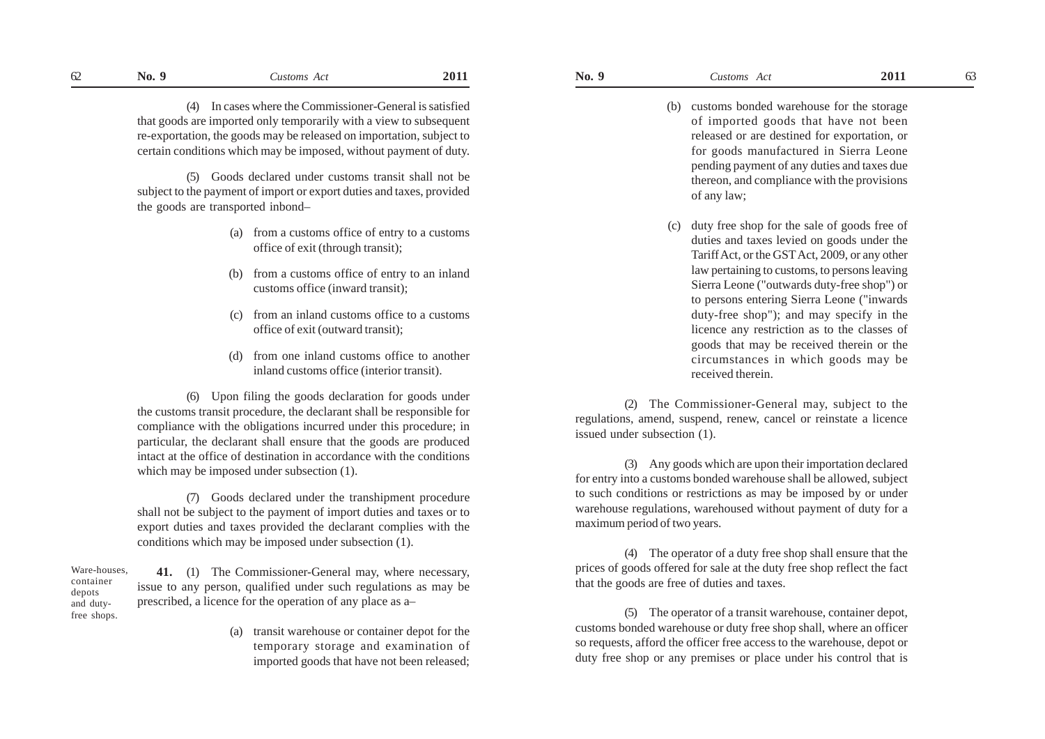(4) In cases where the Commissioner-General is satisfied that goods are imported only temporarily with a view to subsequent re-exportation, the goods may be released on importation, subject to certain conditions which may be imposed, without payment of duty.

(5) Goods declared under customs transit shall not be subject to the payment of import or export duties and taxes, provided the goods are transported inbond–

(a) from a customs office of entry to a customs office of exit (through transit);

(b) from a customs office of entry to an inland customs office (inward transit);

(c) from an inland customs office to a customs office of exit (outward transit);

(d) from one inland customs office to another inland customs office (interior transit).

(6) Upon filing the goods declaration for goods under the customs transit procedure, the declarant shall be responsible for compliance with the obligations incurred under this procedure; in particular, the declarant shall ensure that the goods are produced intact at the office of destination in accordance with the conditions which may be imposed under subsection (1).

(7) Goods declared under the transhipment procedure shall not be subject to the payment of import duties and taxes or to export duties and taxes provided the declarant complies with the conditions which may be imposed under subsection (1).

Ware-houses, container depots and duty-free shops.

**41.** (1) The Commissioner-General may, where necessary, issue to any person, qualified under such regulations as may be prescribed, a licence for the operation of any place as a–

(a) transit warehouse or container depot for the temporary storage and examination of imported goods that have not been released;

(b) customs bonded warehouse for the storage of imported goods that have not been released or are destined for exportation, or for goods manufactured in Sierra Leone pending payment of any duties and taxes due thereon, and compliance with the provisions of any law;

(c) duty free shop for the sale of goods free of duties and taxes levied on goods under the Tariff Act, or the GST Act, 2009, or any other law pertaining to customs, to persons leaving Sierra Leone ("outwards duty-free shop") or to persons entering Sierra Leone ("inwards duty-free shop"); and may specify in the licence any restriction as to the classes of goods that may be received therein or the circumstances in which goods may be received therein.

(2) The Commissioner-General may, subject to the regulations, amend, suspend, renew, cancel or reinstate a licence issued under subsection (1).

(3) Any goods which are upon their importation declared for entry into a customs bonded warehouse shall be allowed, subject to such conditions or restrictions as may be imposed by or under warehouse regulations, warehoused without payment of duty for a maximum period of two years.

(4) The operator of a duty free shop shall ensure that the prices of goods offered for sale at the duty free shop reflect the fact that the goods are free of duties and taxes.

(5) The operator of a transit warehouse, container depot, customs bonded warehouse or duty free shop shall, where an officer so requests, afford the officer free access to the warehouse, depot or duty free shop or any premises or place under his control that is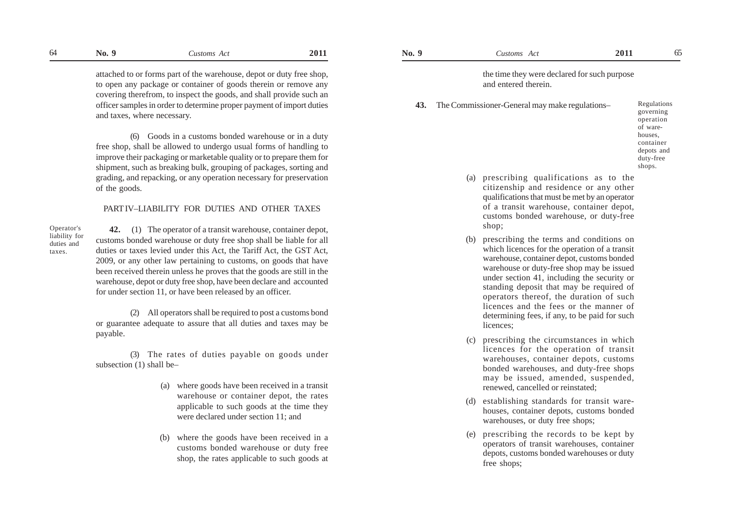attached to or forms part of the warehouse, depot or duty free shop, to open any package or container of goods therein or remove any covering therefrom, to inspect the goods, and shall provide such an officer samples in order to determine proper payment of import duties and taxes, where necessary.

(6) Goods in a customs bonded warehouse or in a duty free shop, shall be allowed to undergo usual forms of handling to improve their packaging or marketable quality or to prepare them for shipment, such as breaking bulk, grouping of packages, sorting and grading, and repacking, or any operation necessary for preservation of the goods.

## PART IV–LIABILITY FOR DUTIES AND OTHER TAXES

*Operator's liability for duties and taxes.*

**42.** (1) The operator of a transit warehouse, container depot, customs bonded warehouse or duty free shop shall be liable for all duties or taxes levied under this Act, the Tariff Act, the GST Act, 2009, or any other law pertaining to customs, on goods that have been received therein unless he proves that the goods are still in the warehouse, depot or duty free shop, have been declare and accounted for under section 11, or have been released by an officer.

(2) All operators shall be required to post a customs bond or guarantee adequate to assure that all duties and taxes may be payable.

(3) The rates of duties payable on goods under subsection (1) shall be–

(a) where goods have been received in a transit warehouse or container depot, the rates applicable to such goods at the time they were declared under section 11; and

(b) where the goods have been received in a customs bonded warehouse or duty free shop, the rates applicable to such goods at the time they were declared for such purpose and entered therein.

*Regulations governing operation of warehouses, container depots and duty-free shops.*

**43.** The Commissioner-General may make regulations–

(a) prescribing qualifications as to the citizenship and residence or any other qualifications that must be met by an operator of a transit warehouse, container depot, customs bonded warehouse, or duty-free shop;

(b) prescribing the terms and conditions on which licences for the operation of a transit warehouse, container depot, customs bonded warehouse or duty-free shop may be issued under section 41, including the security or standing deposit that may be required of operators thereof, the duration of such licences and the fees or the manner of determining fees, if any, to be paid for such licences;

(c) prescribing the circumstances in which licences for the operation of transit warehouses, container depots, customs bonded warehouses, and duty-free shops may be issued, amended, suspended, renewed, cancelled or reinstated;

(d) establishing standards for transit warehouses, container depots, customs bonded warehouses, or duty free shops;

(e) prescribing the records to be kept by operators of transit warehouses, container depots, customs bonded warehouses or duty free shops;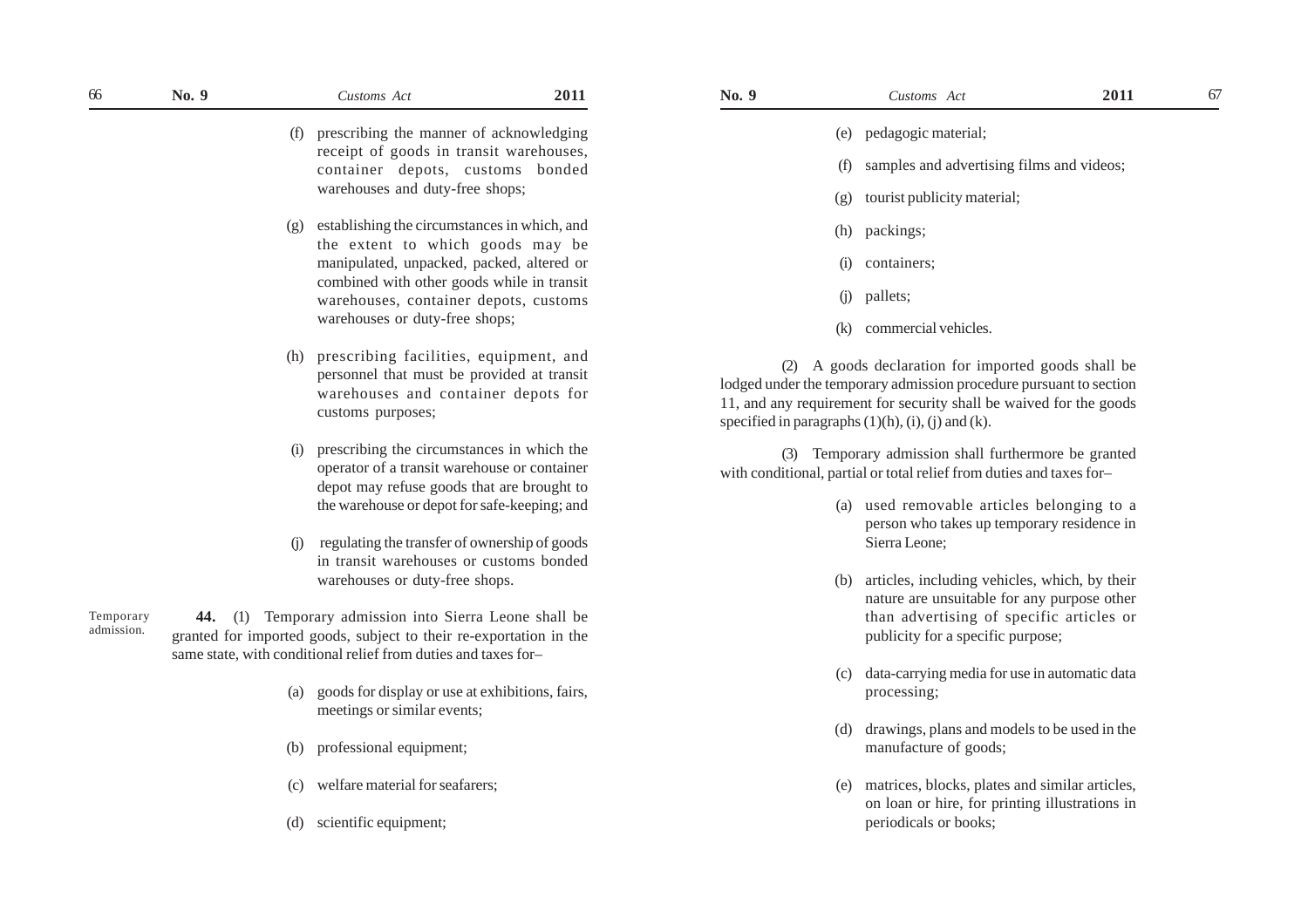(f) prescribing the manner of acknowledging receipt of goods in transit warehouses, container depots, customs bonded warehouses and duty-free shops;

(g) establishing the circumstances in which, and the extent to which goods may be manipulated, unpacked, packed, altered or combined with other goods while in transit warehouses, container depots, customs warehouses or duty-free shops;

(h) prescribing facilities, equipment, and personnel that must be provided at transit warehouses and container depots for customs purposes;

(i) prescribing the circumstances in which the operator of a transit warehouse or container depot may refuse goods that are brought to the warehouse or depot for safe-keeping; and

(j) regulating the transfer of ownership of goods in transit warehouses or customs bonded warehouses or duty-free shops.

Temporary admission.

**44.** (1) Temporary admission into Sierra Leone shall be granted for imported goods, subject to their re-exportation in the same state, with conditional relief from duties and taxes for–

(a) goods for display or use at exhibitions, fairs, meetings or similar events;

(b) professional equipment;

(c) welfare material for seafarers;

(d) scientific equipment;

(e) pedagogic material;

(f) samples and advertising films and videos;

(g) tourist publicity material;

(h) packings;

(i) containers;

(j) pallets;

(k) commercial vehicles.

(2) A goods declaration for imported goods shall be lodged under the temporary admission procedure pursuant to section 11, and any requirement for security shall be waived for the goods specified in paragraphs (1)(h), (i), (j) and (k).

(3) Temporary admission shall furthermore be granted with conditional, partial or total relief from duties and taxes for–

(a) used removable articles belonging to a person who takes up temporary residence in Sierra Leone;

(b) articles, including vehicles, which, by their nature are unsuitable for any purpose other than advertising of specific articles or publicity for a specific purpose;

(c) data-carrying media for use in automatic data processing;

(d) drawings, plans and models to be used in the manufacture of goods;

(e) matrices, blocks, plates and similar articles, on loan or hire, for printing illustrations in periodicals or books;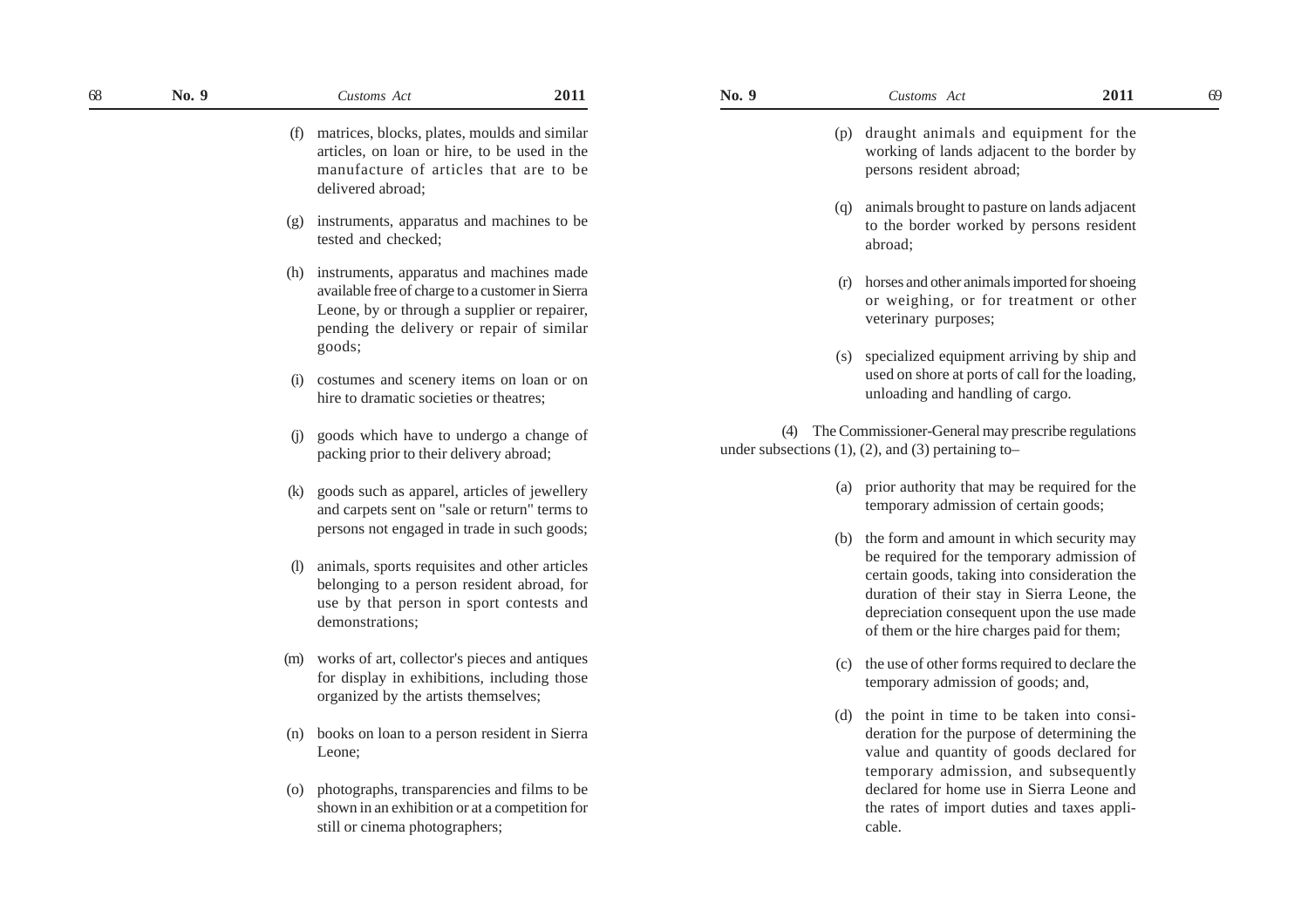(f) matrices, blocks, plates, moulds and similar articles, on loan or hire, to be used in the manufacture of articles that are to be delivered abroad;

(g) instruments, apparatus and machines to be tested and checked;

(h) instruments, apparatus and machines made available free of charge to a customer in Sierra Leone, by or through a supplier or repairer, pending the delivery or repair of similar goods;

(i) costumes and scenery items on loan or on hire to dramatic societies or theatres;

(j) goods which have to undergo a change of packing prior to their delivery abroad;

(k) goods such as apparel, articles of jewellery and carpets sent on "sale or return" terms to persons not engaged in trade in such goods;

(l) animals, sports requisites and other articles belonging to a person resident abroad, for use by that person in sport contests and demonstrations;

(m) works of art, collector's pieces and antiques for display in exhibitions, including those organized by the artists themselves;

(n) books on loan to a person resident in Sierra Leone;

(o) photographs, transparencies and films to be shown in an exhibition or at a competition for still or cinema photographers;

(p) draught animals and equipment for the working of lands adjacent to the border by persons resident abroad;

(q) animals brought to pasture on lands adjacent to the border worked by persons resident abroad;

(r) horses and other animals imported for shoeing or weighing, or for treatment or other veterinary purposes;

(s) specialized equipment arriving by ship and used on shore at ports of call for the loading, unloading and handling of cargo.

(4) The Commissioner-General may prescribe regulations under subsections (1), (2), and (3) pertaining to–

(a) prior authority that may be required for the temporary admission of certain goods;

(b) the form and amount in which security may be required for the temporary admission of certain goods, taking into consideration the duration of their stay in Sierra Leone, the depreciation consequent upon the use made of them or the hire charges paid for them;

(c) the use of other forms required to declare the temporary admission of goods; and,

(d) the point in time to be taken into consideration for the purpose of determining the value and quantity of goods declared for temporary admission, and subsequently declared for home use in Sierra Leone and the rates of import duties and taxes applicable.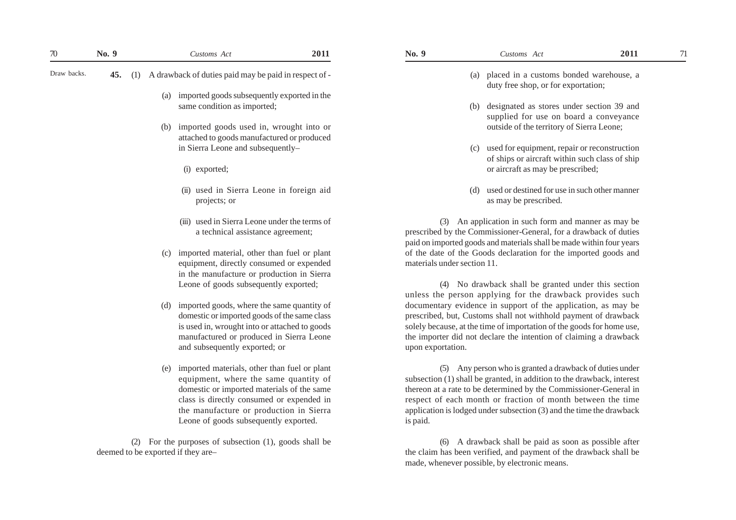Draw backs.

**45.** (1) A drawback of duties paid may be paid in respect of -

(a) imported goods subsequently exported in the same condition as imported;

(b) imported goods used in, wrought into or attached to goods manufactured or produced in Sierra Leone and subsequently–

(i) exported;

(ii) used in Sierra Leone in foreign aid projects; or

(iii) used in Sierra Leone under the terms of a technical assistance agreement;

(c) imported material, other than fuel or plant equipment, directly consumed or expended in the manufacture or production in Sierra Leone of goods subsequently exported;

(d) imported goods, where the same quantity of domestic or imported goods of the same class is used in, wrought into or attached to goods manufactured or produced in Sierra Leone and subsequently exported; or

(e) imported materials, other than fuel or plant equipment, where the same quantity of domestic or imported materials of the same class is directly consumed or expended in the manufacture or production in Sierra Leone of goods subsequently exported.

(2) For the purposes of subsection (1), goods shall be deemed to be exported if they are–

(a) placed in a customs bonded warehouse, a duty free shop, or for exportation;

(b) designated as stores under section 39 and supplied for use on board a conveyance outside of the territory of Sierra Leone;

(c) used for equipment, repair or reconstruction of ships or aircraft within such class of ship or aircraft as may be prescribed;

(d) used or destined for use in such other manner as may be prescribed.

(3) An application in such form and manner as may be prescribed by the Commissioner-General, for a drawback of duties paid on imported goods and materials shall be made within four years of the date of the Goods declaration for the imported goods and materials under section 11.

(4) No drawback shall be granted under this section unless the person applying for the drawback provides such documentary evidence in support of the application, as may be prescribed, but, Customs shall not withhold payment of drawback solely because, at the time of importation of the goods for home use, the importer did not declare the intention of claiming a drawback upon exportation.

(5) Any person who is granted a drawback of duties under subsection (1) shall be granted, in addition to the drawback, interest thereon at a rate to be determined by the Commissioner-General in respect of each month or fraction of month between the time application is lodged under subsection (3) and the time the drawback is paid.

(6) A drawback shall be paid as soon as possible after the claim has been verified, and payment of the drawback shall be made, whenever possible, by electronic means.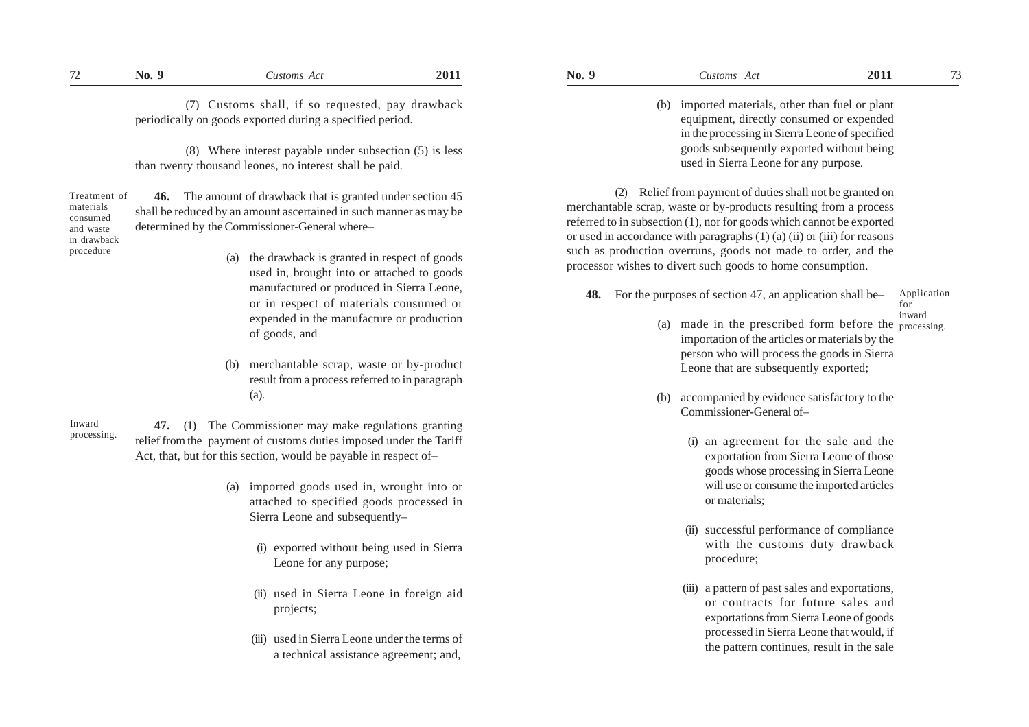(7) Customs shall, if so requested, pay drawback periodically on goods exported during a specified period.

(8) Where interest payable under subsection (5) is less than twenty thousand leones, no interest shall be paid.

Treatment of materials consumed and waste in drawback procedure

**46.** The amount of drawback that is granted under section 45 shall be reduced by an amount ascertained in such manner as may be determined by the Commissioner-General where–

(a) the drawback is granted in respect of goods used in, brought into or attached to goods manufactured or produced in Sierra Leone, or in respect of materials consumed or expended in the manufacture or production of goods, and

(b) merchantable scrap, waste or by-product result from a process referred to in paragraph (a).

Inward processing.

**47.** (1) The Commissioner may make regulations granting relief from the payment of customs duties imposed under the Tariff Act, that, but for this section, would be payable in respect of–

(a) imported goods used in, wrought into or attached to specified goods processed in Sierra Leone and subsequently–

(i) exported without being used in Sierra Leone for any purpose;

(ii) used in Sierra Leone in foreign aid projects;

(iii) used in Sierra Leone under the terms of a technical assistance agreement; and,

(b) imported materials, other than fuel or plant equipment, directly consumed or expended in the processing in Sierra Leone of specified goods subsequently exported without being used in Sierra Leone for any purpose.

(2) Relief from payment of duties shall not be granted on merchantable scrap, waste or by-products resulting from a process referred to in subsection (1), nor for goods which cannot be exported or used in accordance with paragraphs (1) (a) (ii) or (iii) for reasons such as production overruns, goods not made to order, and the processor wishes to divert such goods to home consumption.

Application for inward processing.

**48.** For the purposes of section 47, an application shall be–

(a) made in the prescribed form before the importation of the articles or materials by the person who will process the goods in Sierra Leone that are subsequently exported;

(b) accompanied by evidence satisfactory to the Commissioner-General of–

(i) an agreement for the sale and the exportation from Sierra Leone of those goods whose processing in Sierra Leone will use or consume the imported articles or materials;

(ii) successful performance of compliance with the customs duty drawback procedure;

(iii) a pattern of past sales and exportations, or contracts for future sales and exportations from Sierra Leone of goods processed in Sierra Leone that would, if the pattern continues, result in the sale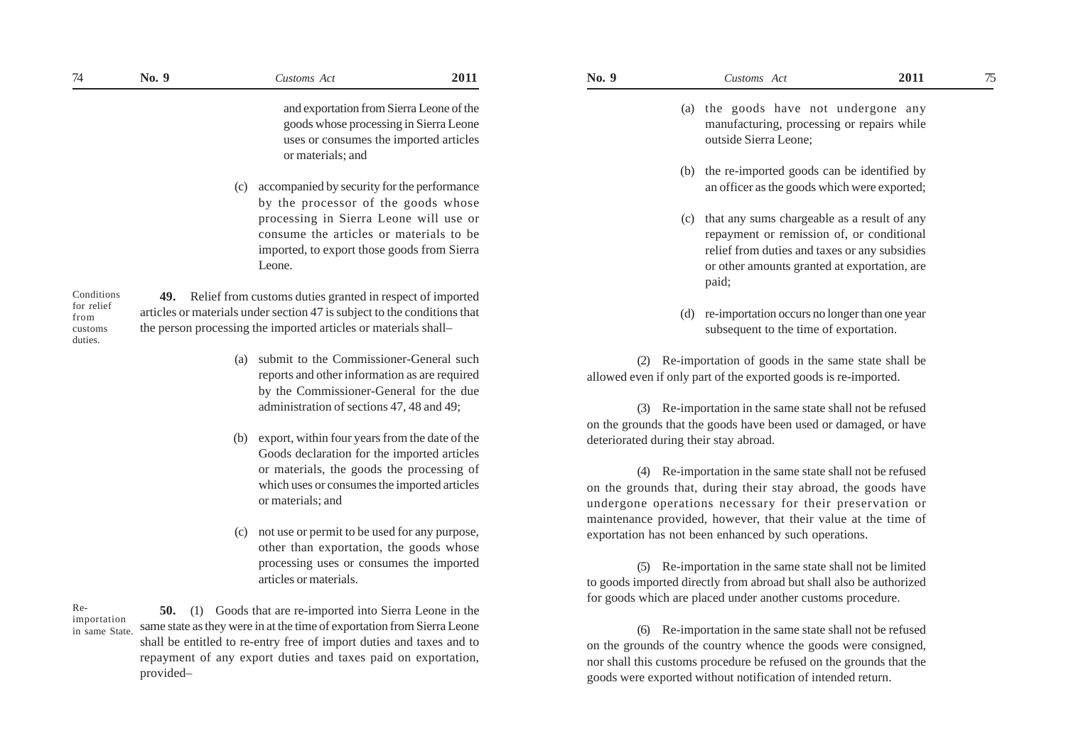and exportation from Sierra Leone of the goods whose processing in Sierra Leone uses or consumes the imported articles or materials; and

(c) accompanied by security for the performance by the processor of the goods whose processing in Sierra Leone will use or consume the articles or materials to be imported, to export those goods from Sierra Leone.

Conditions for relief from customs duties.

**49.** Relief from customs duties granted in respect of imported articles or materials under section 47 is subject to the conditions that the person processing the imported articles or materials shall–

(a) submit to the Commissioner-General such reports and other information as are required by the Commissioner-General for the due administration of sections 47, 48 and 49;

(b) export, within four years from the date of the Goods declaration for the imported articles or materials, the goods the processing of which uses or consumes the imported articles or materials; and

(c) not use or permit to be used for any purpose, other than exportation, the goods whose processing uses or consumes the imported articles or materials.

Re-importation in same State.

**50.** (1) Goods that are re-imported into Sierra Leone in the same state as they were in at the time of exportation from Sierra Leone shall be entitled to re-entry free of import duties and taxes and to repayment of any export duties and taxes paid on exportation, provided–

(a) the goods have not undergone any manufacturing, processing or repairs while outside Sierra Leone;

(b) the re-imported goods can be identified by an officer as the goods which were exported;

(c) that any sums chargeable as a result of any repayment or remission of, or conditional relief from duties and taxes or any subsidies or other amounts granted at exportation, are paid;

(d) re-importation occurs no longer than one year subsequent to the time of exportation.

(2) Re-importation of goods in the same state shall be allowed even if only part of the exported goods is re-imported.

(3) Re-importation in the same state shall not be refused on the grounds that the goods have been used or damaged, or have deteriorated during their stay abroad.

(4) Re-importation in the same state shall not be refused on the grounds that, during their stay abroad, the goods have undergone operations necessary for their preservation or maintenance provided, however, that their value at the time of exportation has not been enhanced by such operations.

(5) Re-importation in the same state shall not be limited to goods imported directly from abroad but shall also be authorized for goods which are placed under another customs procedure.

(6) Re-importation in the same state shall not be refused on the grounds of the country whence the goods were consigned, nor shall this customs procedure be refused on the grounds that the goods were exported without notification of intended return.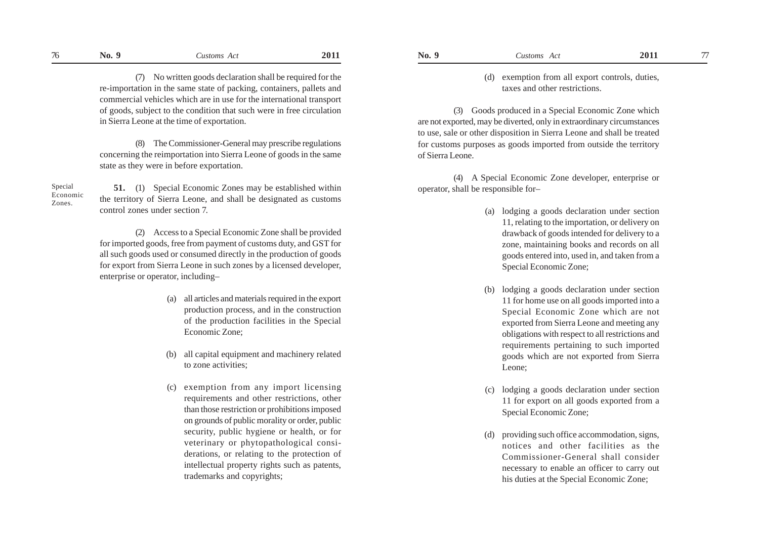(7) No written goods declaration shall be required for the re-importation in the same state of packing, containers, pallets and commercial vehicles which are in use for the international transport of goods, subject to the condition that such were in free circulation in Sierra Leone at the time of exportation.

(8) The Commissioner-General may prescribe regulations concerning the reimportation into Sierra Leone of goods in the same state as they were in before exportation.

Special Economic Zones.

**51.** (1) Special Economic Zones may be established within the territory of Sierra Leone, and shall be designated as customs control zones under section 7.

(2) Access to a Special Economic Zone shall be provided for imported goods, free from payment of customs duty, and GST for all such goods used or consumed directly in the production of goods for export from Sierra Leone in such zones by a licensed developer, enterprise or operator, including–

(a) all articles and materials required in the export production process, and in the construction of the production facilities in the Special Economic Zone;

(b) all capital equipment and machinery related to zone activities;

(c) exemption from any import licensing requirements and other restrictions, other than those restriction or prohibitions imposed on grounds of public morality or order, public security, public hygiene or health, or for veterinary or phytopathological considerations, or relating to the protection of intellectual property rights such as patents, trademarks and copyrights;

(d) exemption from all export controls, duties, taxes and other restrictions.

(3) Goods produced in a Special Economic Zone which are not exported, may be diverted, only in extraordinary circumstances to use, sale or other disposition in Sierra Leone and shall be treated for customs purposes as goods imported from outside the territory of Sierra Leone.

(4) A Special Economic Zone developer, enterprise or operator, shall be responsible for–

(a) lodging a goods declaration under section 11, relating to the importation, or delivery on drawback of goods intended for delivery to a zone, maintaining books and records on all goods entered into, used in, and taken from a Special Economic Zone;

(b) lodging a goods declaration under section 11 for home use on all goods imported into a Special Economic Zone which are not exported from Sierra Leone and meeting any obligations with respect to all restrictions and requirements pertaining to such imported goods which are not exported from Sierra Leone;

(c) lodging a goods declaration under section 11 for export on all goods exported from a Special Economic Zone;

(d) providing such office accommodation, signs, notices and other facilities as the Commissioner-General shall consider necessary to enable an officer to carry out his duties at the Special Economic Zone;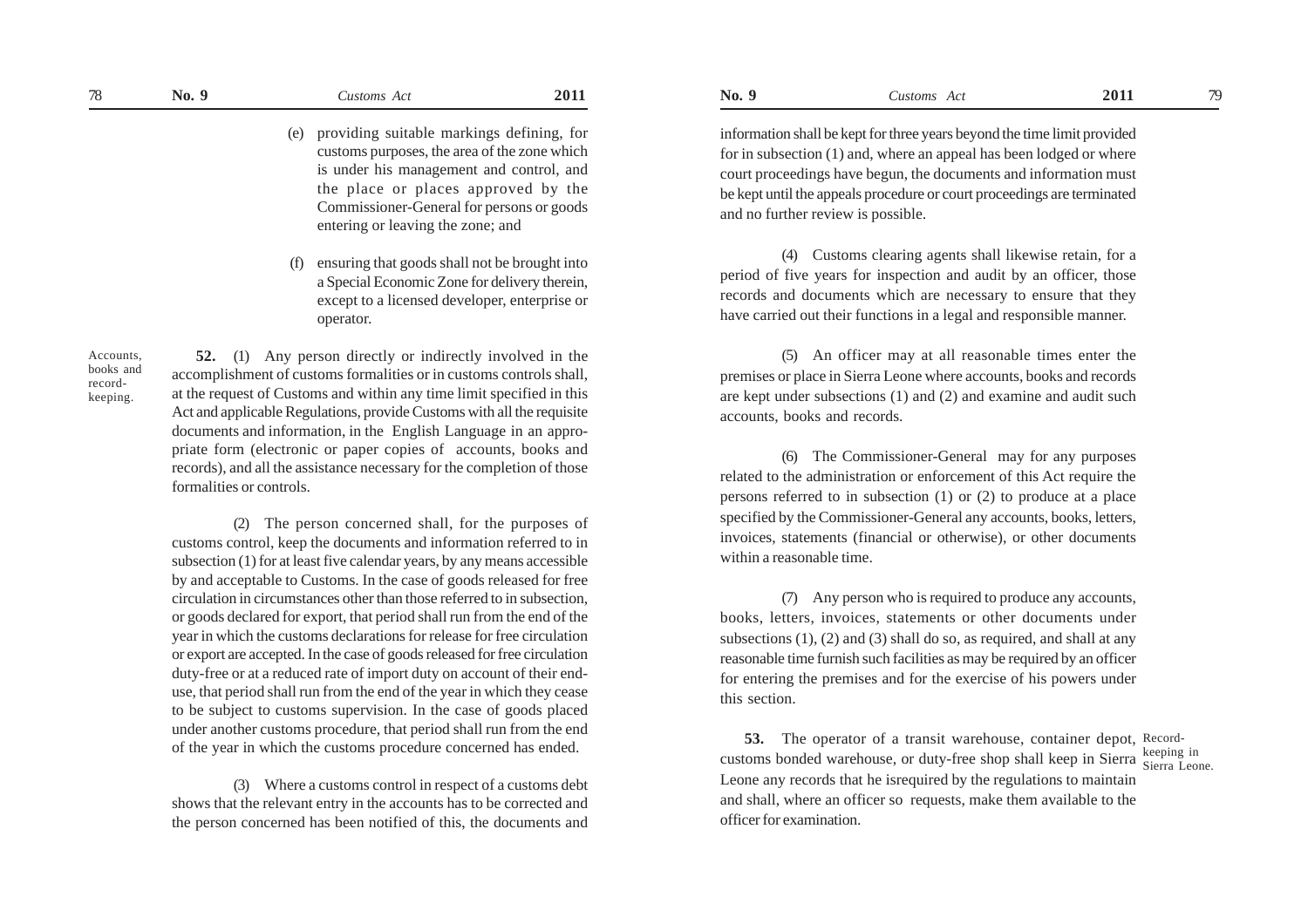(e) providing suitable markings defining, for customs purposes, the area of the zone which is under his management and control, and the place or places approved by the Commissioner-General for persons or goods entering or leaving the zone; and

(f) ensuring that goods shall not be brought into a Special Economic Zone for delivery therein, except to a licensed developer, enterprise or operator.

Accounts, books and record-keeping.

**52.** (1) Any person directly or indirectly involved in the accomplishment of customs formalities or in customs controls shall, at the request of Customs and within any time limit specified in this Act and applicable Regulations, provide Customs with all the requisite documents and information, in the English Language in an appropriate form (electronic or paper copies of accounts, books and records), and all the assistance necessary for the completion of those formalities or controls.

(2) The person concerned shall, for the purposes of customs control, keep the documents and information referred to in subsection (1) for at least five calendar years, by any means accessible by and acceptable to Customs. In the case of goods released for free circulation in circumstances other than those referred to in subsection, or goods declared for export, that period shall run from the end of the year in which the customs declarations for release for free circulation or export are accepted. In the case of goods released for free circulation duty-free or at a reduced rate of import duty on account of their end-use, that period shall run from the end of the year in which they cease to be subject to customs supervision. In the case of goods placed under another customs procedure, that period shall run from the end of the year in which the customs procedure concerned has ended.

(3) Where a customs control in respect of a customs debt shows that the relevant entry in the accounts has to be corrected and the person concerned has been notified of this, the documents and information shall be kept for three years beyond the time limit provided for in subsection (1) and, where an appeal has been lodged or where court proceedings have begun, the documents and information must be kept until the appeals procedure or court proceedings are terminated and no further review is possible.

(4) Customs clearing agents shall likewise retain, for a period of five years for inspection and audit by an officer, those records and documents which are necessary to ensure that they have carried out their functions in a legal and responsible manner.

(5) An officer may at all reasonable times enter the premises or place in Sierra Leone where accounts, books and records are kept under subsections (1) and (2) and examine and audit such accounts, books and records.

(6) The Commissioner-General may for any purposes related to the administration or enforcement of this Act require the persons referred to in subsection (1) or (2) to produce at a place specified by the Commissioner-General any accounts, books, letters, invoices, statements (financial or otherwise), or other documents within a reasonable time.

(7) Any person who is required to produce any accounts, books, letters, invoices, statements or other documents under subsections (1), (2) and (3) shall do so, as required, and shall at any reasonable time furnish such facilities as may be required by an officer for entering the premises and for the exercise of his powers under this section.

Record-keeping in Sierra Leone.

**53.** The operator of a transit warehouse, container depot, customs bonded warehouse, or duty-free shop shall keep in Sierra Leone any records that he isrequired by the regulations to maintain and shall, where an officer so requests, make them available to the officer for examination.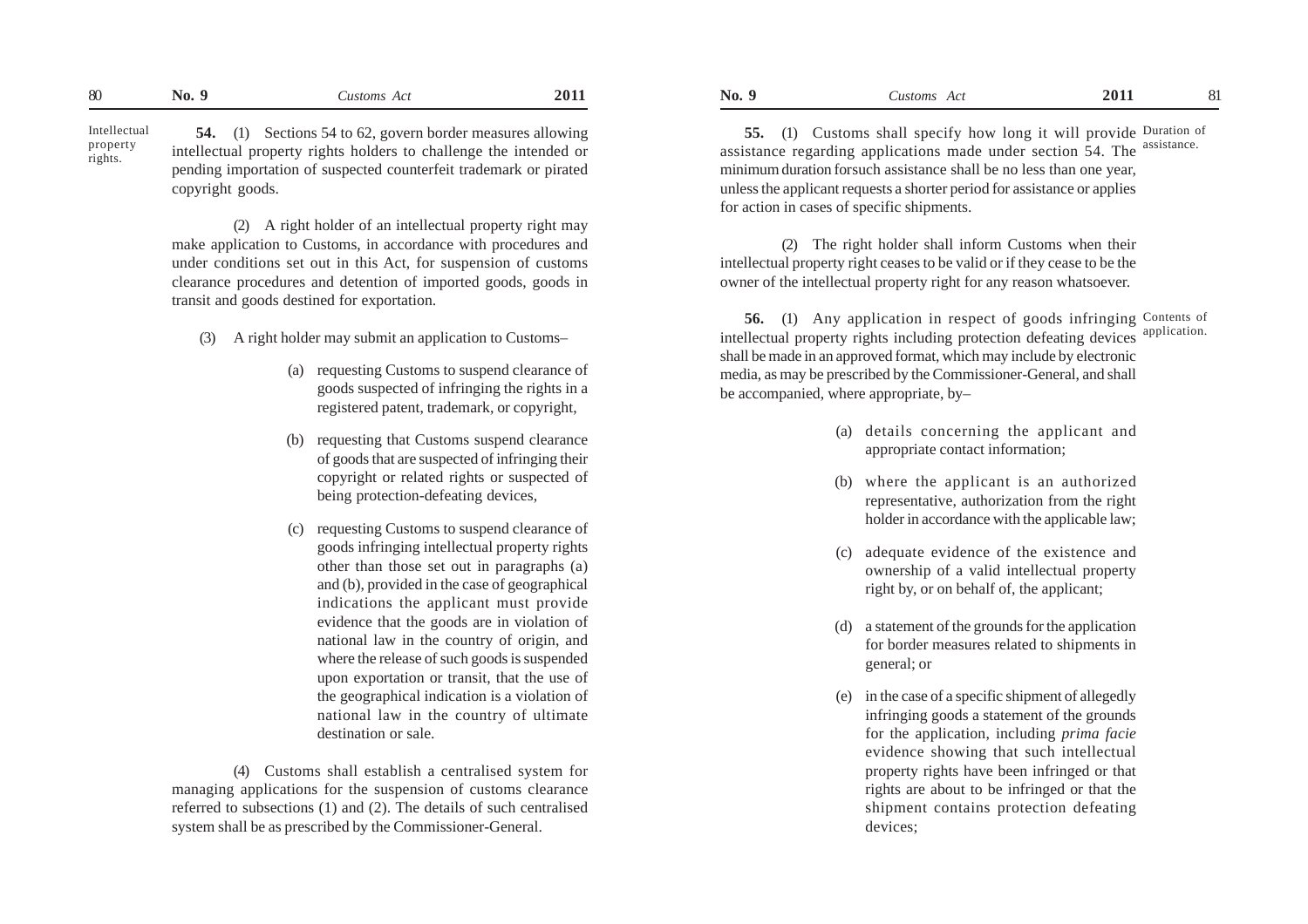**Intellectual property rights.**

**54.** (1) Sections 54 to 62, govern border measures allowing intellectual property rights holders to challenge the intended or pending importation of suspected counterfeit trademark or pirated copyright goods.

(2) A right holder of an intellectual property right may make application to Customs, in accordance with procedures and under conditions set out in this Act, for suspension of customs clearance procedures and detention of imported goods, goods in transit and goods destined for exportation.

(3) A right holder may submit an application to Customs–

(a) requesting Customs to suspend clearance of goods suspected of infringing the rights in a registered patent, trademark, or copyright,

(b) requesting that Customs suspend clearance of goods that are suspected of infringing their copyright or related rights or suspected of being protection-defeating devices,

(c) requesting Customs to suspend clearance of goods infringing intellectual property rights other than those set out in paragraphs (a) and (b), provided in the case of geographical indications the applicant must provide evidence that the goods are in violation of national law in the country of origin, and where the release of such goods is suspended upon exportation or transit, that the use of the geographical indication is a violation of national law in the country of ultimate destination or sale.

(4) Customs shall establish a centralised system for managing applications for the suspension of customs clearance referred to subsections (1) and (2). The details of such centralised system shall be as prescribed by the Commissioner-General.

**Duration of assistance.**

**55.** (1) Customs shall specify how long it will provide assistance regarding applications made under section 54. The minimum duration forsuch assistance shall be no less than one year, unless the applicant requests a shorter period for assistance or applies for action in cases of specific shipments.

(2) The right holder shall inform Customs when their intellectual property right ceases to be valid or if they cease to be the owner of the intellectual property right for any reason whatsoever.

**Contents of application.**

**56.** (1) Any application in respect of goods infringing intellectual property rights including protection defeating devices shall be made in an approved format, which may include by electronic media, as may be prescribed by the Commissioner-General, and shall be accompanied, where appropriate, by–

(a) details concerning the applicant and appropriate contact information;

(b) where the applicant is an authorized representative, authorization from the right holder in accordance with the applicable law;

(c) adequate evidence of the existence and ownership of a valid intellectual property right by, or on behalf of, the applicant;

(d) a statement of the grounds for the application for border measures related to shipments in general; or

(e) in the case of a specific shipment of allegedly infringing goods a statement of the grounds for the application, including *prima facie* evidence showing that such intellectual property rights have been infringed or that rights are about to be infringed or that the shipment contains protection defeating devices;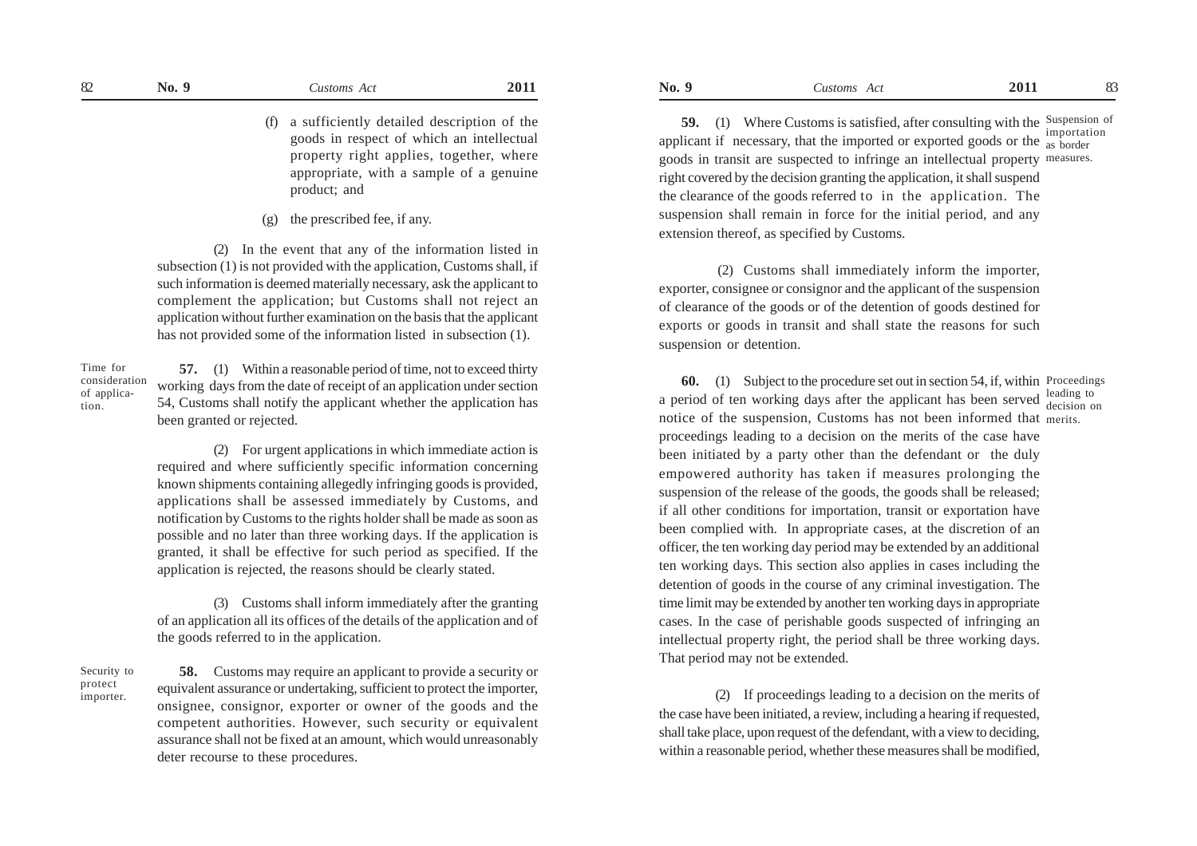(f) a sufficiently detailed description of the goods in respect of which an intellectual property right applies, together, where appropriate, with a sample of a genuine product; and

(g) the prescribed fee, if any.

(2) In the event that any of the information listed in subsection (1) is not provided with the application, Customs shall, if such information is deemed materially necessary, ask the applicant to complement the application; but Customs shall not reject an application without further examination on the basis that the applicant has not provided some of the information listed in subsection (1).

*Time for consideration of application.*

**57.** (1) Within a reasonable period of time, not to exceed thirty working days from the date of receipt of an application under section 54, Customs shall notify the applicant whether the application has been granted or rejected.

(2) For urgent applications in which immediate action is required and where sufficiently specific information concerning known shipments containing allegedly infringing goods is provided, applications shall be assessed immediately by Customs, and notification by Customs to the rights holder shall be made as soon as possible and no later than three working days. If the application is granted, it shall be effective for such period as specified. If the application is rejected, the reasons should be clearly stated.

(3) Customs shall inform immediately after the granting of an application all its offices of the details of the application and of the goods referred to in the application.

*Security to protect importer.*

**58.** Customs may require an applicant to provide a security or equivalent assurance or undertaking, sufficient to protect the importer, onsignee, consignor, exporter or owner of the goods and the competent authorities. However, such security or equivalent assurance shall not be fixed at an amount, which would unreasonably deter recourse to these procedures.

*Suspension of importation as border measures.*

**59.** (1) Where Customs is satisfied, after consulting with the applicant if necessary, that the imported or exported goods or the goods in transit are suspected to infringe an intellectual property right covered by the decision granting the application, it shall suspend the clearance of the goods referred to in the application. The suspension shall remain in force for the initial period, and any extension thereof, as specified by Customs.

(2) Customs shall immediately inform the importer, exporter, consignee or consignor and the applicant of the suspension of clearance of the goods or of the detention of goods destined for exports or goods in transit and shall state the reasons for such suspension or detention.

*Proceedings leading to decision on merits.*

**60.** (1) Subject to the procedure set out in section 54, if, within a period of ten working days after the applicant has been served notice of the suspension, Customs has not been informed that proceedings leading to a decision on the merits of the case have been initiated by a party other than the defendant or the duly empowered authority has taken if measures prolonging the suspension of the release of the goods, the goods shall be released; if all other conditions for importation, transit or exportation have been complied with. In appropriate cases, at the discretion of an officer, the ten working day period may be extended by an additional ten working days. This section also applies in cases including the detention of goods in the course of any criminal investigation. The time limit may be extended by another ten working days in appropriate cases. In the case of perishable goods suspected of infringing an intellectual property right, the period shall be three working days. That period may not be extended.

(2) If proceedings leading to a decision on the merits of the case have been initiated, a review, including a hearing if requested, shall take place, upon request of the defendant, with a view to deciding, within a reasonable period, whether these measures shall be modified,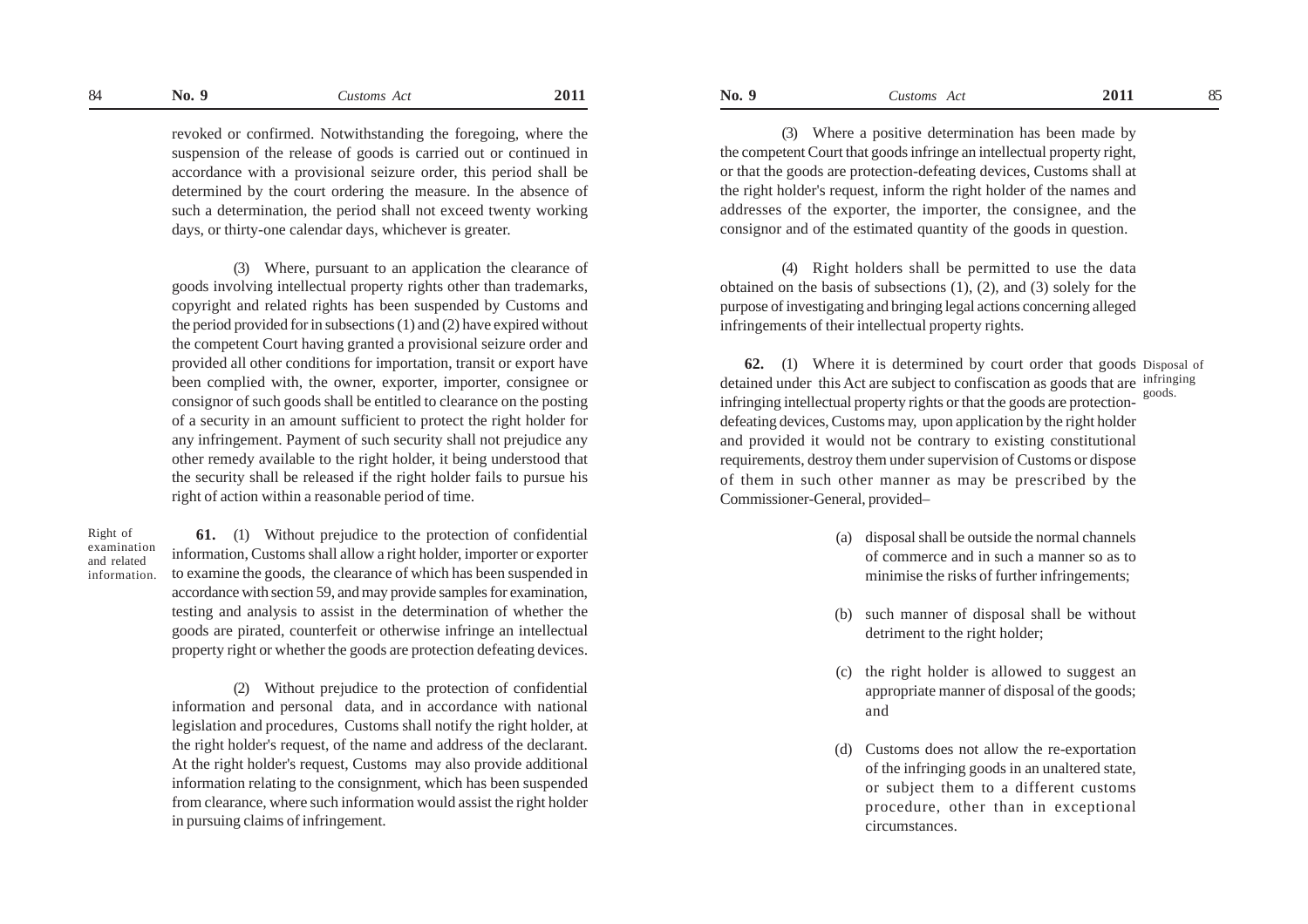revoked or confirmed. Notwithstanding the foregoing, where the suspension of the release of goods is carried out or continued in accordance with a provisional seizure order, this period shall be determined by the court ordering the measure. In the absence of such a determination, the period shall not exceed twenty working days, or thirty-one calendar days, whichever is greater.

(3) Where, pursuant to an application the clearance of goods involving intellectual property rights other than trademarks, copyright and related rights has been suspended by Customs and the period provided for in subsections (1) and (2) have expired without the competent Court having granted a provisional seizure order and provided all other conditions for importation, transit or export have been complied with, the owner, exporter, importer, consignee or consignor of such goods shall be entitled to clearance on the posting of a security in an amount sufficient to protect the right holder for any infringement. Payment of such security shall not prejudice any other remedy available to the right holder, it being understood that the security shall be released if the right holder fails to pursue his right of action within a reasonable period of time.

Right of examination and related information.

**61.** (1) Without prejudice to the protection of confidential information, Customs shall allow a right holder, importer or exporter to examine the goods, the clearance of which has been suspended in accordance with section 59, and may provide samples for examination, testing and analysis to assist in the determination of whether the goods are pirated, counterfeit or otherwise infringe an intellectual property right or whether the goods are protection defeating devices.

(2) Without prejudice to the protection of confidential information and personal data, and in accordance with national legislation and procedures, Customs shall notify the right holder, at the right holder's request, of the name and address of the declarant. At the right holder's request, Customs may also provide additional information relating to the consignment, which has been suspended from clearance, where such information would assist the right holder in pursuing claims of infringement.

(3) Where a positive determination has been made by the competent Court that goods infringe an intellectual property right, or that the goods are protection-defeating devices, Customs shall at the right holder's request, inform the right holder of the names and addresses of the exporter, the importer, the consignee, and the consignor and of the estimated quantity of the goods in question.

(4) Right holders shall be permitted to use the data obtained on the basis of subsections (1), (2), and (3) solely for the purpose of investigating and bringing legal actions concerning alleged infringements of their intellectual property rights.

Disposal of infringing goods.

**62.** (1) Where it is determined by court order that goods detained under this Act are subject to confiscation as goods that are infringing intellectual property rights or that the goods are protection-defeating devices, Customs may, upon application by the right holder and provided it would not be contrary to existing constitutional requirements, destroy them under supervision of Customs or dispose of them in such other manner as may be prescribed by the Commissioner-General, provided–

(a) disposal shall be outside the normal channels of commerce and in such a manner so as to minimise the risks of further infringements;

(b) such manner of disposal shall be without detriment to the right holder;

(c) the right holder is allowed to suggest an appropriate manner of disposal of the goods; and

(d) Customs does not allow the re-exportation of the infringing goods in an unaltered state, or subject them to a different customs procedure, other than in exceptional circumstances.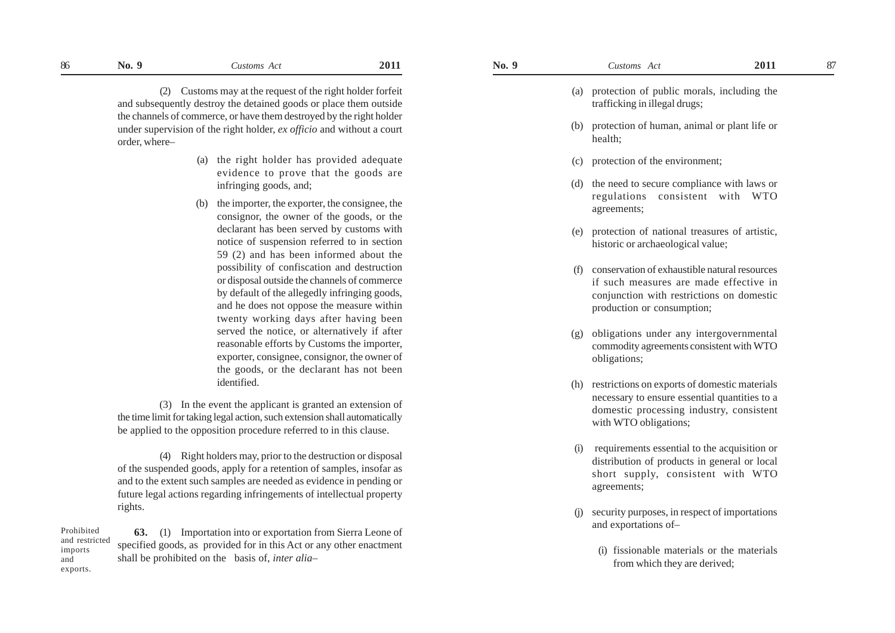(2) Customs may at the request of the right holder forfeit and subsequently destroy the detained goods or place them outside the channels of commerce, or have them destroyed by the right holder under supervision of the right holder, *ex officio* and without a court order, where–

(a) the right holder has provided adequate evidence to prove that the goods are infringing goods, and;

(b) the importer, the exporter, the consignee, the consignor, the owner of the goods, or the declarant has been served by customs with notice of suspension referred to in section 59 (2) and has been informed about the possibility of confiscation and destruction or disposal outside the channels of commerce by default of the allegedly infringing goods, and he does not oppose the measure within twenty working days after having been served the notice, or alternatively if after reasonable efforts by Customs the importer, exporter, consignee, consignor, the owner of the goods, or the declarant has not been identified.

(3) In the event the applicant is granted an extension of the time limit for taking legal action, such extension shall automatically be applied to the opposition procedure referred to in this clause.

(4) Right holders may, prior to the destruction or disposal of the suspended goods, apply for a retention of samples, insofar as and to the extent such samples are needed as evidence in pending or future legal actions regarding infringements of intellectual property rights.

Prohibited and restricted imports and exports.

**63.** (1) Importation into or exportation from Sierra Leone of specified goods, as provided for in this Act or any other enactment shall be prohibited on the basis of, *inter alia*–

(a) protection of public morals, including the trafficking in illegal drugs;

(b) protection of human, animal or plant life or health;

(c) protection of the environment;

(d) the need to secure compliance with laws or regulations consistent with WTO agreements;

(e) protection of national treasures of artistic, historic or archaeological value;

(f) conservation of exhaustible natural resources if such measures are made effective in conjunction with restrictions on domestic production or consumption;

(g) obligations under any intergovernmental commodity agreements consistent with WTO obligations;

(h) restrictions on exports of domestic materials necessary to ensure essential quantities to a domestic processing industry, consistent with WTO obligations;

(i) requirements essential to the acquisition or distribution of products in general or local short supply, consistent with WTO agreements;

(j) security purposes, in respect of importations and exportations of–

(i) fissionable materials or the materials from which they are derived;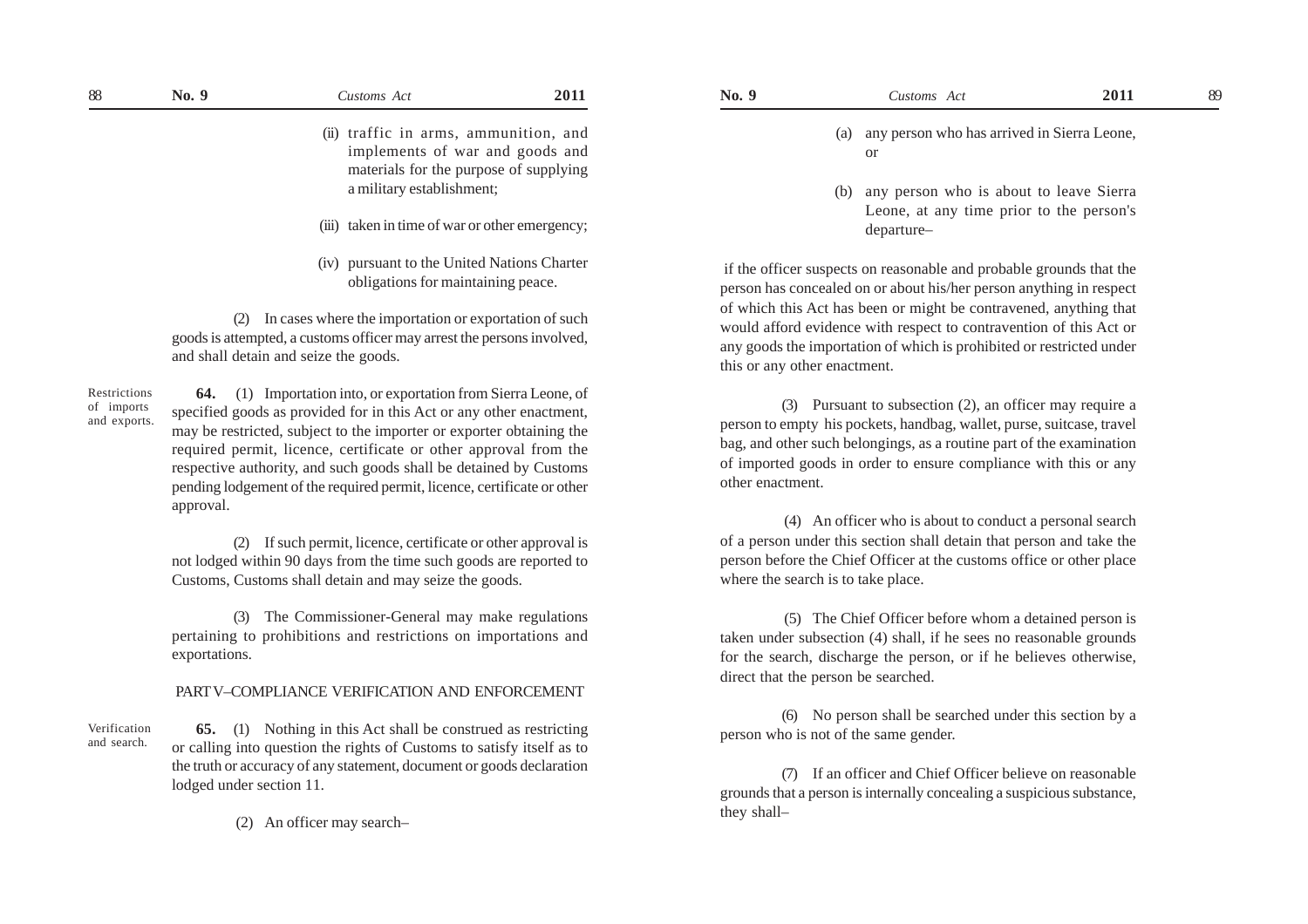(ii) traffic in arms, ammunition, and implements of war and goods and materials for the purpose of supplying a military establishment;

(iii) taken in time of war or other emergency;

(iv) pursuant to the United Nations Charter obligations for maintaining peace.

(2) In cases where the importation or exportation of such goods is attempted, a customs officer may arrest the persons involved, and shall detain and seize the goods.

Restrictions of imports and exports.

**64.** (1) Importation into, or exportation from Sierra Leone, of specified goods as provided for in this Act or any other enactment, may be restricted, subject to the importer or exporter obtaining the required permit, licence, certificate or other approval from the respective authority, and such goods shall be detained by Customs pending lodgement of the required permit, licence, certificate or other approval.

(2) If such permit, licence, certificate or other approval is not lodged within 90 days from the time such goods are reported to Customs, Customs shall detain and may seize the goods.

(3) The Commissioner-General may make regulations pertaining to prohibitions and restrictions on importations and exportations.

## PART V–COMPLIANCE VERIFICATION AND ENFORCEMENT

Verification and search.

**65.** (1) Nothing in this Act shall be construed as restricting or calling into question the rights of Customs to satisfy itself as to the truth or accuracy of any statement, document or goods declaration lodged under section 11.

(2) An officer may search–

(a) any person who has arrived in Sierra Leone, or

(b) any person who is about to leave Sierra Leone, at any time prior to the person's departure–

if the officer suspects on reasonable and probable grounds that the person has concealed on or about his/her person anything in respect of which this Act has been or might be contravened, anything that would afford evidence with respect to contravention of this Act or any goods the importation of which is prohibited or restricted under this or any other enactment.

(3) Pursuant to subsection (2), an officer may require a person to empty his pockets, handbag, wallet, purse, suitcase, travel bag, and other such belongings, as a routine part of the examination of imported goods in order to ensure compliance with this or any other enactment.

(4) An officer who is about to conduct a personal search of a person under this section shall detain that person and take the person before the Chief Officer at the customs office or other place where the search is to take place.

(5) The Chief Officer before whom a detained person is taken under subsection (4) shall, if he sees no reasonable grounds for the search, discharge the person, or if he believes otherwise, direct that the person be searched.

(6) No person shall be searched under this section by a person who is not of the same gender.

(7) If an officer and Chief Officer believe on reasonable grounds that a person is internally concealing a suspicious substance, they shall–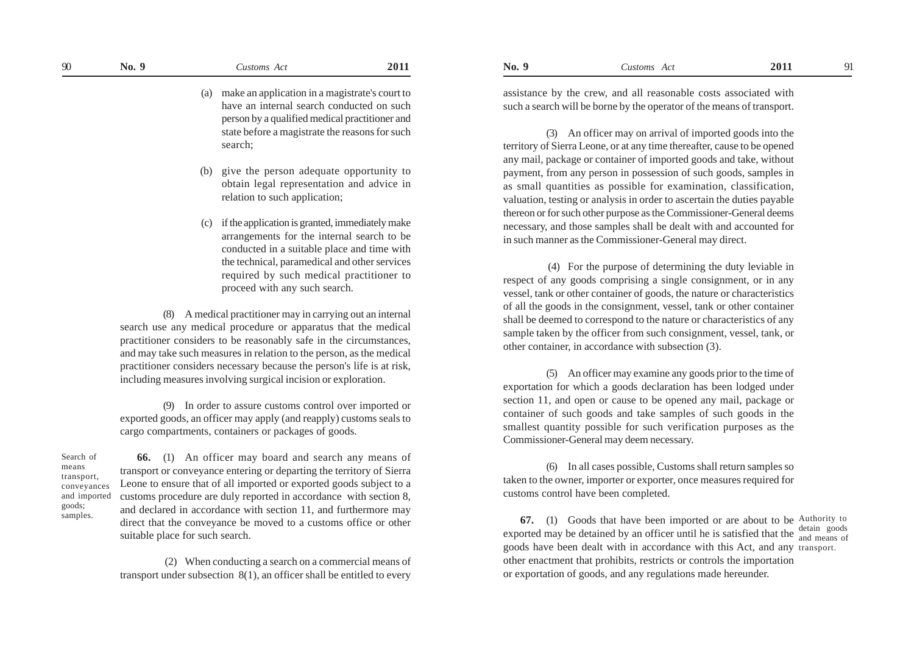(a) make an application in a magistrate's court to have an internal search conducted on such person by a qualified medical practitioner and state before a magistrate the reasons for such search;

(b) give the person adequate opportunity to obtain legal representation and advice in relation to such application;

(c) if the application is granted, immediately make arrangements for the internal search to be conducted in a suitable place and time with the technical, paramedical and other services required by such medical practitioner to proceed with any such search.

(8) A medical practitioner may in carrying out an internal search use any medical procedure or apparatus that the medical practitioner considers to be reasonably safe in the circumstances, and may take such measures in relation to the person, as the medical practitioner considers necessary because the person's life is at risk, including measures involving surgical incision or exploration.

(9) In order to assure customs control over imported or exported goods, an officer may apply (and reapply) customs seals to cargo compartments, containers or packages of goods.

*Search of means transport, conveyances and imported goods; samples.*

**66.** (1) An officer may board and search any means of transport or conveyance entering or departing the territory of Sierra Leone to ensure that of all imported or exported goods subject to a customs procedure are duly reported in accordance with section 8, and declared in accordance with section 11, and furthermore may direct that the conveyance be moved to a customs office or other suitable place for such search.

(2) When conducting a search on a commercial means of transport under subsection 8(1), an officer shall be entitled to every assistance by the crew, and all reasonable costs associated with such a search will be borne by the operator of the means of transport.

(3) An officer may on arrival of imported goods into the territory of Sierra Leone, or at any time thereafter, cause to be opened any mail, package or container of imported goods and take, without payment, from any person in possession of such goods, samples in as small quantities as possible for examination, classification, valuation, testing or analysis in order to ascertain the duties payable thereon or for such other purpose as the Commissioner-General deems necessary, and those samples shall be dealt with and accounted for in such manner as the Commissioner-General may direct.

(4) For the purpose of determining the duty leviable in respect of any goods comprising a single consignment, or in any vessel, tank or other container of goods, the nature or characteristics of all the goods in the consignment, vessel, tank or other container shall be deemed to correspond to the nature or characteristics of any sample taken by the officer from such consignment, vessel, tank, or other container, in accordance with subsection (3).

(5) An officer may examine any goods prior to the time of exportation for which a goods declaration has been lodged under section 11, and open or cause to be opened any mail, package or container of such goods and take samples of such goods in the smallest quantity possible for such verification purposes as the Commissioner-General may deem necessary.

(6) In all cases possible, Customs shall return samples so taken to the owner, importer or exporter, once measures required for customs control have been completed.

*Authority to detain goods and means of transport.*

**67.** (1) Goods that have been imported or are about to be exported may be detained by an officer until he is satisfied that the goods have been dealt with in accordance with this Act, and any other enactment that prohibits, restricts or controls the importation or exportation of goods, and any regulations made hereunder.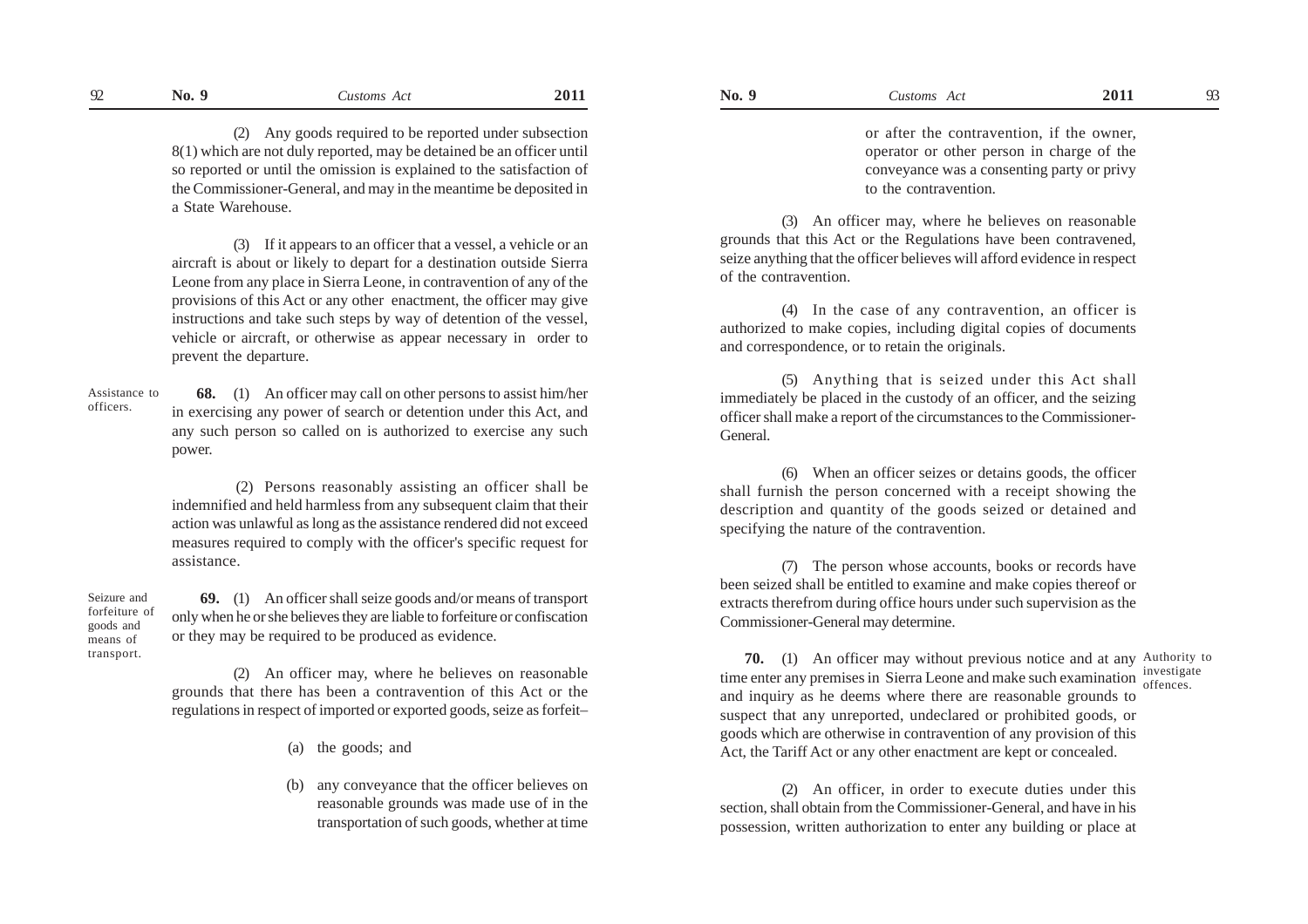(2) Any goods required to be reported under subsection 8(1) which are not duly reported, may be detained be an officer until so reported or until the omission is explained to the satisfaction of the Commissioner-General, and may in the meantime be deposited in a State Warehouse.

(3) If it appears to an officer that a vessel, a vehicle or an aircraft is about or likely to depart for a destination outside Sierra Leone from any place in Sierra Leone, in contravention of any of the provisions of this Act or any other enactment, the officer may give instructions and take such steps by way of detention of the vessel, vehicle or aircraft, or otherwise as appear necessary in order to prevent the departure.

Assistance to officers.

**68.** (1) An officer may call on other persons to assist him/her in exercising any power of search or detention under this Act, and any such person so called on is authorized to exercise any such power.

(2) Persons reasonably assisting an officer shall be indemnified and held harmless from any subsequent claim that their action was unlawful as long as the assistance rendered did not exceed measures required to comply with the officer's specific request for assistance.

Seizure and forfeiture of goods and means of transport.

**69.** (1) An officer shall seize goods and/or means of transport only when he or she believes they are liable to forfeiture or confiscation or they may be required to be produced as evidence.

(2) An officer may, where he believes on reasonable grounds that there has been a contravention of this Act or the regulations in respect of imported or exported goods, seize as forfeit–

(a) the goods; and

(b) any conveyance that the officer believes on reasonable grounds was made use of in the transportation of such goods, whether at time or after the contravention, if the owner, operator or other person in charge of the conveyance was a consenting party or privy to the contravention.

(3) An officer may, where he believes on reasonable grounds that this Act or the Regulations have been contravened, seize anything that the officer believes will afford evidence in respect of the contravention.

(4) In the case of any contravention, an officer is authorized to make copies, including digital copies of documents and correspondence, or to retain the originals.

(5) Anything that is seized under this Act shall immediately be placed in the custody of an officer, and the seizing officer shall make a report of the circumstances to the Commissioner-General.

(6) When an officer seizes or detains goods, the officer shall furnish the person concerned with a receipt showing the description and quantity of the goods seized or detained and specifying the nature of the contravention.

(7) The person whose accounts, books or records have been seized shall be entitled to examine and make copies thereof or extracts therefrom during office hours under such supervision as the Commissioner-General may determine.

Authority to investigate offences.

**70.** (1) An officer may without previous notice and at any time enter any premises in Sierra Leone and make such examination and inquiry as he deems where there are reasonable grounds to suspect that any unreported, undeclared or prohibited goods, or goods which are otherwise in contravention of any provision of this Act, the Tariff Act or any other enactment are kept or concealed.

(2) An officer, in order to execute duties under this section, shall obtain from the Commissioner-General, and have in his possession, written authorization to enter any building or place at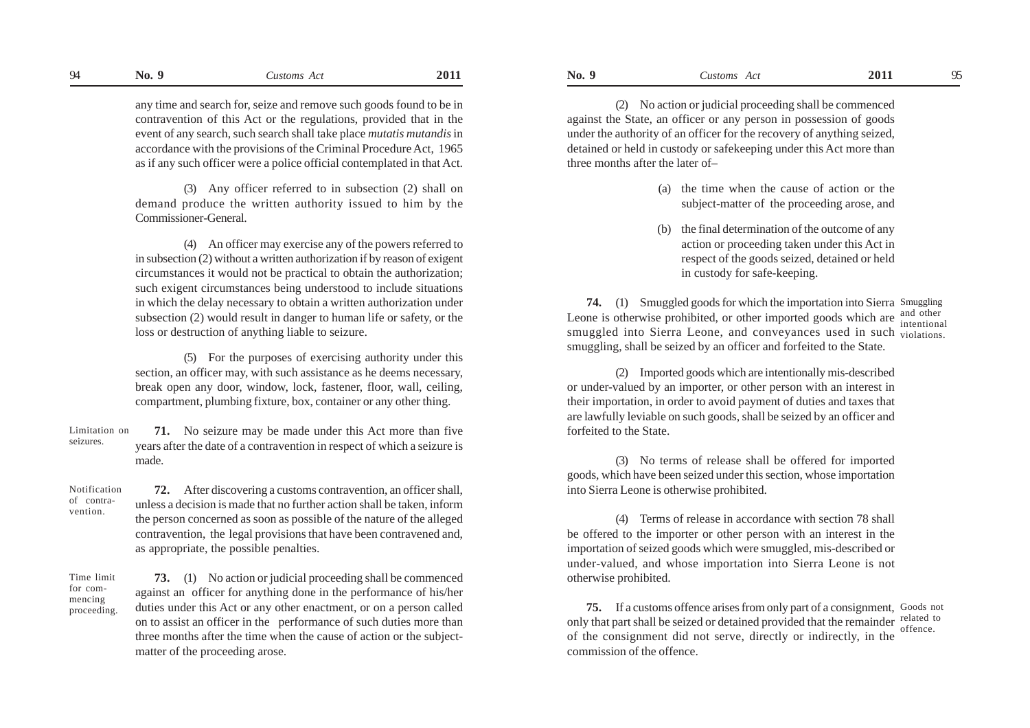any time and search for, seize and remove such goods found to be in contravention of this Act or the regulations, provided that in the event of any search, such search shall take place *mutatis mutandis* in accordance with the provisions of the Criminal Procedure Act, 1965 as if any such officer were a police official contemplated in that Act.

(3) Any officer referred to in subsection (2) shall on demand produce the written authority issued to him by the Commissioner-General.

(4) An officer may exercise any of the powers referred to in subsection (2) without a written authorization if by reason of exigent circumstances it would not be practical to obtain the authorization; such exigent circumstances being understood to include situations in which the delay necessary to obtain a written authorization under subsection (2) would result in danger to human life or safety, or the loss or destruction of anything liable to seizure.

(5) For the purposes of exercising authority under this section, an officer may, with such assistance as he deems necessary, break open any door, window, lock, fastener, floor, wall, ceiling, compartment, plumbing fixture, box, container or any other thing.

Limitation on seizures.

**71.** No seizure may be made under this Act more than five years after the date of a contravention in respect of which a seizure is made.

Notification of contravention.

**72.** After discovering a customs contravention, an officer shall, unless a decision is made that no further action shall be taken, inform the person concerned as soon as possible of the nature of the alleged contravention, the legal provisions that have been contravened and, as appropriate, the possible penalties.

Time limit for commencing proceeding.

**73.** (1) No action or judicial proceeding shall be commenced against an officer for anything done in the performance of his/her duties under this Act or any other enactment, or on a person called on to assist an officer in the performance of such duties more than three months after the time when the cause of action or the subject-matter of the proceeding arose.

(2) No action or judicial proceeding shall be commenced against the State, an officer or any person in possession of goods under the authority of an officer for the recovery of anything seized, detained or held in custody or safekeeping under this Act more than three months after the later of–

(a) the time when the cause of action or the subject-matter of the proceeding arose, and

(b) the final determination of the outcome of any action or proceeding taken under this Act in respect of the goods seized, detained or held in custody for safe-keeping.

Smuggling and other intentional violations.

**74.** (1) Smuggled goods for which the importation into Sierra Leone is otherwise prohibited, or other imported goods which are smuggled into Sierra Leone, and conveyances used in such smuggling, shall be seized by an officer and forfeited to the State.

(2) Imported goods which are intentionally mis-described or under-valued by an importer, or other person with an interest in their importation, in order to avoid payment of duties and taxes that are lawfully leviable on such goods, shall be seized by an officer and forfeited to the State.

(3) No terms of release shall be offered for imported goods, which have been seized under this section, whose importation into Sierra Leone is otherwise prohibited.

(4) Terms of release in accordance with section 78 shall be offered to the importer or other person with an interest in the importation of seized goods which were smuggled, mis-described or under-valued, and whose importation into Sierra Leone is not otherwise prohibited.

Goods not related to offence.

**75.** If a customs offence arises from only part of a consignment, only that part shall be seized or detained provided that the remainder of the consignment did not serve, directly or indirectly, in the commission of the offence.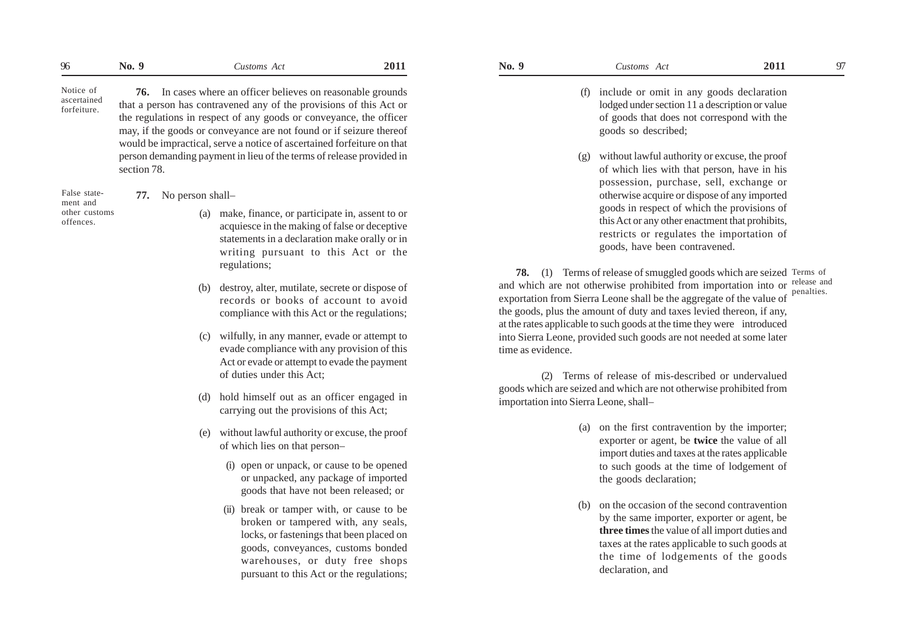**76.** In cases where an officer believes on reasonable grounds that a person has contravened any of the provisions of this Act or the regulations in respect of any goods or conveyance, the officer may, if the goods or conveyance are not found or if seizure thereof would be impractical, serve a notice of ascertained forfeiture on that person demanding payment in lieu of the terms of release provided in section 78.

Notice of ascertained forfeiture.

**77.** No person shall–

False statement and other customs offences.

(a) make, finance, or participate in, assent to or acquiesce in the making of false or deceptive statements in a declaration make orally or in writing pursuant to this Act or the regulations;

(b) destroy, alter, mutilate, secrete or dispose of records or books of account to avoid compliance with this Act or the regulations;

(c) wilfully, in any manner, evade or attempt to evade compliance with any provision of this Act or evade or attempt to evade the payment of duties under this Act;

(d) hold himself out as an officer engaged in carrying out the provisions of this Act;

(e) without lawful authority or excuse, the proof of which lies on that person–

(i) open or unpack, or cause to be opened or unpacked, any package of imported goods that have not been released; or

(ii) break or tamper with, or cause to be broken or tampered with, any seals, locks, or fastenings that been placed on goods, conveyances, customs bonded warehouses, or duty free shops pursuant to this Act or the regulations;

(f) include or omit in any goods declaration lodged under section 11 a description or value of goods that does not correspond with the goods so described;

(g) without lawful authority or excuse, the proof of which lies with that person, have in his possession, purchase, sell, exchange or otherwise acquire or dispose of any imported goods in respect of which the provisions of this Act or any other enactment that prohibits, restricts or regulates the importation of goods, have been contravened.

**78.** (1) Terms of release of smuggled goods which are seized and which are not otherwise prohibited from importation into or exportation from Sierra Leone shall be the aggregate of the value of the goods, plus the amount of duty and taxes levied thereon, if any, at the rates applicable to such goods at the time they were introduced into Sierra Leone, provided such goods are not needed at some later time as evidence.

Terms of release and penalties.

(2) Terms of release of mis-described or undervalued goods which are seized and which are not otherwise prohibited from importation into Sierra Leone, shall–

(a) on the first contravention by the importer; exporter or agent, be **twice** the value of all import duties and taxes at the rates applicable to such goods at the time of lodgement of the goods declaration;

(b) on the occasion of the second contravention by the same importer, exporter or agent, be **three times** the value of all import duties and taxes at the rates applicable to such goods at the time of lodgements of the goods declaration, and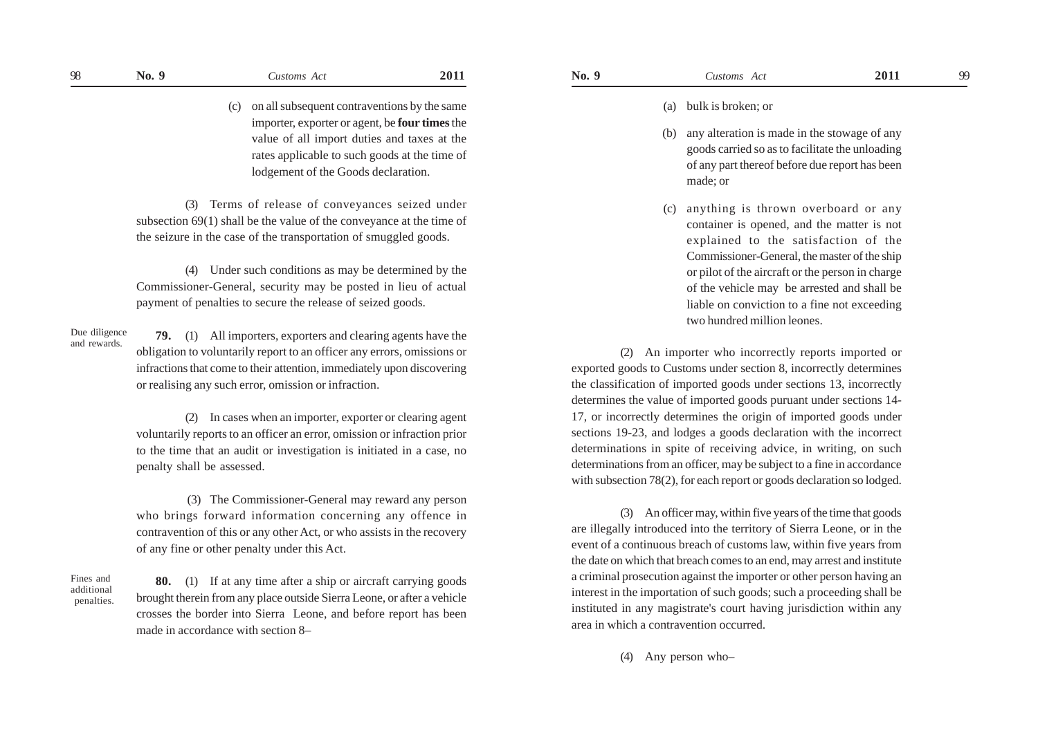(c) on all subsequent contraventions by the same importer, exporter or agent, be **four times** the value of all import duties and taxes at the rates applicable to such goods at the time of lodgement of the Goods declaration.

(3) Terms of release of conveyances seized under subsection 69(1) shall be the value of the conveyance at the time of the seizure in the case of the transportation of smuggled goods.

(4) Under such conditions as may be determined by the Commissioner-General, security may be posted in lieu of actual payment of penalties to secure the release of seized goods.

Due diligence and rewards.

**79.** (1) All importers, exporters and clearing agents have the obligation to voluntarily report to an officer any errors, omissions or infractions that come to their attention, immediately upon discovering or realising any such error, omission or infraction.

(2) In cases when an importer, exporter or clearing agent voluntarily reports to an officer an error, omission or infraction prior to the time that an audit or investigation is initiated in a case, no penalty shall be assessed.

(3) The Commissioner-General may reward any person who brings forward information concerning any offence in contravention of this or any other Act, or who assists in the recovery of any fine or other penalty under this Act.

Fines and additional penalties.

**80.** (1) If at any time after a ship or aircraft carrying goods brought therein from any place outside Sierra Leone, or after a vehicle crosses the border into Sierra Leone, and before report has been made in accordance with section 8–

(a) bulk is broken; or

(b) any alteration is made in the stowage of any goods carried so as to facilitate the unloading of any part thereof before due report has been made; or

(c) anything is thrown overboard or any container is opened, and the matter is not explained to the satisfaction of the Commissioner-General, the master of the ship or pilot of the aircraft or the person in charge of the vehicle may be arrested and shall be liable on conviction to a fine not exceeding two hundred million leones.

(2) An importer who incorrectly reports imported or exported goods to Customs under section 8, incorrectly determines the classification of imported goods under sections 13, incorrectly determines the value of imported goods puruant under sections 14-17, or incorrectly determines the origin of imported goods under sections 19-23, and lodges a goods declaration with the incorrect determinations in spite of receiving advice, in writing, on such determinations from an officer, may be subject to a fine in accordance with subsection 78(2), for each report or goods declaration so lodged.

(3) An officer may, within five years of the time that goods are illegally introduced into the territory of Sierra Leone, or in the event of a continuous breach of customs law, within five years from the date on which that breach comes to an end, may arrest and institute a criminal prosecution against the importer or other person having an interest in the importation of such goods; such a proceeding shall be instituted in any magistrate's court having jurisdiction within any area in which a contravention occurred.

(4) Any person who–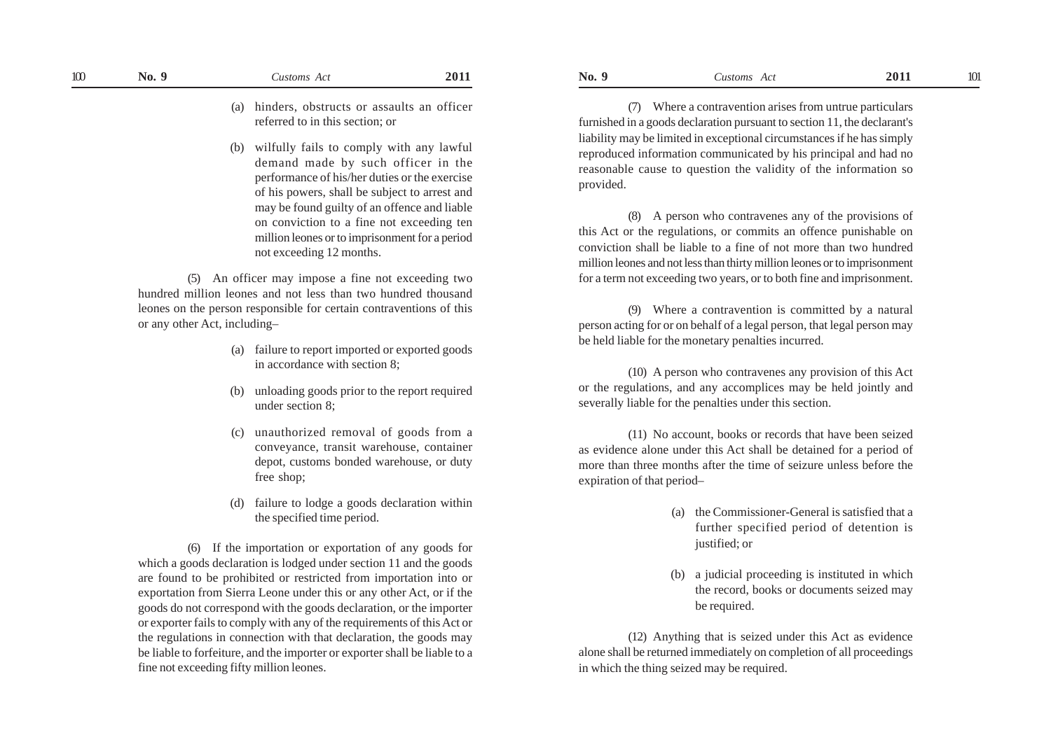(a) hinders, obstructs or assaults an officer referred to in this section; or

(b) wilfully fails to comply with any lawful demand made by such officer in the performance of his/her duties or the exercise of his powers, shall be subject to arrest and may be found guilty of an offence and liable on conviction to a fine not exceeding ten million leones or to imprisonment for a period not exceeding 12 months.

(5) An officer may impose a fine not exceeding two hundred million leones and not less than two hundred thousand leones on the person responsible for certain contraventions of this or any other Act, including–

(a) failure to report imported or exported goods in accordance with section 8;

(b) unloading goods prior to the report required under section 8;

(c) unauthorized removal of goods from a conveyance, transit warehouse, container depot, customs bonded warehouse, or duty free shop;

(d) failure to lodge a goods declaration within the specified time period.

(6) If the importation or exportation of any goods for which a goods declaration is lodged under section 11 and the goods are found to be prohibited or restricted from importation into or exportation from Sierra Leone under this or any other Act, or if the goods do not correspond with the goods declaration, or the importer or exporter fails to comply with any of the requirements of this Act or the regulations in connection with that declaration, the goods may be liable to forfeiture, and the importer or exporter shall be liable to a fine not exceeding fifty million leones.

(7) Where a contravention arises from untrue particulars furnished in a goods declaration pursuant to section 11, the declarant's liability may be limited in exceptional circumstances if he has simply reproduced information communicated by his principal and had no reasonable cause to question the validity of the information so provided.

(8) A person who contravenes any of the provisions of this Act or the regulations, or commits an offence punishable on conviction shall be liable to a fine of not more than two hundred million leones and not less than thirty million leones or to imprisonment for a term not exceeding two years, or to both fine and imprisonment.

(9) Where a contravention is committed by a natural person acting for or on behalf of a legal person, that legal person may be held liable for the monetary penalties incurred.

(10) A person who contravenes any provision of this Act or the regulations, and any accomplices may be held jointly and severally liable for the penalties under this section.

(11) No account, books or records that have been seized as evidence alone under this Act shall be detained for a period of more than three months after the time of seizure unless before the expiration of that period–

(a) the Commissioner-General is satisfied that a further specified period of detention is justified; or

(b) a judicial proceeding is instituted in which the record, books or documents seized may be required.

(12) Anything that is seized under this Act as evidence alone shall be returned immediately on completion of all proceedings in which the thing seized may be required.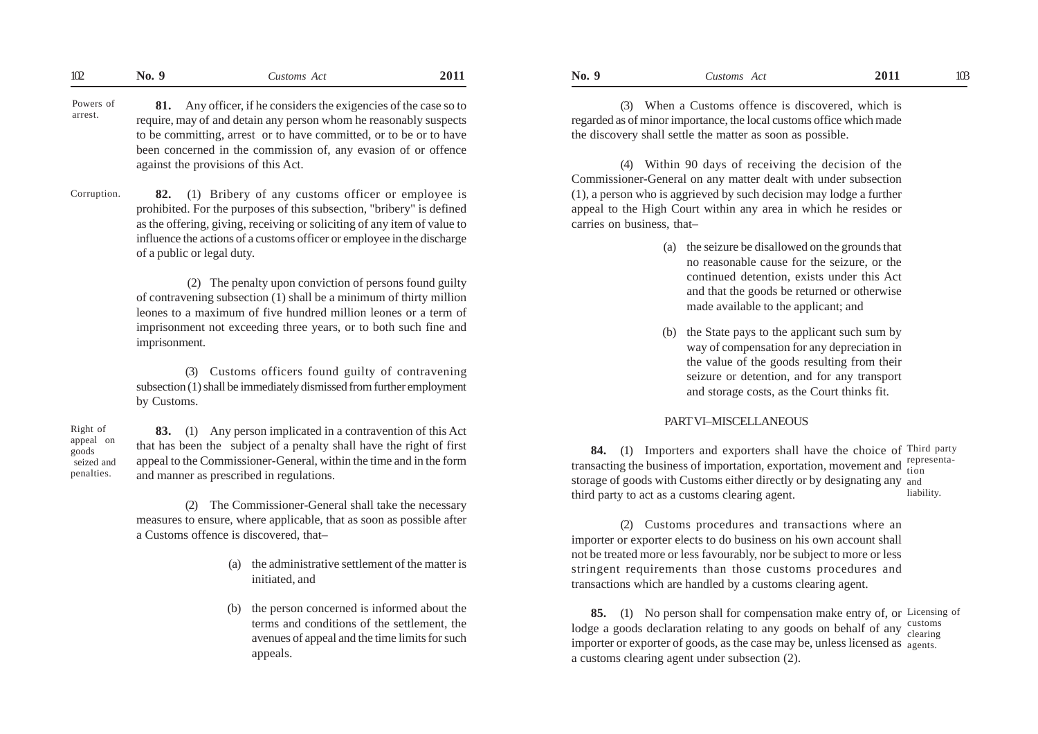Powers of arrest.

**81.** Any officer, if he considers the exigencies of the case so to require, may of and detain any person whom he reasonably suspects to be committing, arrest or to have committed, or to be or to have been concerned in the commission of, any evasion of or offence against the provisions of this Act.

Corruption.

**82.** (1) Bribery of any customs officer or employee is prohibited. For the purposes of this subsection, "bribery" is defined as the offering, giving, receiving or soliciting of any item of value to influence the actions of a customs officer or employee in the discharge of a public or legal duty.

(2) The penalty upon conviction of persons found guilty of contravening subsection (1) shall be a minimum of thirty million leones to a maximum of five hundred million leones or a term of imprisonment not exceeding three years, or to both such fine and imprisonment.

(3) Customs officers found guilty of contravening subsection (1) shall be immediately dismissed from further employment by Customs.

Right of appeal on goods seized and penalties.

**83.** (1) Any person implicated in a contravention of this Act that has been the subject of a penalty shall have the right of first appeal to the Commissioner-General, within the time and in the form and manner as prescribed in regulations.

(2) The Commissioner-General shall take the necessary measures to ensure, where applicable, that as soon as possible after a Customs offence is discovered, that–

(a) the administrative settlement of the matter is initiated, and

(b) the person concerned is informed about the terms and conditions of the settlement, the avenues of appeal and the time limits for such appeals.

(3) When a Customs offence is discovered, which is regarded as of minor importance, the local customs office which made the discovery shall settle the matter as soon as possible.

(4) Within 90 days of receiving the decision of the Commissioner-General on any matter dealt with under subsection (1), a person who is aggrieved by such decision may lodge a further appeal to the High Court within any area in which he resides or carries on business, that–

(a) the seizure be disallowed on the grounds that no reasonable cause for the seizure, or the continued detention, exists under this Act and that the goods be returned or otherwise made available to the applicant; and

(b) the State pays to the applicant such sum by way of compensation for any depreciation in the value of the goods resulting from their seizure or detention, and for any transport and storage costs, as the Court thinks fit.

## PART VI–MISCELLANEOUS

Third party representation and liability.

**84.** (1) Importers and exporters shall have the choice of transacting the business of importation, exportation, movement and storage of goods with Customs either directly or by designating any third party to act as a customs clearing agent.

(2) Customs procedures and transactions where an importer or exporter elects to do business on his own account shall not be treated more or less favourably, nor be subject to more or less stringent requirements than those customs procedures and transactions which are handled by a customs clearing agent.

Licensing of customs clearing agents.

**85.** (1) No person shall for compensation make entry of, or lodge a goods declaration relating to any goods on behalf of any importer or exporter of goods, as the case may be, unless licensed as a customs clearing agent under subsection (2).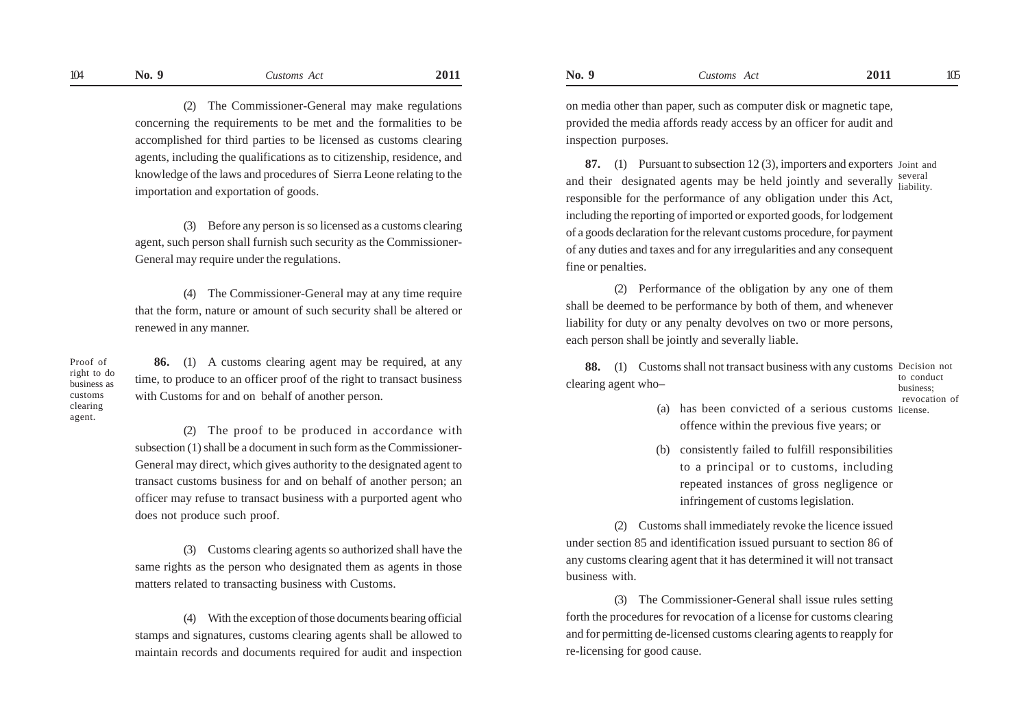(2) The Commissioner-General may make regulations concerning the requirements to be met and the formalities to be accomplished for third parties to be licensed as customs clearing agents, including the qualifications as to citizenship, residence, and knowledge of the laws and procedures of Sierra Leone relating to the importation and exportation of goods.

(3) Before any person is so licensed as a customs clearing agent, such person shall furnish such security as the Commissioner-General may require under the regulations.

(4) The Commissioner-General may at any time require that the form, nature or amount of such security shall be altered or renewed in any manner.

*Proof of right to do business as customs clearing agent.*

**86.** (1) A customs clearing agent may be required, at any time, to produce to an officer proof of the right to transact business with Customs for and on behalf of another person.

(2) The proof to be produced in accordance with subsection (1) shall be a document in such form as the Commissioner-General may direct, which gives authority to the designated agent to transact customs business for and on behalf of another person; an officer may refuse to transact business with a purported agent who does not produce such proof.

(3) Customs clearing agents so authorized shall have the same rights as the person who designated them as agents in those matters related to transacting business with Customs.

(4) With the exception of those documents bearing official stamps and signatures, customs clearing agents shall be allowed to maintain records and documents required for audit and inspection on media other than paper, such as computer disk or magnetic tape, provided the media affords ready access by an officer for audit and inspection purposes.

*Joint and several liability.*

**87.** (1) Pursuant to subsection 12 (3), importers and exporters and their designated agents may be held jointly and severally responsible for the performance of any obligation under this Act, including the reporting of imported or exported goods, for lodgement of a goods declaration for the relevant customs procedure, for payment of any duties and taxes and for any irregularities and any consequent fine or penalties.

(2) Performance of the obligation by any one of them shall be deemed to be performance by both of them, and whenever liability for duty or any penalty devolves on two or more persons, each person shall be jointly and severally liable.

*Decision not to conduct business; revocation of license.*

**88.** (1) Customs shall not transact business with any customs clearing agent who–

(a) has been convicted of a serious customs offence within the previous five years; or

(b) consistently failed to fulfill responsibilities to a principal or to customs, including repeated instances of gross negligence or infringement of customs legislation.

(2) Customs shall immediately revoke the licence issued under section 85 and identification issued pursuant to section 86 of any customs clearing agent that it has determined it will not transact business with.

(3) The Commissioner-General shall issue rules setting forth the procedures for revocation of a license for customs clearing and for permitting de-licensed customs clearing agents to reapply for re-licensing for good cause.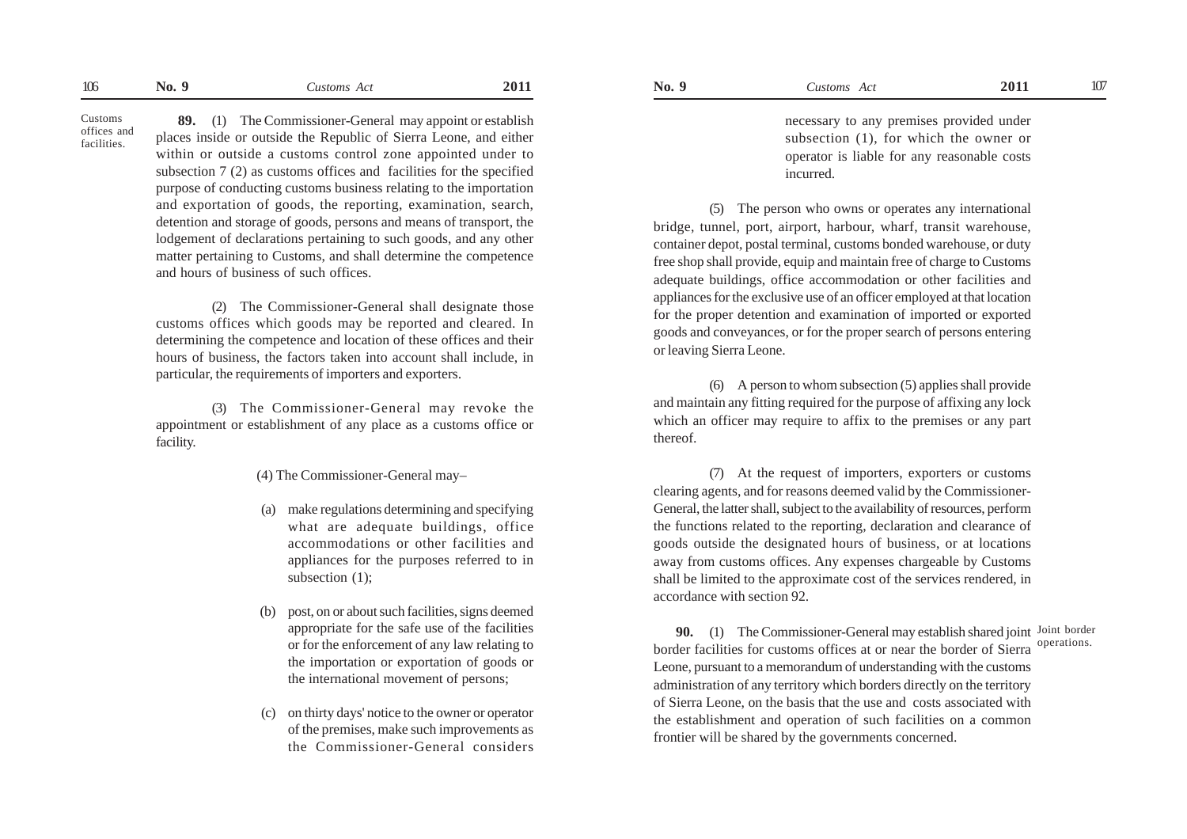**Customs offices and facilities.**

**89.** (1) The Commissioner-General may appoint or establish places inside or outside the Republic of Sierra Leone, and either within or outside a customs control zone appointed under to subsection 7 (2) as customs offices and facilities for the specified purpose of conducting customs business relating to the importation and exportation of goods, the reporting, examination, search, detention and storage of goods, persons and means of transport, the lodgement of declarations pertaining to such goods, and any other matter pertaining to Customs, and shall determine the competence and hours of business of such offices.

(2) The Commissioner-General shall designate those customs offices which goods may be reported and cleared. In determining the competence and location of these offices and their hours of business, the factors taken into account shall include, in particular, the requirements of importers and exporters.

(3) The Commissioner-General may revoke the appointment or establishment of any place as a customs office or facility.

(4) The Commissioner-General may–

(a) make regulations determining and specifying what are adequate buildings, office accommodations or other facilities and appliances for the purposes referred to in subsection (1);

(b) post, on or about such facilities, signs deemed appropriate for the safe use of the facilities or for the enforcement of any law relating to the importation or exportation of goods or the international movement of persons;

(c) on thirty days' notice to the owner or operator of the premises, make such improvements as the Commissioner-General considers necessary to any premises provided under subsection (1), for which the owner or operator is liable for any reasonable costs incurred.

(5) The person who owns or operates any international bridge, tunnel, port, airport, harbour, wharf, transit warehouse, container depot, postal terminal, customs bonded warehouse, or duty free shop shall provide, equip and maintain free of charge to Customs adequate buildings, office accommodation or other facilities and appliances for the exclusive use of an officer employed at that location for the proper detention and examination of imported or exported goods and conveyances, or for the proper search of persons entering or leaving Sierra Leone.

(6) A person to whom subsection (5) applies shall provide and maintain any fitting required for the purpose of affixing any lock which an officer may require to affix to the premises or any part thereof.

(7) At the request of importers, exporters or customs clearing agents, and for reasons deemed valid by the Commissioner-General, the latter shall, subject to the availability of resources, perform the functions related to the reporting, declaration and clearance of goods outside the designated hours of business, or at locations away from customs offices. Any expenses chargeable by Customs shall be limited to the approximate cost of the services rendered, in accordance with section 92.

**Joint border operations.**

**90.** (1) The Commissioner-General may establish shared joint border facilities for customs offices at or near the border of Sierra Leone, pursuant to a memorandum of understanding with the customs administration of any territory which borders directly on the territory of Sierra Leone, on the basis that the use and costs associated with the establishment and operation of such facilities on a common frontier will be shared by the governments concerned.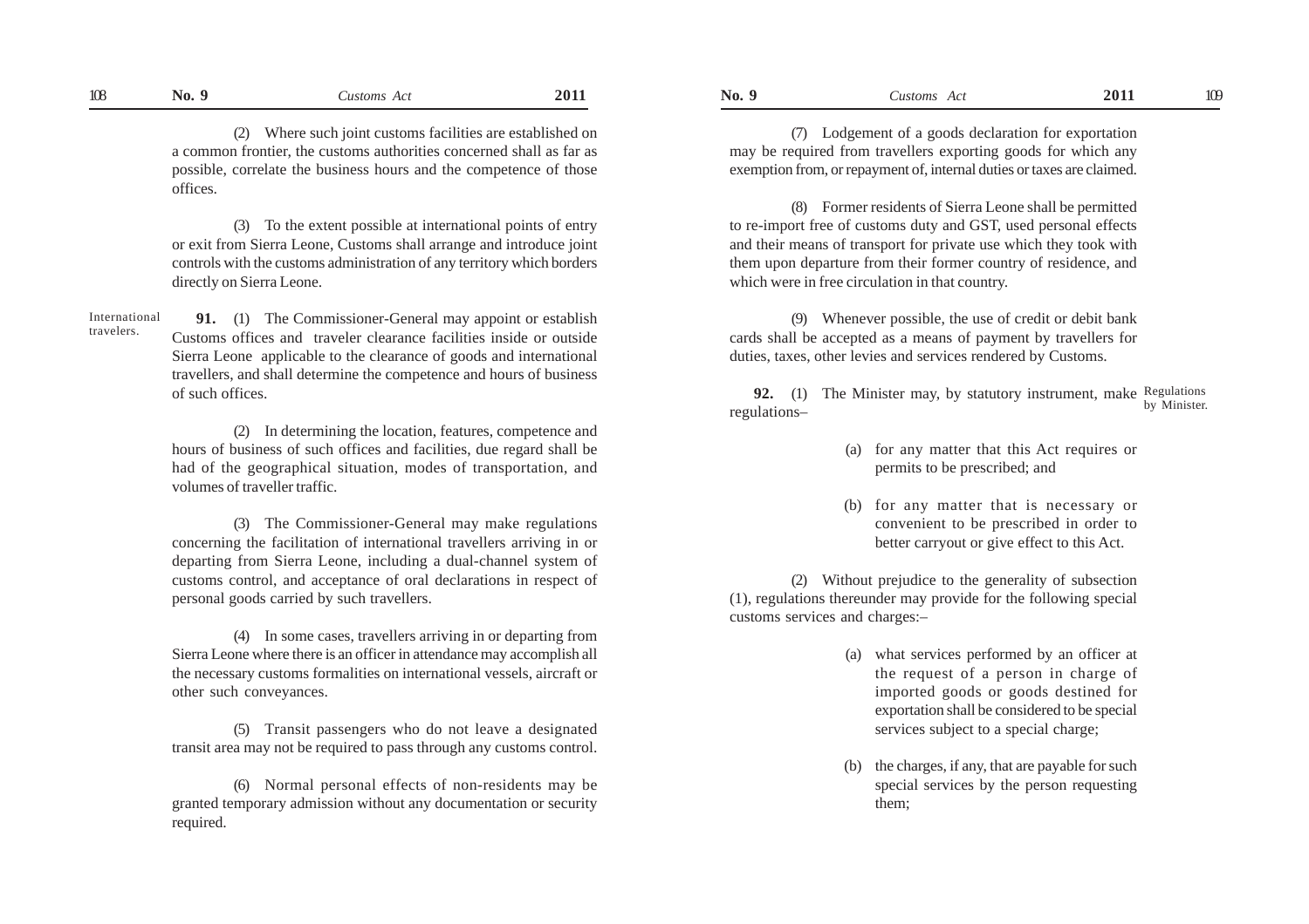(2) Where such joint customs facilities are established on a common frontier, the customs authorities concerned shall as far as possible, correlate the business hours and the competence of those offices.

(3) To the extent possible at international points of entry or exit from Sierra Leone, Customs shall arrange and introduce joint controls with the customs administration of any territory which borders directly on Sierra Leone.

International travelers.

**91.** (1) The Commissioner-General may appoint or establish Customs offices and traveler clearance facilities inside or outside Sierra Leone applicable to the clearance of goods and international travellers, and shall determine the competence and hours of business of such offices.

(2) In determining the location, features, competence and hours of business of such offices and facilities, due regard shall be had of the geographical situation, modes of transportation, and volumes of traveller traffic.

(3) The Commissioner-General may make regulations concerning the facilitation of international travellers arriving in or departing from Sierra Leone, including a dual-channel system of customs control, and acceptance of oral declarations in respect of personal goods carried by such travellers.

(4) In some cases, travellers arriving in or departing from Sierra Leone where there is an officer in attendance may accomplish all the necessary customs formalities on international vessels, aircraft or other such conveyances.

(5) Transit passengers who do not leave a designated transit area may not be required to pass through any customs control.

(6) Normal personal effects of non-residents may be granted temporary admission without any documentation or security required.

(7) Lodgement of a goods declaration for exportation may be required from travellers exporting goods for which any exemption from, or repayment of, internal duties or taxes are claimed.

(8) Former residents of Sierra Leone shall be permitted to re-import free of customs duty and GST, used personal effects and their means of transport for private use which they took with them upon departure from their former country of residence, and which were in free circulation in that country.

(9) Whenever possible, the use of credit or debit bank cards shall be accepted as a means of payment by travellers for duties, taxes, other levies and services rendered by Customs.

Regulations by Minister.

**92.** (1) The Minister may, by statutory instrument, make regulations–

(a) for any matter that this Act requires or permits to be prescribed; and

(b) for any matter that is necessary or convenient to be prescribed in order to better carryout or give effect to this Act.

(2) Without prejudice to the generality of subsection (1), regulations thereunder may provide for the following special customs services and charges:–

(a) what services performed by an officer at the request of a person in charge of imported goods or goods destined for exportation shall be considered to be special services subject to a special charge;

(b) the charges, if any, that are payable for such special services by the person requesting them;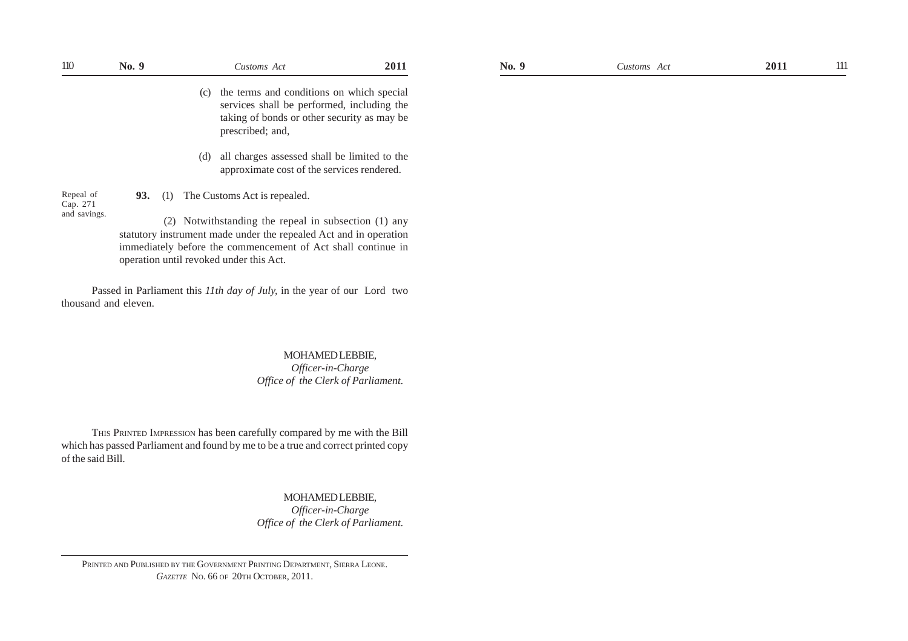(c) the terms and conditions on which special services shall be performed, including the taking of bonds or other security as may be prescribed; and,

(d) all charges assessed shall be limited to the approximate cost of the services rendered.

Repeal of Cap. 271 and savings.

**93.** (1) The Customs Act is repealed.

(2) Notwithstanding the repeal in subsection (1) any statutory instrument made under the repealed Act and in operation immediately before the commencement of Act shall continue in operation until revoked under this Act.

Passed in Parliament this *11th day of July,* in the year of our Lord two thousand and eleven.

MOHAMED LEBBIE,
*Officer-in-Charge*
*Office of the Clerk of Parliament.*

THIS PRINTED IMPRESSION has been carefully compared by me with the Bill which has passed Parliament and found by me to be a true and correct printed copy of the said Bill.

MOHAMED LEBBIE,
*Officer-in-Charge*
*Office of the Clerk of Parliament.*

PRINTED AND PUBLISHED BY THE GOVERNMENT PRINTING DEPARTMENT, SIERRA LEONE.
*GAZETTE* NO. 66 OF 20TH OCTOBER, 2011.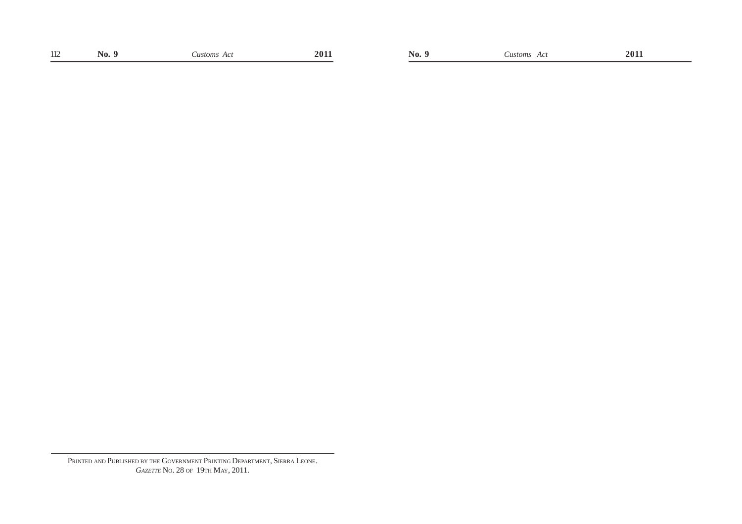PRINTED AND PUBLISHED BY THE GOVERNMENT PRINTING DEPARTMENT, SIERRA LEONE.
*GAZETTE* NO. 28 OF 19TH MAY, 2011.